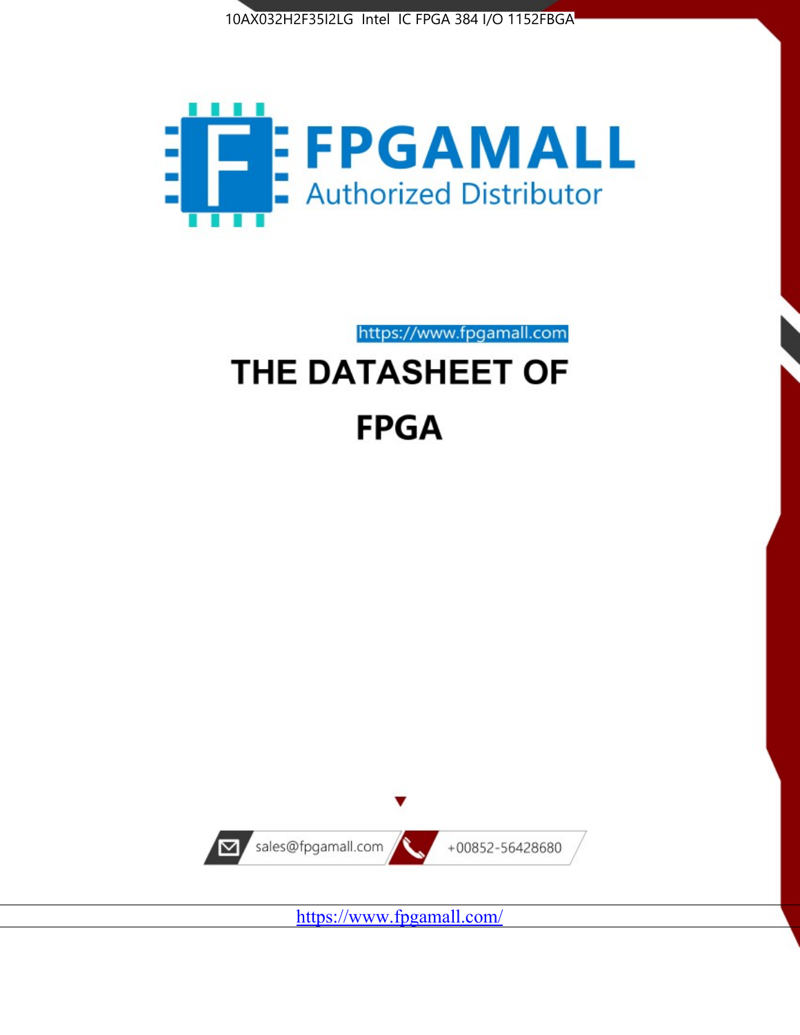10AX032H2F35I2LG Intel IC FPGA 384 I/O 1152FBGA

FPGAMALL

Authorized Distributor

https://www.fpgamall.com

# THE DATASHEET OF

# FPGA

sales@fpgamall.com

+00852-56428680

https://www.fpgamall.com/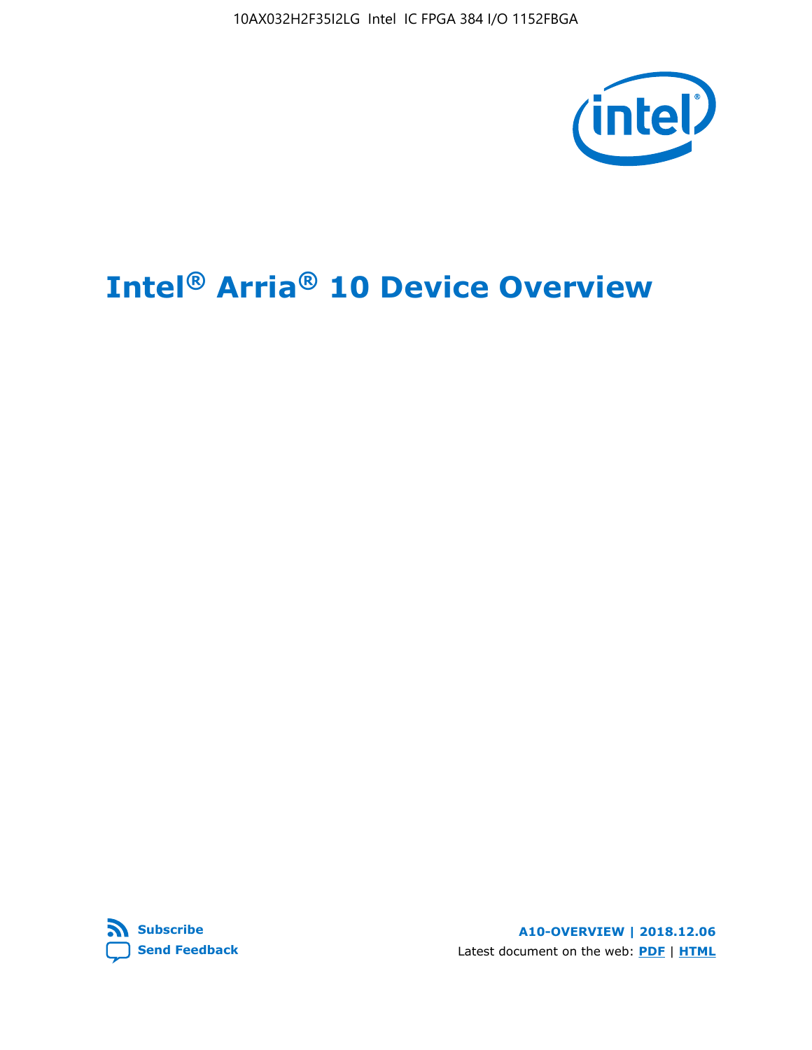# Intel® Arria® 10 Device Overview

Subscribe

Send Feedback

A10-OVERVIEW | 2018.12.06

Latest document on the web: PDF | HTML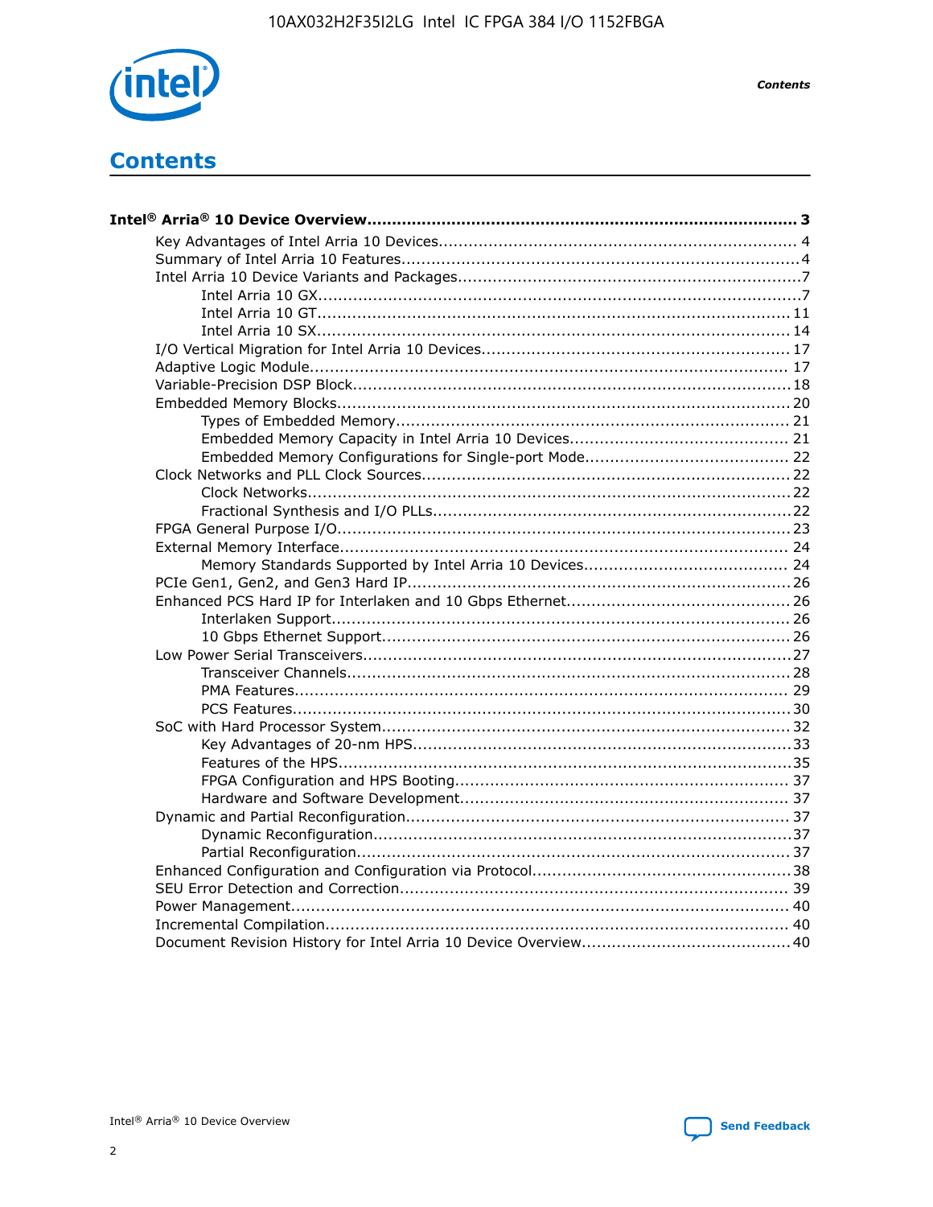# Contents

**Intel® Arria® 10 Device Overview....................................................................................... 3**

- Key Advantages of Intel Arria 10 Devices........................................................................ 4
- Summary of Intel Arria 10 Features................................................................................4
- Intel Arria 10 Device Variants and Packages.....................................................................7
    - Intel Arria 10 GX.................................................................................................7
    - Intel Arria 10 GT............................................................................................... 11
    - Intel Arria 10 SX............................................................................................... 14
- I/O Vertical Migration for Intel Arria 10 Devices.............................................................. 17
- Adaptive Logic Module................................................................................................ 17
- Variable-Precision DSP Block........................................................................................18
- Embedded Memory Blocks........................................................................................... 20
    - Types of Embedded Memory............................................................................... 21
    - Embedded Memory Capacity in Intel Arria 10 Devices............................................ 21
    - Embedded Memory Configurations for Single-port Mode......................................... 22
- Clock Networks and PLL Clock Sources.......................................................................... 22
    - Clock Networks................................................................................................. 22
    - Fractional Synthesis and I/O PLLs........................................................................22
- FPGA General Purpose I/O.......................................................................................... 23
- External Memory Interface.......................................................................................... 24
    - Memory Standards Supported by Intel Arria 10 Devices......................................... 24
- PCIe Gen1, Gen2, and Gen3 Hard IP............................................................................. 26
- Enhanced PCS Hard IP for Interlaken and 10 Gbps Ethernet.............................................26
    - Interlaken Support............................................................................................ 26
    - 10 Gbps Ethernet Support.................................................................................. 26
- Low Power Serial Transceivers..................................................................................... 27
    - Transceiver Channels......................................................................................... 28
    - PMA Features................................................................................................... 29
    - PCS Features.................................................................................................... 30
- SoC with Hard Processor System.................................................................................. 32
    - Key Advantages of 20-nm HPS............................................................................ 33
    - Features of the HPS...........................................................................................35
    - FPGA Configuration and HPS Booting................................................................... 37
    - Hardware and Software Development.................................................................. 37
- Dynamic and Partial Reconfiguration............................................................................. 37
    - Dynamic Reconfiguration....................................................................................37
    - Partial Reconfiguration.......................................................................................37
- Enhanced Configuration and Configuration via Protocol....................................................38
- SEU Error Detection and Correction.............................................................................. 39
- Power Management.................................................................................................... 40
- Incremental Compilation............................................................................................. 40
- Document Revision History for Intel Arria 10 Device Overview.......................................... 40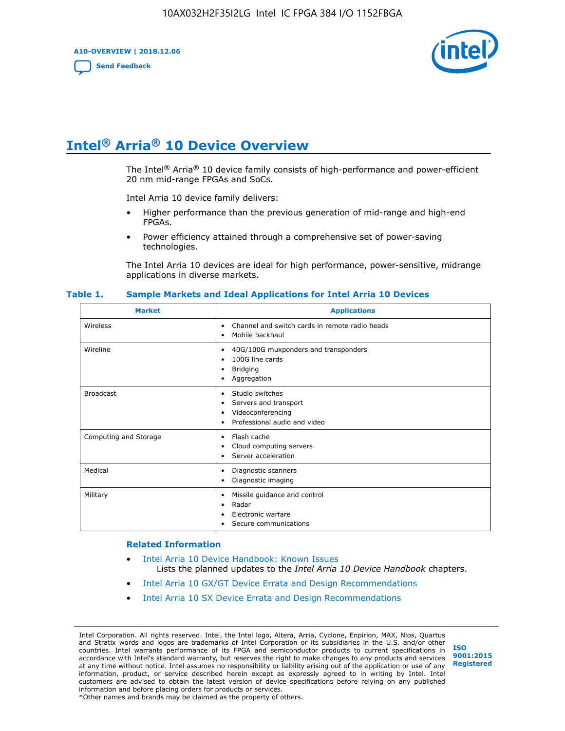# Intel® Arria® 10 Device Overview

The Intel® Arria® 10 device family consists of high-performance and power-efficient 20 nm mid-range FPGAs and SoCs.

Intel Arria 10 device family delivers:

- Higher performance than the previous generation of mid-range and high-end FPGAs.
- Power efficiency attained through a comprehensive set of power-saving technologies.

The Intel Arria 10 devices are ideal for high performance, power-sensitive, midrange applications in diverse markets.

**Table 1. Sample Markets and Ideal Applications for Intel Arria 10 Devices**

| Market | Applications |
|---|---|
| Wireless | • Channel and switch cards in remote radio heads<br>• Mobile backhaul |
| Wireline | • 40G/100G muxponders and transponders<br>• 100G line cards<br>• Bridging<br>• Aggregation |
| Broadcast | • Studio switches<br>• Servers and transport<br>• Videoconferencing<br>• Professional audio and video |
| Computing and Storage | • Flash cache<br>• Cloud computing servers<br>• Server acceleration |
| Medical | • Diagnostic scanners<br>• Diagnostic imaging |
| Military | • Missile guidance and control<br>• Radar<br>• Electronic warfare<br>• Secure communications |

### Related Information

- Intel Arria 10 Device Handbook: Known Issues
  Lists the planned updates to the *Intel Arria 10 Device Handbook* chapters.
- Intel Arria 10 GX/GT Device Errata and Design Recommendations
- Intel Arria 10 SX Device Errata and Design Recommendations

Intel Corporation. All rights reserved. Intel, the Intel logo, Altera, Arria, Cyclone, Enpirion, MAX, Nios, Quartus and Stratix words and logos are trademarks of Intel Corporation or its subsidiaries in the U.S. and/or other countries. Intel warrants performance of its FPGA and semiconductor products to current specifications in accordance with Intel's standard warranty, but reserves the right to make changes to any products and services at any time without notice. Intel assumes no responsibility or liability arising out of the application or use of any information, product, or service described herein except as expressly agreed to in writing by Intel. Intel customers are advised to obtain the latest version of device specifications before relying on any published information and before placing orders for products or services.
*Other names and brands may be claimed as the property of others.

ISO 9001:2015 Registered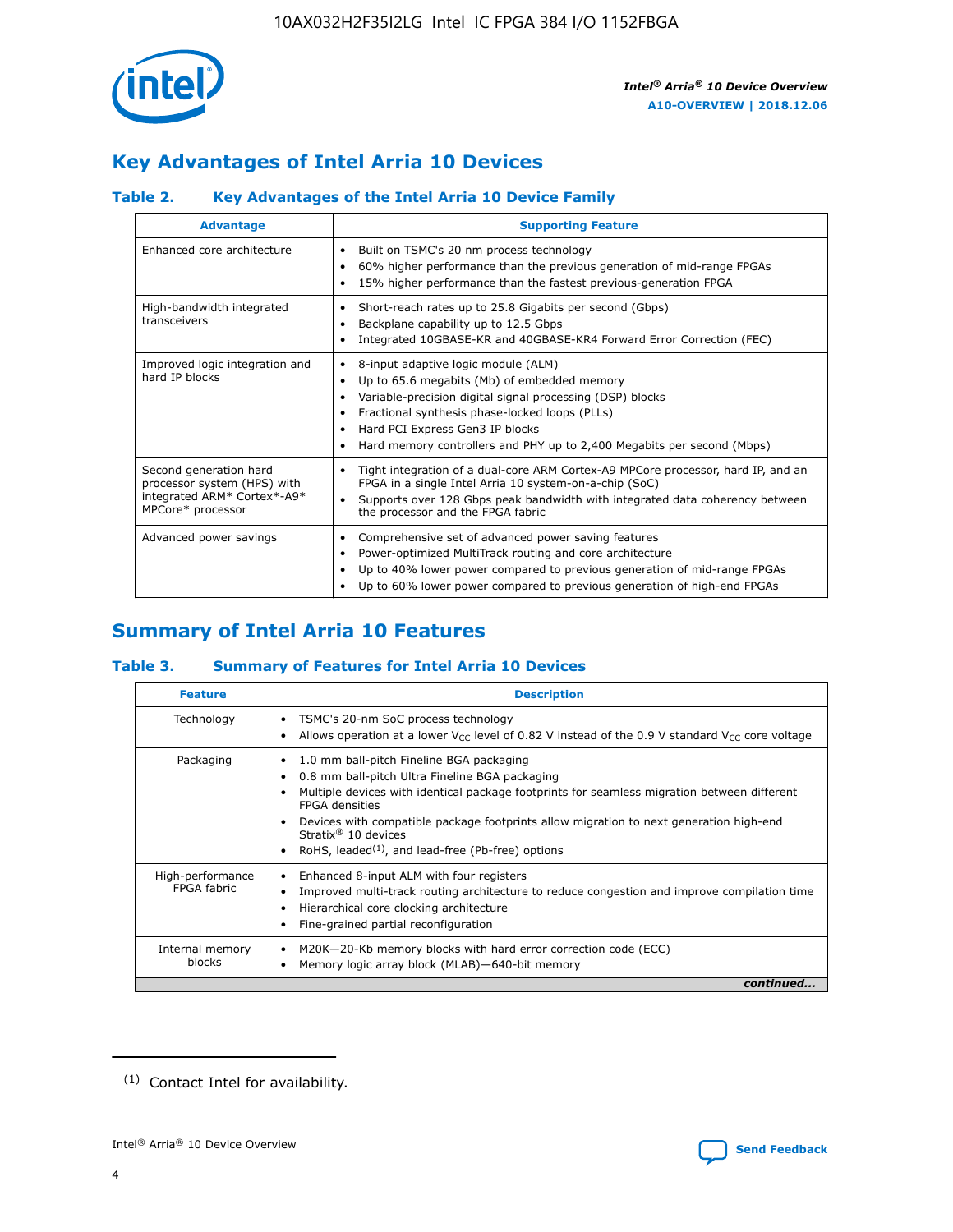## Key Advantages of Intel Arria 10 Devices

### Table 2. Key Advantages of the Intel Arria 10 Device Family

| Advantage | Supporting Feature |
|---|---|
| Enhanced core architecture | • Built on TSMC's 20 nm process technology<br>• 60% higher performance than the previous generation of mid-range FPGAs<br>• 15% higher performance than the fastest previous-generation FPGA |
| High-bandwidth integrated transceivers | • Short-reach rates up to 25.8 Gigabits per second (Gbps)<br>• Backplane capability up to 12.5 Gbps<br>• Integrated 10GBASE-KR and 40GBASE-KR4 Forward Error Correction (FEC) |
| Improved logic integration and hard IP blocks | • 8-input adaptive logic module (ALM)<br>• Up to 65.6 megabits (Mb) of embedded memory<br>• Variable-precision digital signal processing (DSP) blocks<br>• Fractional synthesis phase-locked loops (PLLs)<br>• Hard PCI Express Gen3 IP blocks<br>• Hard memory controllers and PHY up to 2,400 Megabits per second (Mbps) |
| Second generation hard processor system (HPS) with integrated ARM* Cortex*-A9* MPCore* processor | • Tight integration of a dual-core ARM Cortex-A9 MPCore processor, hard IP, and an FPGA in a single Intel Arria 10 system-on-a-chip (SoC)<br>• Supports over 128 Gbps peak bandwidth with integrated data coherency between the processor and the FPGA fabric |
| Advanced power savings | • Comprehensive set of advanced power saving features<br>• Power-optimized MultiTrack routing and core architecture<br>• Up to 40% lower power compared to previous generation of mid-range FPGAs<br>• Up to 60% lower power compared to previous generation of high-end FPGAs |

## Summary of Intel Arria 10 Features

### Table 3. Summary of Features for Intel Arria 10 Devices

| Feature | Description |
|---|---|
| Technology | • TSMC's 20-nm SoC process technology<br>• Allows operation at a lower $V_{CC}$ level of 0.82 V instead of the 0.9 V standard $V_{CC}$ core voltage |
| Packaging | • 1.0 mm ball-pitch Fineline BGA packaging<br>• 0.8 mm ball-pitch Ultra Fineline BGA packaging<br>• Multiple devices with identical package footprints for seamless migration between different FPGA densities<br>• Devices with compatible package footprints allow migration to next generation high-end Stratix® 10 devices<br>• RoHS, leaded[1], and lead-free (Pb-free) options |
| High-performance FPGA fabric | • Enhanced 8-input ALM with four registers<br>• Improved multi-track routing architecture to reduce congestion and improve compilation time<br>• Hierarchical core clocking architecture<br>• Fine-grained partial reconfiguration |
| Internal memory blocks | • M20K—20-Kb memory blocks with hard error correction code (ECC)<br>• Memory logic array block (MLAB)—640-bit memory |

*continued...*

(1) Contact Intel for availability.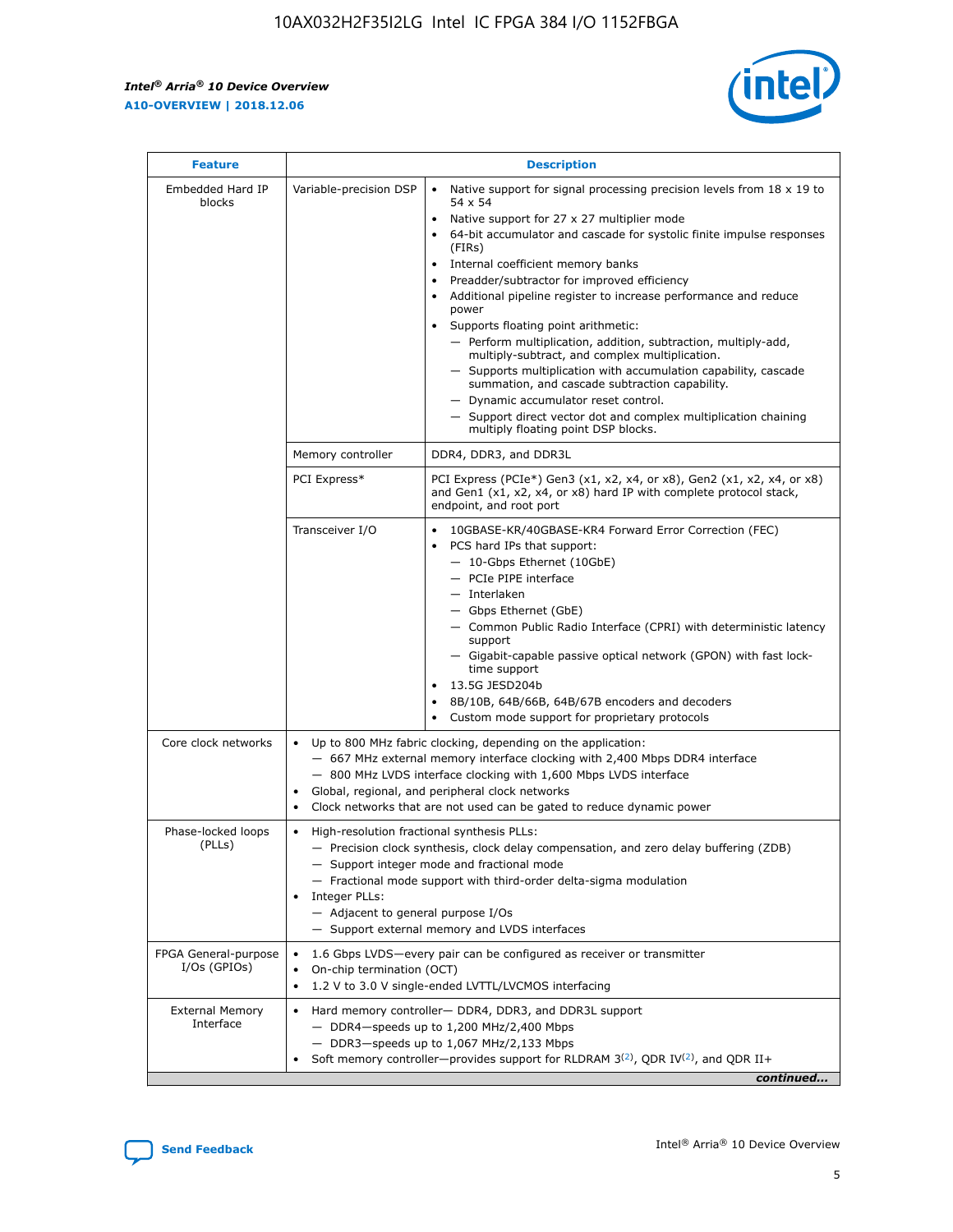| Feature | Description | |
|---|---|---|
| Embedded Hard IP blocks | Variable-precision DSP | • Native support for signal processing precision levels from 18 x 19 to 54 x 54<br>• Native support for 27 x 27 multiplier mode<br>• 64-bit accumulator and cascade for systolic finite impulse responses (FIRs)<br>• Internal coefficient memory banks<br>• Preadder/subtractor for improved efficiency<br>• Additional pipeline register to increase performance and reduce power<br>• Supports floating point arithmetic:<br>— Perform multiplication, addition, subtraction, multiply-add, multiply-subtract, and complex multiplication.<br>— Supports multiplication with accumulation capability, cascade summation, and cascade subtraction capability.<br>— Dynamic accumulator reset control.<br>— Support direct vector dot and complex multiplication chaining multiply floating point DSP blocks. |
| | Memory controller | DDR4, DDR3, and DDR3L |
| | PCI Express* | PCI Express (PCIe*) Gen3 (x1, x2, x4, or x8), Gen2 (x1, x2, x4, or x8) and Gen1 (x1, x2, x4, or x8) hard IP with complete protocol stack, endpoint, and root port |
| | Transceiver I/O | • 10GBASE-KR/40GBASE-KR4 Forward Error Correction (FEC)<br>• PCS hard IPs that support:<br>— 10-Gbps Ethernet (10GbE)<br>— PCIe PIPE interface<br>— Interlaken<br>— Gbps Ethernet (GbE)<br>— Common Public Radio Interface (CPRI) with deterministic latency support<br>— Gigabit-capable passive optical network (GPON) with fast lock-time support<br>• 13.5G JESD204b<br>• 8B/10B, 64B/66B, 64B/67B encoders and decoders<br>• Custom mode support for proprietary protocols |
| Core clock networks | • Up to 800 MHz fabric clocking, depending on the application:<br>— 667 MHz external memory interface clocking with 2,400 Mbps DDR4 interface<br>— 800 MHz LVDS interface clocking with 1,600 Mbps LVDS interface<br>• Global, regional, and peripheral clock networks<br>• Clock networks that are not used can be gated to reduce dynamic power | |
| Phase-locked loops (PLLs) | • High-resolution fractional synthesis PLLs:<br>— Precision clock synthesis, clock delay compensation, and zero delay buffering (ZDB)<br>— Support integer mode and fractional mode<br>— Fractional mode support with third-order delta-sigma modulation<br>• Integer PLLs:<br>— Adjacent to general purpose I/Os<br>— Support external memory and LVDS interfaces | |
| FPGA General-purpose I/Os (GPIOs) | • 1.6 Gbps LVDS—every pair can be configured as receiver or transmitter<br>• On-chip termination (OCT)<br>• 1.2 V to 3.0 V single-ended LVTTL/LVCMOS interfacing | |
| External Memory Interface | • Hard memory controller— DDR4, DDR3, and DDR3L support<br>— DDR4—speeds up to 1,200 MHz/2,400 Mbps<br>— DDR3—speeds up to 1,067 MHz/2,133 Mbps<br>• Soft memory controller—provides support for RLDRAM 3[(2)], QDR IV[(2)], and QDR II+ | |

*continued...*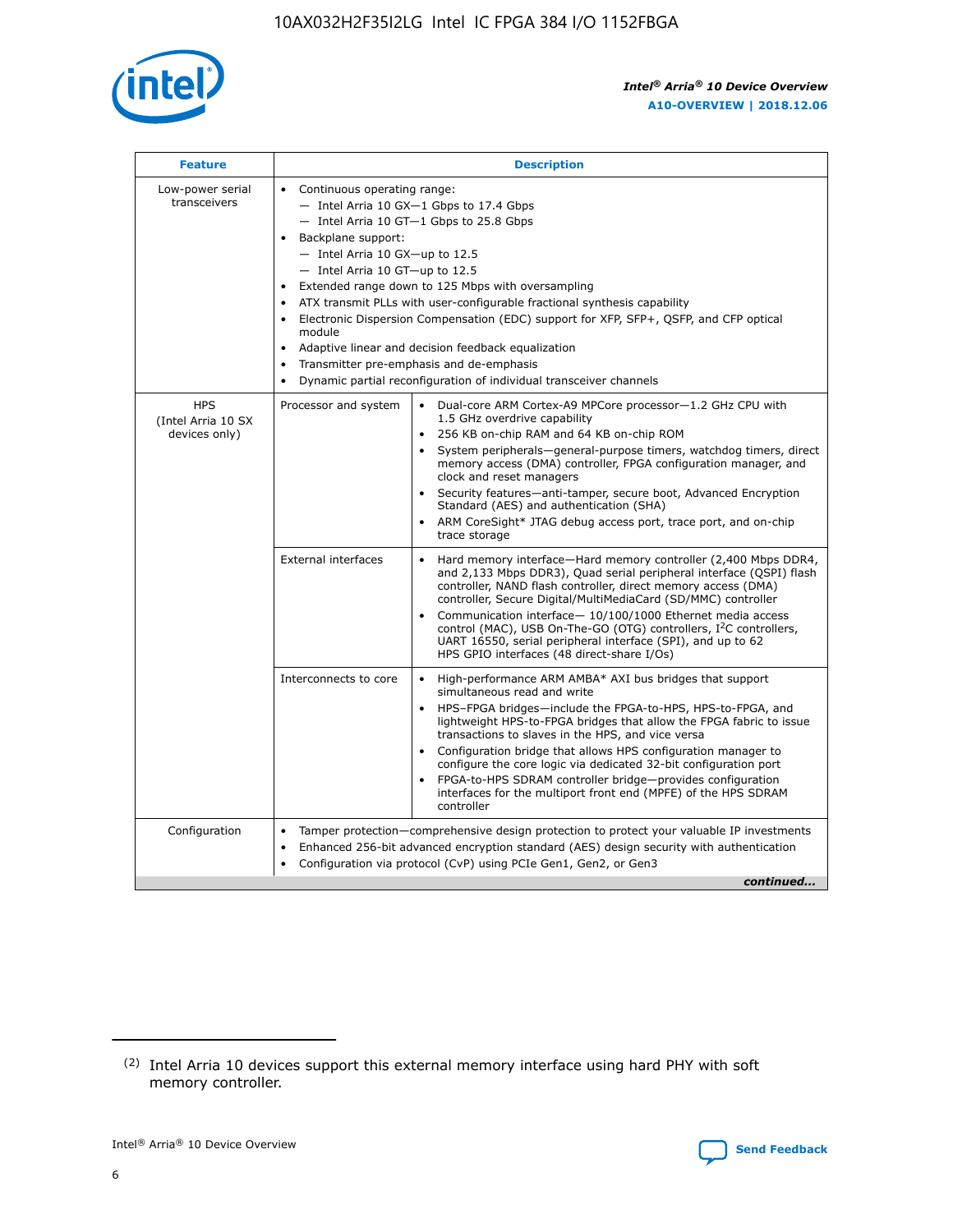| Feature | Description | |
|---|---|---|
| Low-power serial transceivers | • Continuous operating range:<br>— Intel Arria 10 GX—1 Gbps to 17.4 Gbps<br>— Intel Arria 10 GT—1 Gbps to 25.8 Gbps<br>• Backplane support:<br>— Intel Arria 10 GX—up to 12.5<br>— Intel Arria 10 GT—up to 12.5<br>• Extended range down to 125 Mbps with oversampling<br>• ATX transmit PLLs with user-configurable fractional synthesis capability<br>• Electronic Dispersion Compensation (EDC) support for XFP, SFP+, QSFP, and CFP optical module<br>• Adaptive linear and decision feedback equalization<br>• Transmitter pre-emphasis and de-emphasis<br>• Dynamic partial reconfiguration of individual transceiver channels | |
| HPS (Intel Arria 10 SX devices only) | Processor and system | • Dual-core ARM Cortex-A9 MPCore processor—1.2 GHz CPU with 1.5 GHz overdrive capability<br>• 256 KB on-chip RAM and 64 KB on-chip ROM<br>• System peripherals—general-purpose timers, watchdog timers, direct memory access (DMA) controller, FPGA configuration manager, and clock and reset managers<br>• Security features—anti-tamper, secure boot, Advanced Encryption Standard (AES) and authentication (SHA)<br>• ARM CoreSight* JTAG debug access port, trace port, and on-chip trace storage |
| | External interfaces | • Hard memory interface—Hard memory controller (2,400 Mbps DDR4, and 2,133 Mbps DDR3), Quad serial peripheral interface (QSPI) flash controller, NAND flash controller, direct memory access (DMA) controller, Secure Digital/MultiMediaCard (SD/MMC) controller<br>• Communication interface— 10/100/1000 Ethernet media access control (MAC), USB On-The-GO (OTG) controllers, I²C controllers, UART 16550, serial peripheral interface (SPI), and up to 62 HPS GPIO interfaces (48 direct-share I/Os) |
| | Interconnects to core | • High-performance ARM AMBA* AXI bus bridges that support simultaneous read and write<br>• HPS–FPGA bridges—include the FPGA-to-HPS, HPS-to-FPGA, and lightweight HPS-to-FPGA bridges that allow the FPGA fabric to issue transactions to slaves in the HPS, and vice versa<br>• Configuration bridge that allows HPS configuration manager to configure the core logic via dedicated 32-bit configuration port<br>• FPGA-to-HPS SDRAM controller bridge—provides configuration interfaces for the multiport front end (MPFE) of the HPS SDRAM controller |
| Configuration | • Tamper protection—comprehensive design protection to protect your valuable IP investments<br>• Enhanced 256-bit advanced encryption standard (AES) design security with authentication<br>• Configuration via protocol (CvP) using PCIe Gen1, Gen2, or Gen3 | |

*continued...*

(2) Intel Arria 10 devices support this external memory interface using hard PHY with soft memory controller.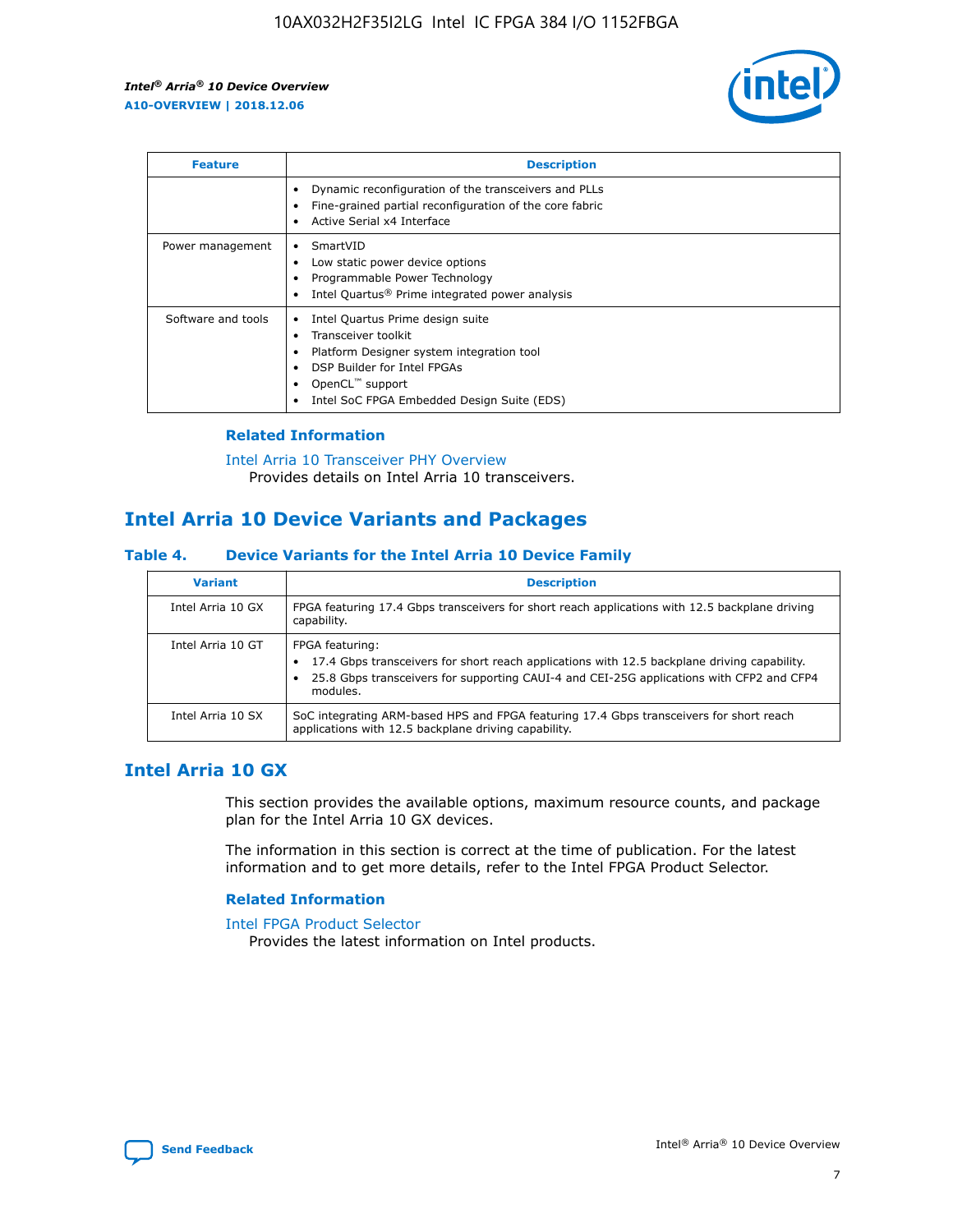| Feature | Description |
| --- | --- |
| | • Dynamic reconfiguration of the transceivers and PLLs<br>• Fine-grained partial reconfiguration of the core fabric<br>• Active Serial x4 Interface |
| Power management | • SmartVID<br>• Low static power device options<br>• Programmable Power Technology<br>• Intel Quartus® Prime integrated power analysis |
| Software and tools | • Intel Quartus Prime design suite<br>• Transceiver toolkit<br>• Platform Designer system integration tool<br>• DSP Builder for Intel FPGAs<br>• OpenCL™ support<br>• Intel SoC FPGA Embedded Design Suite (EDS) |

### Related Information

Intel Arria 10 Transceiver PHY Overview
Provides details on Intel Arria 10 transceivers.

## Intel Arria 10 Device Variants and Packages

### Table 4. Device Variants for the Intel Arria 10 Device Family

| Variant | Description |
| --- | --- |
| Intel Arria 10 GX | FPGA featuring 17.4 Gbps transceivers for short reach applications with 12.5 backplane driving capability. |
| Intel Arria 10 GT | FPGA featuring:<br>• 17.4 Gbps transceivers for short reach applications with 12.5 backplane driving capability.<br>• 25.8 Gbps transceivers for supporting CAUI-4 and CEI-25G applications with CFP2 and CFP4 modules. |
| Intel Arria 10 SX | SoC integrating ARM-based HPS and FPGA featuring 17.4 Gbps transceivers for short reach applications with 12.5 backplane driving capability. |

## Intel Arria 10 GX

This section provides the available options, maximum resource counts, and package plan for the Intel Arria 10 GX devices.

The information in this section is correct at the time of publication. For the latest information and to get more details, refer to the Intel FPGA Product Selector.

### Related Information

Intel FPGA Product Selector
Provides the latest information on Intel products.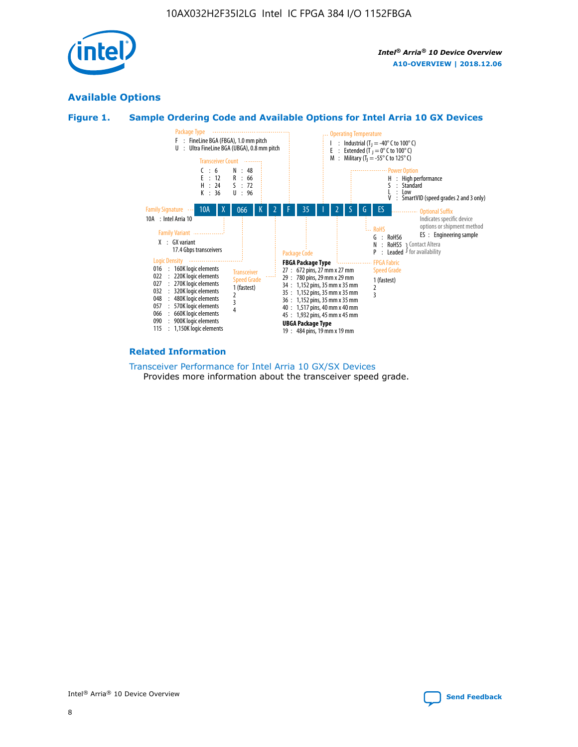## Available Options

### Figure 1. Sample Ordering Code and Available Options for Intel Arria 10 GX Devices

Sample ordering code: 10A X 066 K 2 F 35 I 2 S G ES

**Family Signature**
- 10A : Intel Arria 10

**Family Variant**
- X : GX variant 17.4 Gbps transceivers

**Logic Density**
- 016 : 160K logic elements
- 022 : 220K logic elements
- 027 : 270K logic elements
- 032 : 320K logic elements
- 048 : 480K logic elements
- 057 : 570K logic elements
- 066 : 660K logic elements
- 090 : 900K logic elements
- 115 : 1,150K logic elements

**Transceiver Count**
- C : 6
- E : 12
- H : 24
- K : 36
- N : 48
- R : 66
- S : 72
- U : 96

**Transceiver Speed Grade**
- 1 (fastest)
- 2
- 3
- 4

**Package Type**
- F : FineLine BGA (FBGA), 1.0 mm pitch
- U : Ultra FineLine BGA (UBGA), 0.8 mm pitch

**Package Code**

FBGA Package Type
- 27 : 672 pins, 27 mm x 27 mm
- 29 : 780 pins, 29 mm x 29 mm
- 34 : 1,152 pins, 35 mm x 35 mm
- 35 : 1,152 pins, 35 mm x 35 mm
- 36 : 1,152 pins, 35 mm x 35 mm
- 40 : 1,517 pins, 40 mm x 40 mm
- 45 : 1,932 pins, 45 mm x 45 mm

UBGA Package Type
- 19 : 484 pins, 19 mm x 19 mm

**Operating Temperature**
- I : Industrial ($T_J$ = -40° C to 100° C)
- E : Extended ($T_J$ = 0° C to 100° C)
- M : Military ($T_J$ = -55° C to 125° C)

**FPGA Fabric Speed Grade**
- 1 (fastest)
- 2
- 3

**Power Option**
- H : High performance
- S : Standard
- L : Low
- V : SmartVID (speed grades 2 and 3 only)

**RoHS**
- G : RoHS6
- N : RoHS5 (Contact Altera for availability)
- P : Leaded (Contact Altera for availability)

**Optional Suffix**

Indicates specific device options or shipment method
- ES : Engineering sample

### Related Information

Transceiver Performance for Intel Arria 10 GX/SX Devices

Provides more information about the transceiver speed grade.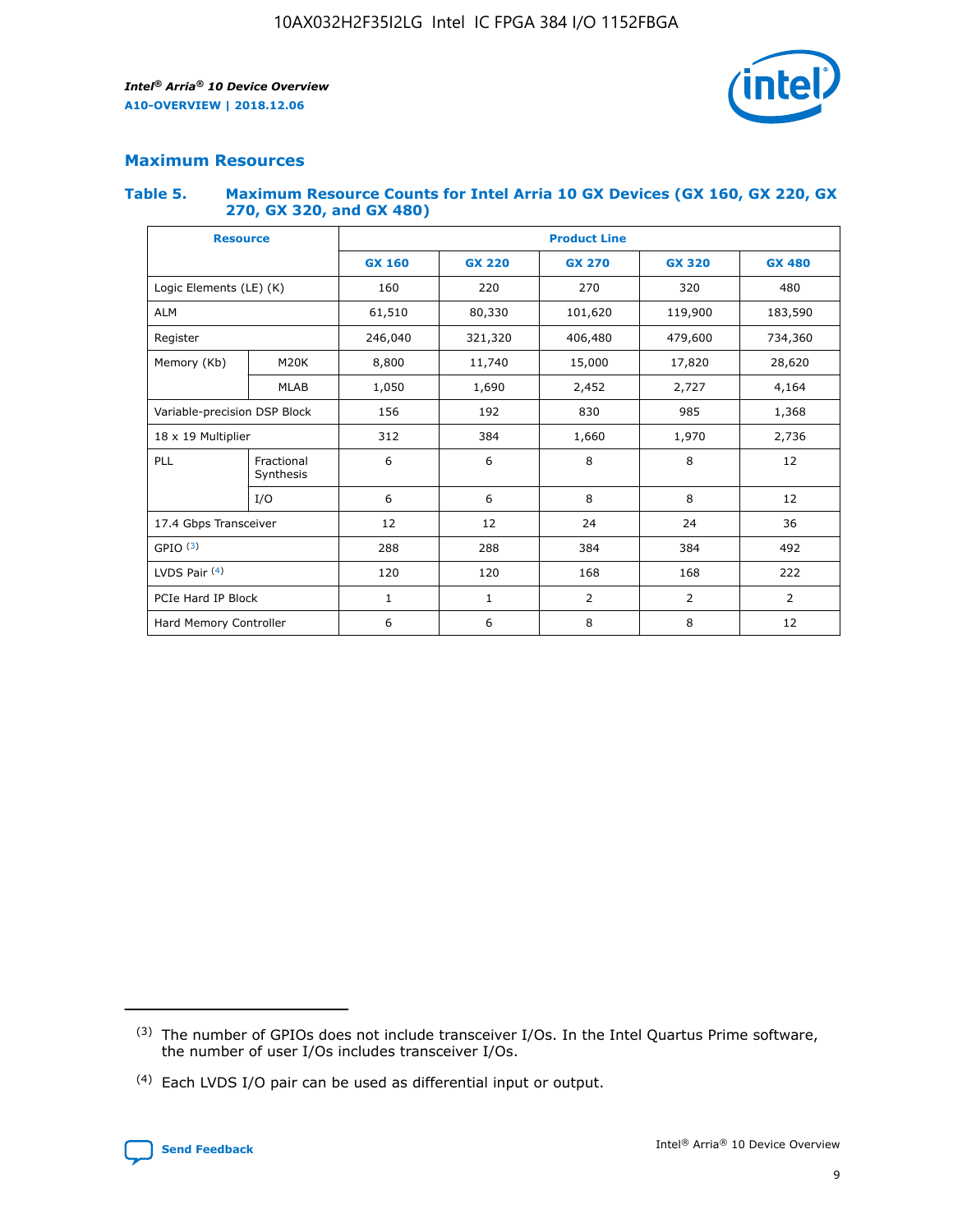## Maximum Resources

### Table 5. Maximum Resource Counts for Intel Arria 10 GX Devices (GX 160, GX 220, GX 270, GX 320, and GX 480)

| Resource | | Product Line | | | | |
|---|---|---|---|---|---|---|
| | | GX 160 | GX 220 | GX 270 | GX 320 | GX 480 |
| Logic Elements (LE) (K) | | 160 | 220 | 270 | 320 | 480 |
| ALM | | 61,510 | 80,330 | 101,620 | 119,900 | 183,590 |
| Register | | 246,040 | 321,320 | 406,480 | 479,600 | 734,360 |
| Memory (Kb) | M20K | 8,800 | 11,740 | 15,000 | 17,820 | 28,620 |
| | MLAB | 1,050 | 1,690 | 2,452 | 2,727 | 4,164 |
| Variable-precision DSP Block | | 156 | 192 | 830 | 985 | 1,368 |
| 18 x 19 Multiplier | | 312 | 384 | 1,660 | 1,970 | 2,736 |
| PLL | Fractional Synthesis | 6 | 6 | 8 | 8 | 12 |
| | I/O | 6 | 6 | 8 | 8 | 12 |
| 17.4 Gbps Transceiver | | 12 | 12 | 24 | 24 | 36 |
| GPIO [(3)] | | 288 | 288 | 384 | 384 | 492 |
| LVDS Pair [(4)] | | 120 | 120 | 168 | 168 | 222 |
| PCIe Hard IP Block | | 1 | 1 | 2 | 2 | 2 |
| Hard Memory Controller | | 6 | 6 | 8 | 8 | 12 |

(3) The number of GPIOs does not include transceiver I/Os. In the Intel Quartus Prime software, the number of user I/Os includes transceiver I/Os.

(4) Each LVDS I/O pair can be used as differential input or output.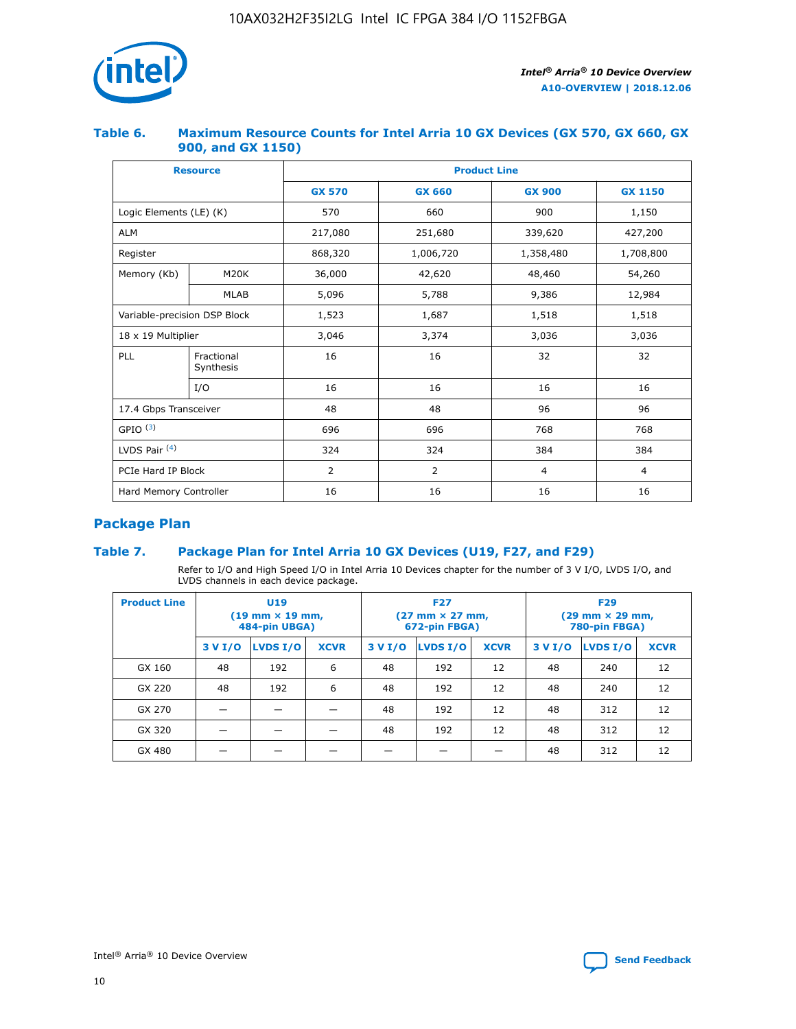### Table 6. Maximum Resource Counts for Intel Arria 10 GX Devices (GX 570, GX 660, GX 900, and GX 1150)

| Resource | | Product Line | | | |
|---|---|---|---|---|---|
| | | GX 570 | GX 660 | GX 900 | GX 1150 |
| Logic Elements (LE) (K) | | 570 | 660 | 900 | 1,150 |
| ALM | | 217,080 | 251,680 | 339,620 | 427,200 |
| Register | | 868,320 | 1,006,720 | 1,358,480 | 1,708,800 |
| Memory (Kb) | M20K | 36,000 | 42,620 | 48,460 | 54,260 |
| | MLAB | 5,096 | 5,788 | 9,386 | 12,984 |
| Variable-precision DSP Block | | 1,523 | 1,687 | 1,518 | 1,518 |
| 18 x 19 Multiplier | | 3,046 | 3,374 | 3,036 | 3,036 |
| PLL | Fractional Synthesis | 16 | 16 | 32 | 32 |
| | I/O | 16 | 16 | 16 | 16 |
| 17.4 Gbps Transceiver | | 48 | 48 | 96 | 96 |
| GPIO [(3)] | | 696 | 696 | 768 | 768 |
| LVDS Pair [(4)] | | 324 | 324 | 384 | 384 |
| PCIe Hard IP Block | | 2 | 2 | 4 | 4 |
| Hard Memory Controller | | 16 | 16 | 16 | 16 |

## Package Plan

### Table 7. Package Plan for Intel Arria 10 GX Devices (U19, F27, and F29)

Refer to I/O and High Speed I/O in Intel Arria 10 Devices chapter for the number of 3 V I/O, LVDS I/O, and LVDS channels in each device package.

| Product Line | U19 (19 mm × 19 mm, 484-pin UBGA) | | | F27 (27 mm × 27 mm, 672-pin FBGA) | | | F29 (29 mm × 29 mm, 780-pin FBGA) | | |
|---|---|---|---|---|---|---|---|---|---|
| | 3 V I/O | LVDS I/O | XCVR | 3 V I/O | LVDS I/O | XCVR | 3 V I/O | LVDS I/O | XCVR |
| GX 160 | 48 | 192 | 6 | 48 | 192 | 12 | 48 | 240 | 12 |
| GX 220 | 48 | 192 | 6 | 48 | 192 | 12 | 48 | 240 | 12 |
| GX 270 | — | — | — | 48 | 192 | 12 | 48 | 312 | 12 |
| GX 320 | — | — | — | 48 | 192 | 12 | 48 | 312 | 12 |
| GX 480 | — | — | — | — | — | — | 48 | 312 | 12 |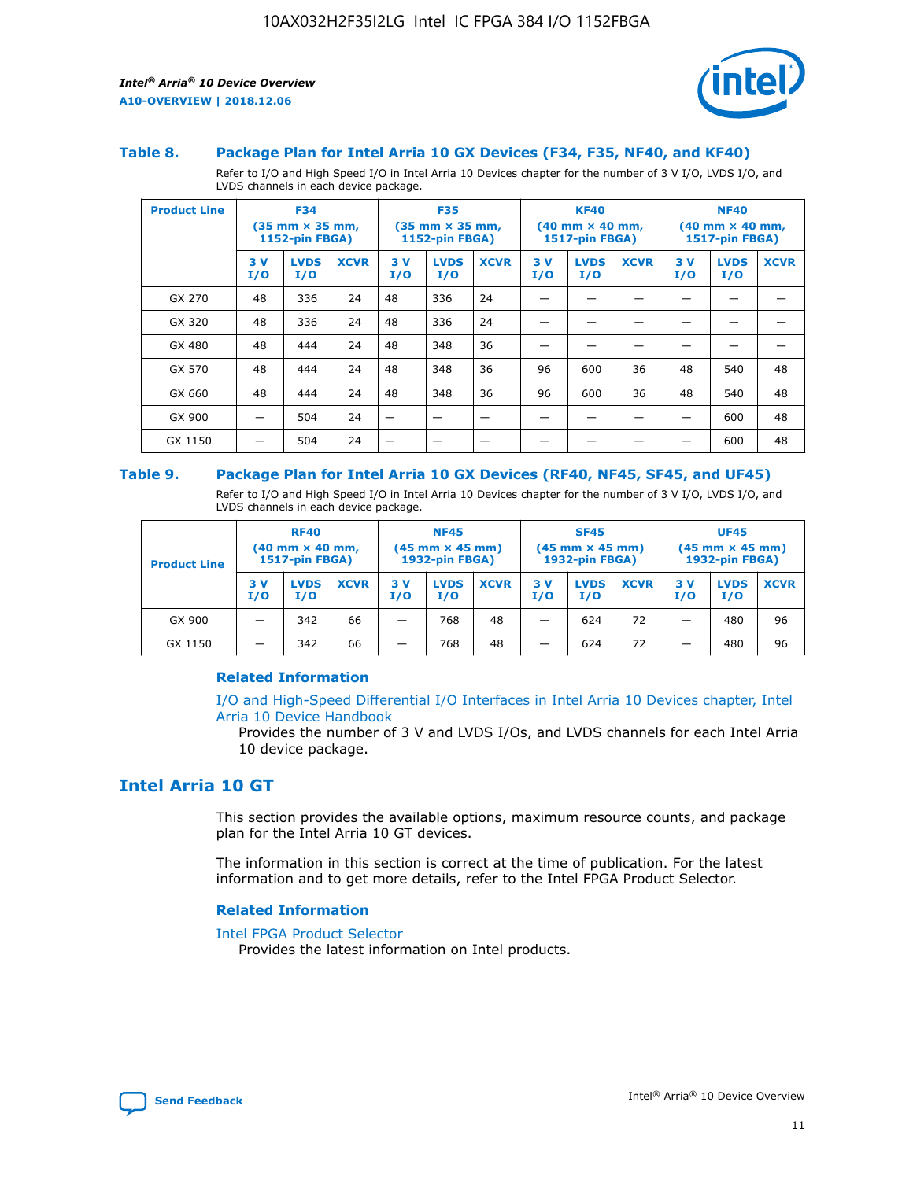### Table 8. Package Plan for Intel Arria 10 GX Devices (F34, F35, NF40, and KF40)

Refer to I/O and High Speed I/O in Intel Arria 10 Devices chapter for the number of 3 V I/O, LVDS I/O, and LVDS channels in each device package.

| Product Line | F34 (35 mm × 35 mm, 1152-pin FBGA) | | | F35 (35 mm × 35 mm, 1152-pin FBGA) | | | KF40 (40 mm × 40 mm, 1517-pin FBGA) | | | NF40 (40 mm × 40 mm, 1517-pin FBGA) | | |
|---|---|---|---|---|---|---|---|---|---|---|---|---|
| | 3 V I/O | LVDS I/O | XCVR | 3 V I/O | LVDS I/O | XCVR | 3 V I/O | LVDS I/O | XCVR | 3 V I/O | LVDS I/O | XCVR |
| GX 270 | 48 | 336 | 24 | 48 | 336 | 24 | — | — | — | — | — | — |
| GX 320 | 48 | 336 | 24 | 48 | 336 | 24 | — | — | — | — | — | — |
| GX 480 | 48 | 444 | 24 | 48 | 348 | 36 | — | — | — | — | — | — |
| GX 570 | 48 | 444 | 24 | 48 | 348 | 36 | 96 | 600 | 36 | 48 | 540 | 48 |
| GX 660 | 48 | 444 | 24 | 48 | 348 | 36 | 96 | 600 | 36 | 48 | 540 | 48 |
| GX 900 | — | 504 | 24 | — | — | — | — | — | — | — | 600 | 48 |
| GX 1150 | — | 504 | 24 | — | — | — | — | — | — | — | 600 | 48 |

### Table 9. Package Plan for Intel Arria 10 GX Devices (RF40, NF45, SF45, and UF45)

Refer to I/O and High Speed I/O in Intel Arria 10 Devices chapter for the number of 3 V I/O, LVDS I/O, and LVDS channels in each device package.

| Product Line | RF40 (40 mm × 40 mm, 1517-pin FBGA) | | | NF45 (45 mm × 45 mm) 1932-pin FBGA) | | | SF45 (45 mm × 45 mm) 1932-pin FBGA) | | | UF45 (45 mm × 45 mm) 1932-pin FBGA) | | |
|---|---|---|---|---|---|---|---|---|---|---|---|---|
| | 3 V I/O | LVDS I/O | XCVR | 3 V I/O | LVDS I/O | XCVR | 3 V I/O | LVDS I/O | XCVR | 3 V I/O | LVDS I/O | XCVR |
| GX 900 | — | 342 | 66 | — | 768 | 48 | — | 624 | 72 | — | 480 | 96 |
| GX 1150 | — | 342 | 66 | — | 768 | 48 | — | 624 | 72 | — | 480 | 96 |

#### Related Information

I/O and High-Speed Differential I/O Interfaces in Intel Arria 10 Devices chapter, Intel Arria 10 Device Handbook

Provides the number of 3 V and LVDS I/Os, and LVDS channels for each Intel Arria 10 device package.

## Intel Arria 10 GT

This section provides the available options, maximum resource counts, and package plan for the Intel Arria 10 GT devices.

The information in this section is correct at the time of publication. For the latest information and to get more details, refer to the Intel FPGA Product Selector.

#### Related Information

Intel FPGA Product Selector

Provides the latest information on Intel products.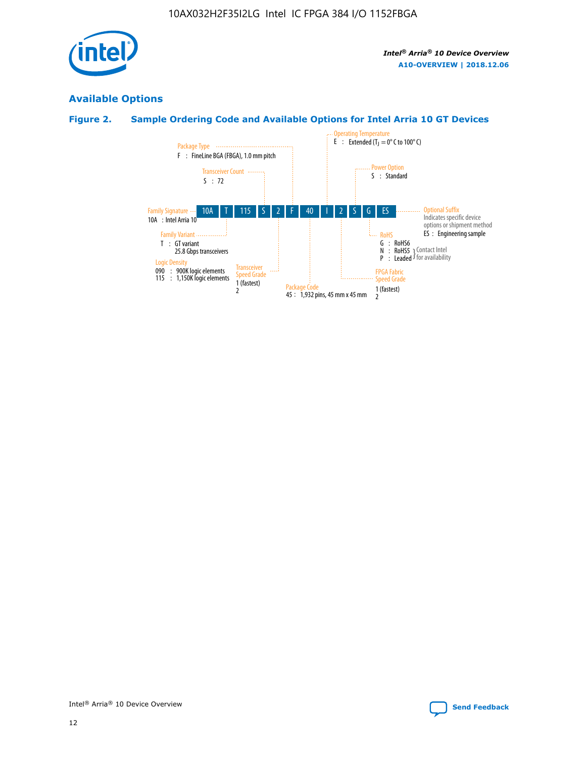## Available Options

### Figure 2. Sample Ordering Code and Available Options for Intel Arria 10 GT Devices

| 10A | T | 115 | S | 2 | F | 40 | I | 2 | S | G | ES |
|---|---|---|---|---|---|---|---|---|---|---|---|

**Family Signature**
10A : Intel Arria 10

**Family Variant**
T : GT variant
25.8 Gbps transceivers

**Logic Density**
090 : 900K logic elements
115 : 1,150K logic elements

**Transceiver Count**
S : 72

**Transceiver Speed Grade**
1 (fastest)
2

**Package Type**
F : FineLine BGA (FBGA), 1.0 mm pitch

**Package Code**
45 : 1,932 pins, 45 mm x 45 mm

**Operating Temperature**
E : Extended ($T_J$ = 0° C to 100° C)

**FPGA Fabric Speed Grade**
1 (fastest)
2

**Power Option**
S : Standard

**RoHS**
G : RoHS6
N : RoHS5 (Contact Intel for availability)
P : Leaded (Contact Intel for availability)

**Optional Suffix**
Indicates specific device options or shipment method
ES : Engineering sample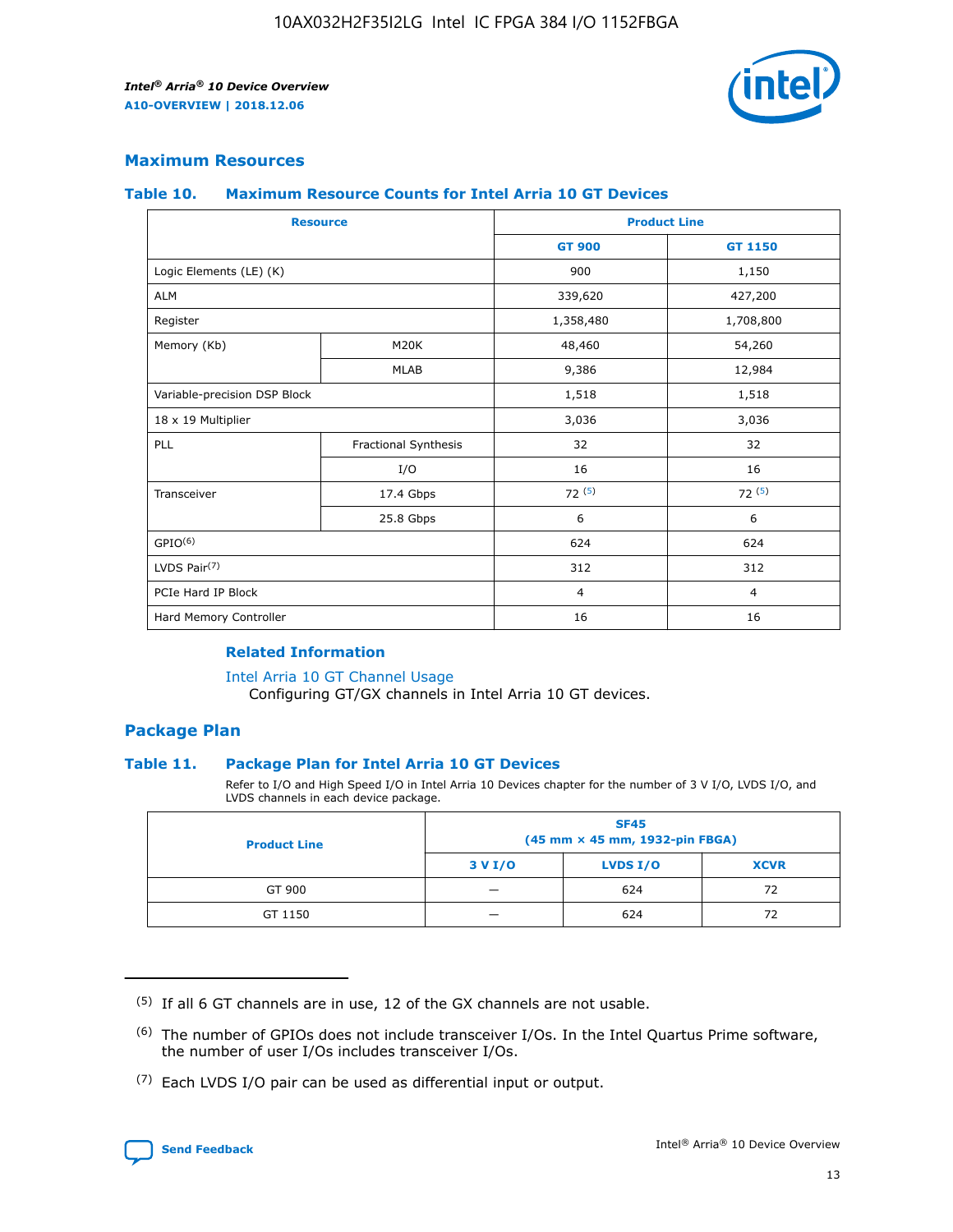## Maximum Resources

### Table 10. Maximum Resource Counts for Intel Arria 10 GT Devices

| Resource | | Product Line | |
|---|---|---|---|
| | | GT 900 | GT 1150 |
| Logic Elements (LE) (K) | | 900 | 1,150 |
| ALM | | 339,620 | 427,200 |
| Register | | 1,358,480 | 1,708,800 |
| Memory (Kb) | M20K | 48,460 | 54,260 |
| | MLAB | 9,386 | 12,984 |
| Variable-precision DSP Block | | 1,518 | 1,518 |
| 18 x 19 Multiplier | | 3,036 | 3,036 |
| PLL | Fractional Synthesis | 32 | 32 |
| | I/O | 16 | 16 |
| Transceiver | 17.4 Gbps | 72 [(5)] | 72 [(5)] |
| | 25.8 Gbps | 6 | 6 |
| GPIO[(6)] | | 624 | 624 |
| LVDS Pair[(7)] | | 312 | 312 |
| PCIe Hard IP Block | | 4 | 4 |
| Hard Memory Controller | | 16 | 16 |

### Related Information

Intel Arria 10 GT Channel Usage
Configuring GT/GX channels in Intel Arria 10 GT devices.

## Package Plan

### Table 11. Package Plan for Intel Arria 10 GT Devices

Refer to I/O and High Speed I/O in Intel Arria 10 Devices chapter for the number of 3 V I/O, LVDS I/O, and LVDS channels in each device package.

| Product Line | SF45 (45 mm × 45 mm, 1932-pin FBGA) | | |
|---|---|---|---|
| | 3 V I/O | LVDS I/O | XCVR |
| GT 900 | — | 624 | 72 |
| GT 1150 | — | 624 | 72 |

(5) If all 6 GT channels are in use, 12 of the GX channels are not usable.

(6) The number of GPIOs does not include transceiver I/Os. In the Intel Quartus Prime software, the number of user I/Os includes transceiver I/Os.

(7) Each LVDS I/O pair can be used as differential input or output.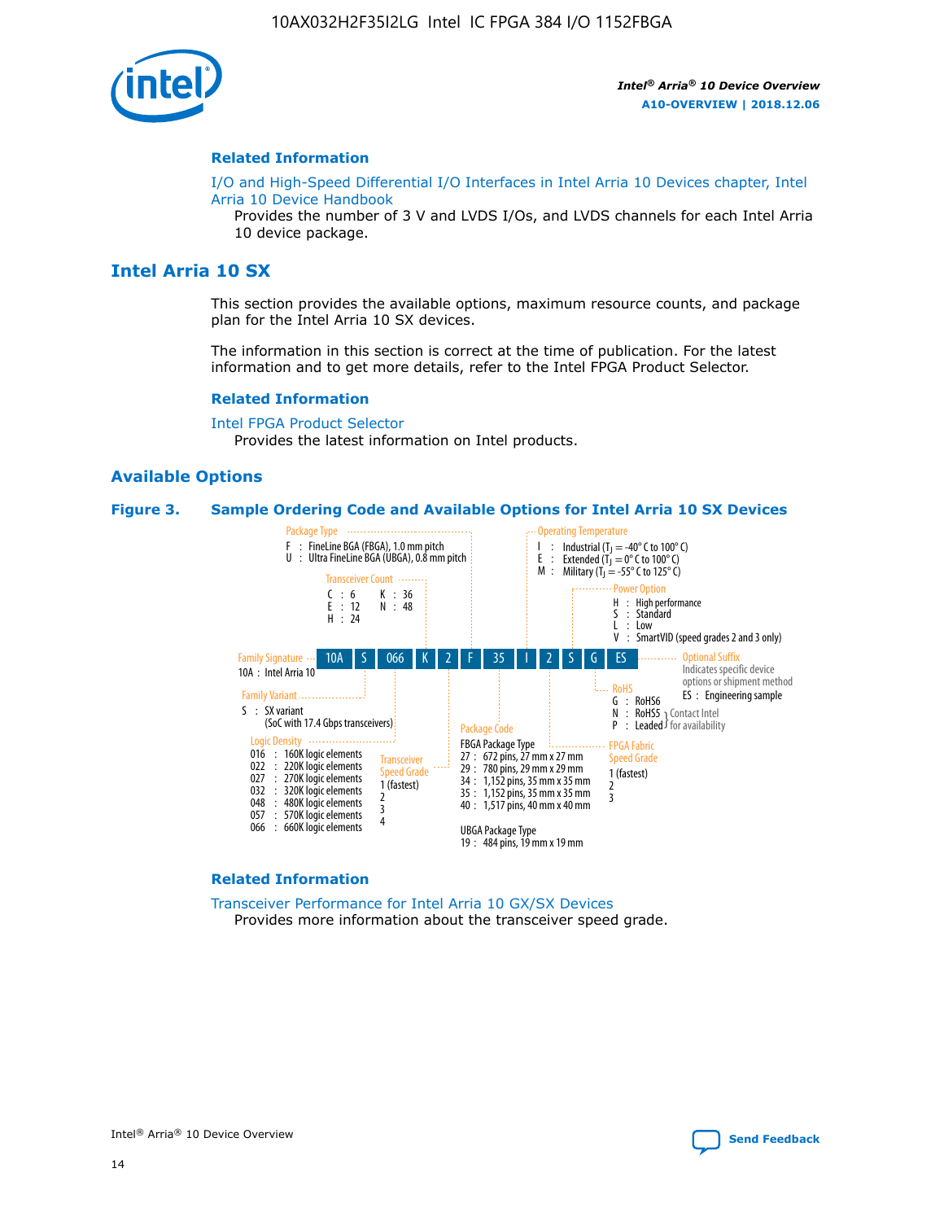## Related Information

I/O and High-Speed Differential I/O Interfaces in Intel Arria 10 Devices chapter, Intel Arria 10 Device Handbook

Provides the number of 3 V and LVDS I/Os, and LVDS channels for each Intel Arria 10 device package.

# Intel Arria 10 SX

This section provides the available options, maximum resource counts, and package plan for the Intel Arria 10 SX devices.

The information in this section is correct at the time of publication. For the latest information and to get more details, refer to the Intel FPGA Product Selector.

## Related Information

Intel FPGA Product Selector

Provides the latest information on Intel products.

## Available Options

**Figure 3. Sample Ordering Code and Available Options for Intel Arria 10 SX Devices**

Sample ordering code: 10A S 066 K 2 F 35 I 2 S G ES

- **Family Signature**
  - 10A : Intel Arria 10
- **Family Variant**
  - S : SX variant (SoC with 17.4 Gbps transceivers)
- **Logic Density**
  - 016 : 160K logic elements
  - 022 : 220K logic elements
  - 027 : 270K logic elements
  - 032 : 320K logic elements
  - 048 : 480K logic elements
  - 057 : 570K logic elements
  - 066 : 660K logic elements
- **Transceiver Count**
  - C : 6
  - E : 12
  - H : 24
  - K : 36
  - N : 48
- **Transceiver Speed Grade**
  - 1 (fastest)
  - 2
  - 3
  - 4
- **Package Type**
  - F : FineLine BGA (FBGA), 1.0 mm pitch
  - U : Ultra FineLine BGA (UBGA), 0.8 mm pitch
- **Package Code**
  - FBGA Package Type
    - 27 : 672 pins, 27 mm x 27 mm
    - 29 : 780 pins, 29 mm x 29 mm
    - 34 : 1,152 pins, 35 mm x 35 mm
    - 35 : 1,152 pins, 35 mm x 35 mm
    - 40 : 1,517 pins, 40 mm x 40 mm
  - UBGA Package Type
    - 19 : 484 pins, 19 mm x 19 mm
- **Operating Temperature**
  - I : Industrial ($T_J$ = -40° C to 100° C)
  - E : Extended ($T_J$ = 0° C to 100° C)
  - M : Military ($T_J$ = -55° C to 125° C)
- **FPGA Fabric Speed Grade**
  - 1 (fastest)
  - 2
  - 3
- **Power Option**
  - H : High performance
  - S : Standard
  - L : Low
  - V : SmartVID (speed grades 2 and 3 only)
- **RoHS**
  - G : RoHS6
  - N : RoHS5 (Contact Intel for availability)
  - P : Leaded (Contact Intel for availability)
- **Optional Suffix**
  - Indicates specific device options or shipment method
  - ES : Engineering sample

## Related Information

Transceiver Performance for Intel Arria 10 GX/SX Devices

Provides more information about the transceiver speed grade.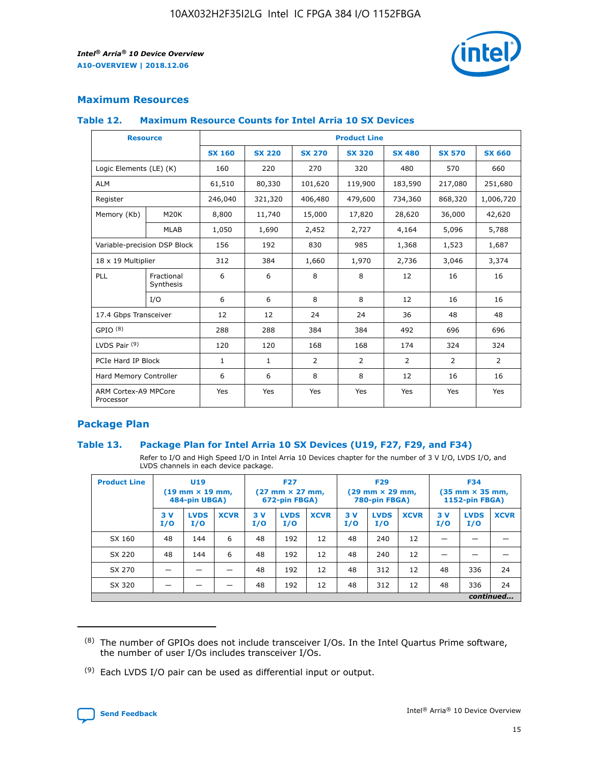## Maximum Resources

### Table 12. Maximum Resource Counts for Intel Arria 10 SX Devices

| Resource | | Product Line | | | | | | |
|---|---|---|---|---|---|---|---|---|
| | | SX 160 | SX 220 | SX 270 | SX 320 | SX 480 | SX 570 | SX 660 |
| Logic Elements (LE) (K) | | 160 | 220 | 270 | 320 | 480 | 570 | 660 |
| ALM | | 61,510 | 80,330 | 101,620 | 119,900 | 183,590 | 217,080 | 251,680 |
| Register | | 246,040 | 321,320 | 406,480 | 479,600 | 734,360 | 868,320 | 1,006,720 |
| Memory (Kb) | M20K | 8,800 | 11,740 | 15,000 | 17,820 | 28,620 | 36,000 | 42,620 |
| | MLAB | 1,050 | 1,690 | 2,452 | 2,727 | 4,164 | 5,096 | 5,788 |
| Variable-precision DSP Block | | 156 | 192 | 830 | 985 | 1,368 | 1,523 | 1,687 |
| 18 x 19 Multiplier | | 312 | 384 | 1,660 | 1,970 | 2,736 | 3,046 | 3,374 |
| PLL | Fractional Synthesis | 6 | 6 | 8 | 8 | 12 | 16 | 16 |
| | I/O | 6 | 6 | 8 | 8 | 12 | 16 | 16 |
| 17.4 Gbps Transceiver | | 12 | 12 | 24 | 24 | 36 | 48 | 48 |
| GPIO [8] | | 288 | 288 | 384 | 384 | 492 | 696 | 696 |
| LVDS Pair [9] | | 120 | 120 | 168 | 168 | 174 | 324 | 324 |
| PCIe Hard IP Block | | 1 | 1 | 2 | 2 | 2 | 2 | 2 |
| Hard Memory Controller | | 6 | 6 | 8 | 8 | 12 | 16 | 16 |
| ARM Cortex-A9 MPCore Processor | | Yes | Yes | Yes | Yes | Yes | Yes | Yes |

## Package Plan

### Table 13. Package Plan for Intel Arria 10 SX Devices (U19, F27, F29, and F34)

Refer to I/O and High Speed I/O in Intel Arria 10 Devices chapter for the number of 3 V I/O, LVDS I/O, and LVDS channels in each device package.

| Product Line | U19 (19 mm × 19 mm, 484-pin UBGA) | | | F27 (27 mm × 27 mm, 672-pin FBGA) | | | F29 (29 mm × 29 mm, 780-pin FBGA) | | | F34 (35 mm × 35 mm, 1152-pin FBGA) | | |
|---|---|---|---|---|---|---|---|---|---|---|---|---|
| | 3 V I/O | LVDS I/O | XCVR | 3 V I/O | LVDS I/O | XCVR | 3 V I/O | LVDS I/O | XCVR | 3 V I/O | LVDS I/O | XCVR |
| SX 160 | 48 | 144 | 6 | 48 | 192 | 12 | 48 | 240 | 12 | — | — | — |
| SX 220 | 48 | 144 | 6 | 48 | 192 | 12 | 48 | 240 | 12 | — | — | — |
| SX 270 | — | — | — | 48 | 192 | 12 | 48 | 312 | 12 | 48 | 336 | 24 |
| SX 320 | — | — | — | 48 | 192 | 12 | 48 | 312 | 12 | 48 | 336 | 24 |

*continued...*

(8) The number of GPIOs does not include transceiver I/Os. In the Intel Quartus Prime software, the number of user I/Os includes transceiver I/Os.

(9) Each LVDS I/O pair can be used as differential input or output.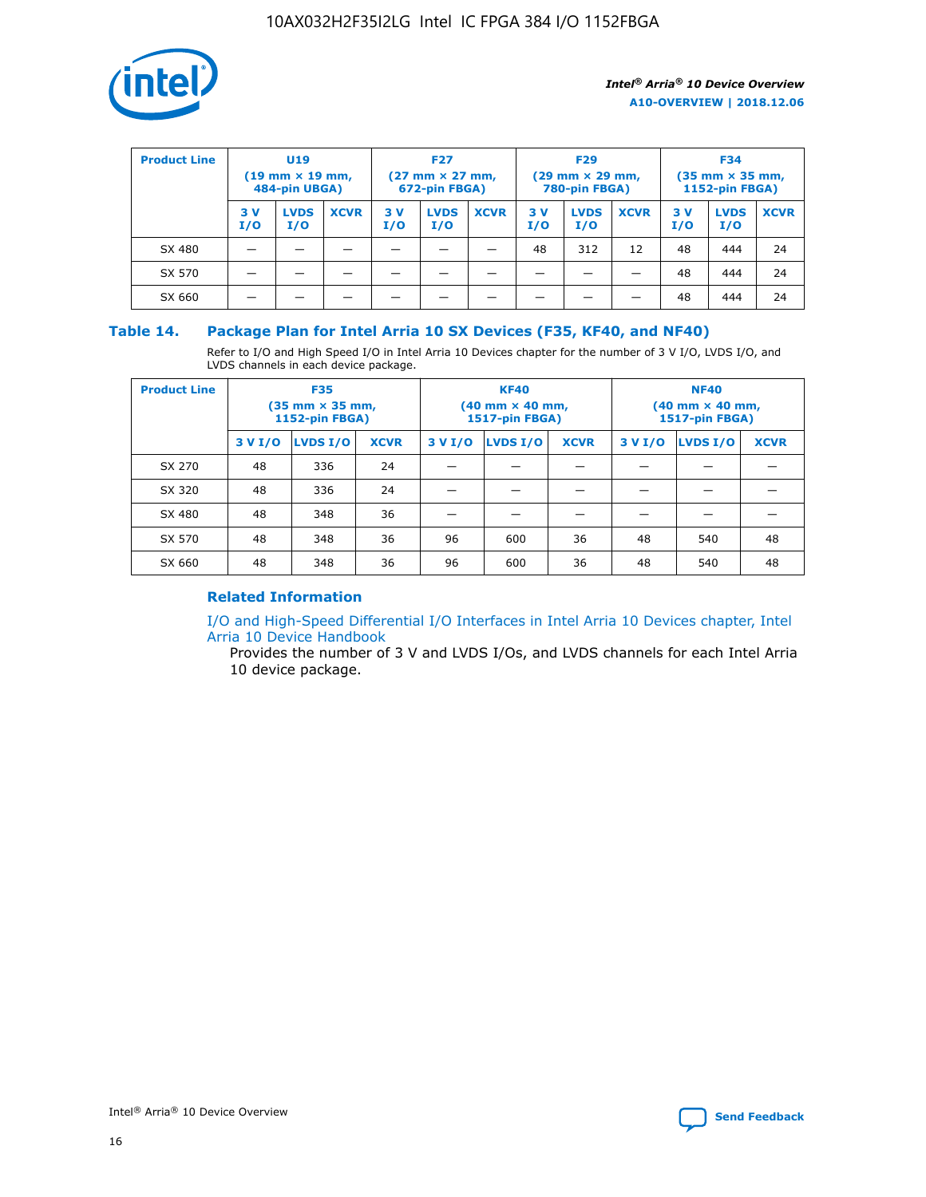| Product Line | U19 (19 mm × 19 mm, 484-pin UBGA) | | | F27 (27 mm × 27 mm, 672-pin FBGA) | | | F29 (29 mm × 29 mm, 780-pin FBGA) | | | F34 (35 mm × 35 mm, 1152-pin FBGA) | | |
|---|---|---|---|---|---|---|---|---|---|---|---|---|
| | 3 V I/O | LVDS I/O | XCVR | 3 V I/O | LVDS I/O | XCVR | 3 V I/O | LVDS I/O | XCVR | 3 V I/O | LVDS I/O | XCVR |
| SX 480 | — | — | — | — | — | — | 48 | 312 | 12 | 48 | 444 | 24 |
| SX 570 | — | — | — | — | — | — | — | — | — | 48 | 444 | 24 |
| SX 660 | — | — | — | — | — | — | — | — | — | 48 | 444 | 24 |

### Table 14. Package Plan for Intel Arria 10 SX Devices (F35, KF40, and NF40)

Refer to I/O and High Speed I/O in Intel Arria 10 Devices chapter for the number of 3 V I/O, LVDS I/O, and LVDS channels in each device package.

| Product Line | F35 (35 mm × 35 mm, 1152-pin FBGA) | | | KF40 (40 mm × 40 mm, 1517-pin FBGA) | | | NF40 (40 mm × 40 mm, 1517-pin FBGA) | | |
|---|---|---|---|---|---|---|---|---|---|
| | 3 V I/O | LVDS I/O | XCVR | 3 V I/O | LVDS I/O | XCVR | 3 V I/O | LVDS I/O | XCVR |
| SX 270 | 48 | 336 | 24 | — | — | — | — | — | — |
| SX 320 | 48 | 336 | 24 | — | — | — | — | — | — |
| SX 480 | 48 | 348 | 36 | — | — | — | — | — | — |
| SX 570 | 48 | 348 | 36 | 96 | 600 | 36 | 48 | 540 | 48 |
| SX 660 | 48 | 348 | 36 | 96 | 600 | 36 | 48 | 540 | 48 |

#### Related Information

I/O and High-Speed Differential I/O Interfaces in Intel Arria 10 Devices chapter, Intel Arria 10 Device Handbook

Provides the number of 3 V and LVDS I/Os, and LVDS channels for each Intel Arria 10 device package.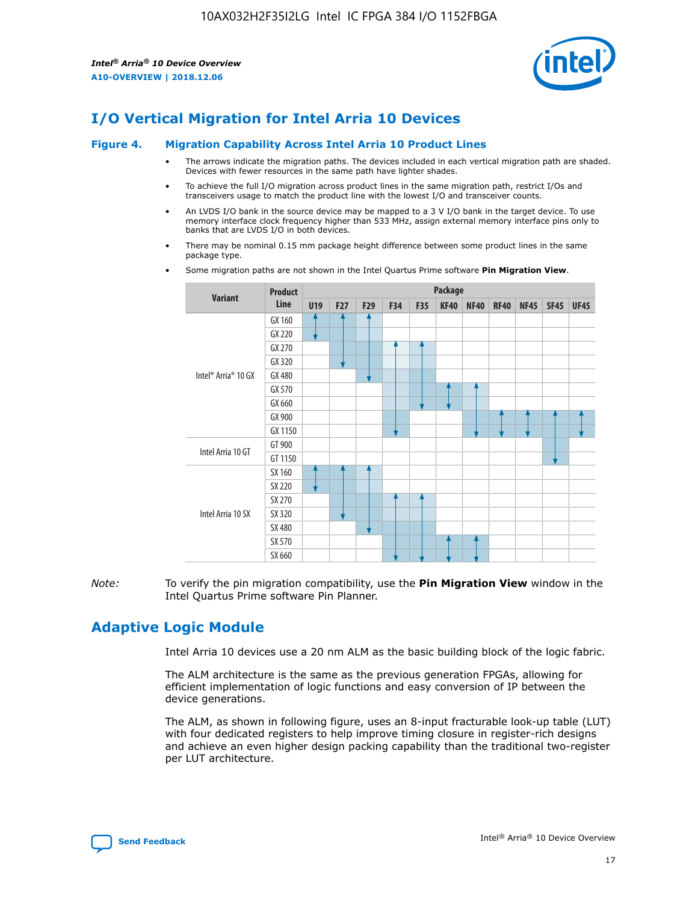# I/O Vertical Migration for Intel Arria 10 Devices

## Figure 4. Migration Capability Across Intel Arria 10 Product Lines

- The arrows indicate the migration paths. The devices included in each vertical migration path are shaded. Devices with fewer resources in the same path have lighter shades.
- To achieve the full I/O migration across product lines in the same migration path, restrict I/Os and transceivers usage to match the product line with the lowest I/O and transceiver counts.
- An LVDS I/O bank in the source device may be mapped to a 3 V I/O bank in the target device. To use memory interface clock frequency higher than 533 MHz, assign external memory interface pins only to banks that are LVDS I/O in both devices.
- There may be nominal 0.15 mm package height difference between some product lines in the same package type.
- Some migration paths are not shown in the Intel Quartus Prime software **Pin Migration View**.

| Variant | Product Line | U19 | F27 | F29 | F34 | F35 | KF40 | NF40 | RF40 | NF45 | SF45 | UF45 |
|---|---|---|---|---|---|---|---|---|---|---|---|---|
| Intel® Arria® 10 GX | GX 160 | | | | | | | | | | | |
| | GX 220 | | | | | | | | | | | |
| | GX 270 | | | | | | | | | | | |
| | GX 320 | | | | | | | | | | | |
| | GX 480 | | | | | | | | | | | |
| | GX 570 | | | | | | | | | | | |
| | GX 660 | | | | | | | | | | | |
| | GX 900 | | | | | | | | | | | |
| | GX 1150 | | | | | | | | | | | |
| Intel Arria 10 GT | GT 900 | | | | | | | | | | | |
| | GT 1150 | | | | | | | | | | | |
| Intel Arria 10 SX | SX 160 | | | | | | | | | | | |
| | SX 220 | | | | | | | | | | | |
| | SX 270 | | | | | | | | | | | |
| | SX 320 | | | | | | | | | | | |
| | SX 480 | | | | | | | | | | | |
| | SX 570 | | | | | | | | | | | |
| | SX 660 | | | | | | | | | | | |

*Note:* To verify the pin migration compatibility, use the **Pin Migration View** window in the Intel Quartus Prime software Pin Planner.

# Adaptive Logic Module

Intel Arria 10 devices use a 20 nm ALM as the basic building block of the logic fabric.

The ALM architecture is the same as the previous generation FPGAs, allowing for efficient implementation of logic functions and easy conversion of IP between the device generations.

The ALM, as shown in following figure, uses an 8-input fracturable look-up table (LUT) with four dedicated registers to help improve timing closure in register-rich designs and achieve an even higher design packing capability than the traditional two-register per LUT architecture.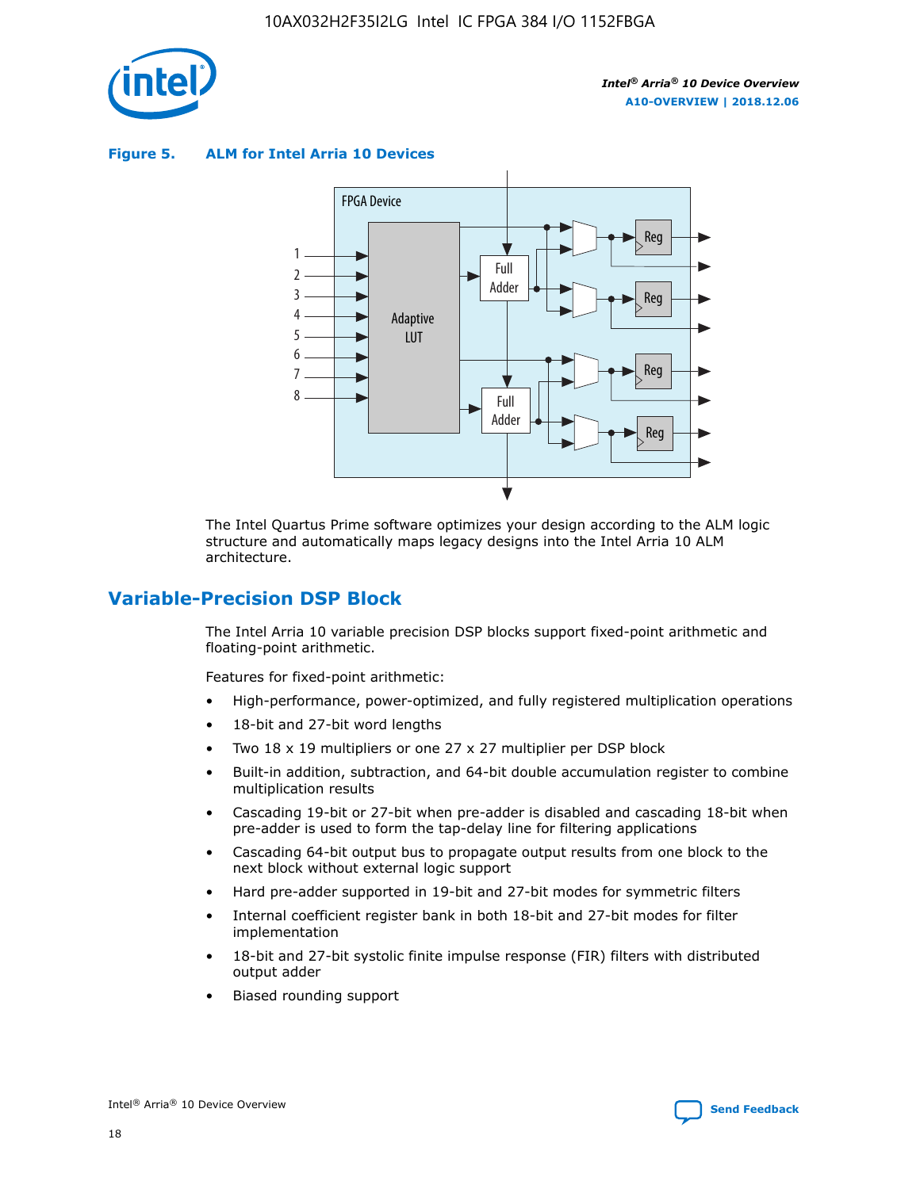**Figure 5. ALM for Intel Arria 10 Devices**

The Intel Quartus Prime software optimizes your design according to the ALM logic structure and automatically maps legacy designs into the Intel Arria 10 ALM architecture.

## Variable-Precision DSP Block

The Intel Arria 10 variable precision DSP blocks support fixed-point arithmetic and floating-point arithmetic.

Features for fixed-point arithmetic:

- High-performance, power-optimized, and fully registered multiplication operations
- 18-bit and 27-bit word lengths
- Two 18 x 19 multipliers or one 27 x 27 multiplier per DSP block
- Built-in addition, subtraction, and 64-bit double accumulation register to combine multiplication results
- Cascading 19-bit or 27-bit when pre-adder is disabled and cascading 18-bit when pre-adder is used to form the tap-delay line for filtering applications
- Cascading 64-bit output bus to propagate output results from one block to the next block without external logic support
- Hard pre-adder supported in 19-bit and 27-bit modes for symmetric filters
- Internal coefficient register bank in both 18-bit and 27-bit modes for filter implementation
- 18-bit and 27-bit systolic finite impulse response (FIR) filters with distributed output adder
- Biased rounding support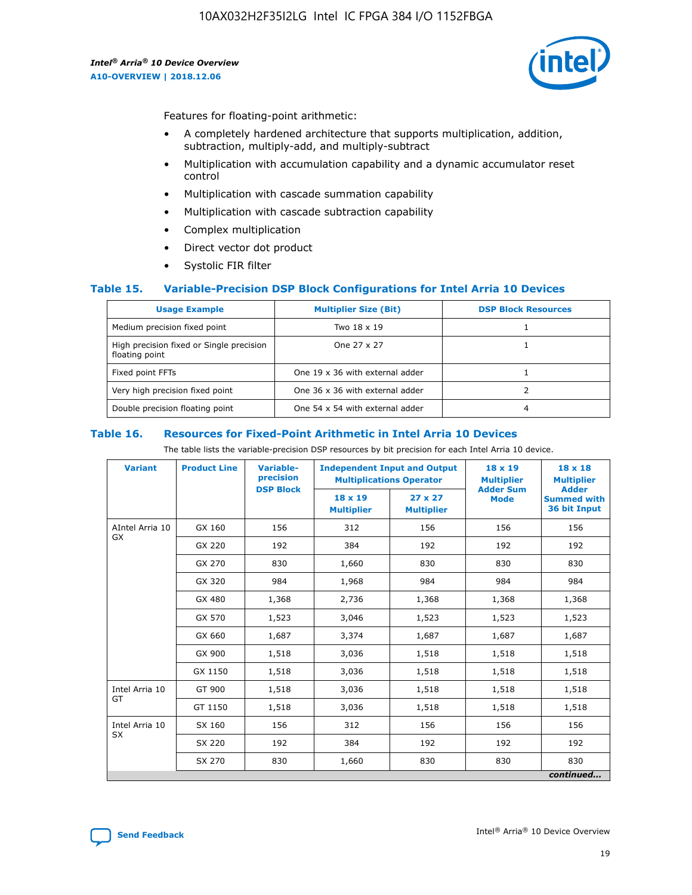Features for floating-point arithmetic:

- A completely hardened architecture that supports multiplication, addition, subtraction, multiply-add, and multiply-subtract
- Multiplication with accumulation capability and a dynamic accumulator reset control
- Multiplication with cascade summation capability
- Multiplication with cascade subtraction capability
- Complex multiplication
- Direct vector dot product
- Systolic FIR filter

### Table 15. Variable-Precision DSP Block Configurations for Intel Arria 10 Devices

| Usage Example | Multiplier Size (Bit) | DSP Block Resources |
|---|---|---|
| Medium precision fixed point | Two 18 x 19 | 1 |
| High precision fixed or Single precision floating point | One 27 x 27 | 1 |
| Fixed point FFTs | One 19 x 36 with external adder | 1 |
| Very high precision fixed point | One 36 x 36 with external adder | 2 |
| Double precision floating point | One 54 x 54 with external adder | 4 |

### Table 16. Resources for Fixed-Point Arithmetic in Intel Arria 10 Devices

The table lists the variable-precision DSP resources by bit precision for each Intel Arria 10 device.

| Variant | Product Line | Variable-precision DSP Block | Independent Input and Output Multiplications Operator | | 18 x 19 Multiplier Adder Sum Mode | 18 x 18 Multiplier Adder Summed with 36 bit Input |
|---|---|---|---|---|---|---|
| | | | 18 x 19 Multiplier | 27 x 27 Multiplier | | |
| AIntel Arria 10 GX | GX 160 | 156 | 312 | 156 | 156 | 156 |
| | GX 220 | 192 | 384 | 192 | 192 | 192 |
| | GX 270 | 830 | 1,660 | 830 | 830 | 830 |
| | GX 320 | 984 | 1,968 | 984 | 984 | 984 |
| | GX 480 | 1,368 | 2,736 | 1,368 | 1,368 | 1,368 |
| | GX 570 | 1,523 | 3,046 | 1,523 | 1,523 | 1,523 |
| | GX 660 | 1,687 | 3,374 | 1,687 | 1,687 | 1,687 |
| | GX 900 | 1,518 | 3,036 | 1,518 | 1,518 | 1,518 |
| | GX 1150 | 1,518 | 3,036 | 1,518 | 1,518 | 1,518 |
| Intel Arria 10 GT | GT 900 | 1,518 | 3,036 | 1,518 | 1,518 | 1,518 |
| | GT 1150 | 1,518 | 3,036 | 1,518 | 1,518 | 1,518 |
| Intel Arria 10 SX | SX 160 | 156 | 312 | 156 | 156 | 156 |
| | SX 220 | 192 | 384 | 192 | 192 | 192 |
| | SX 270 | 830 | 1,660 | 830 | 830 | 830 |

*continued...*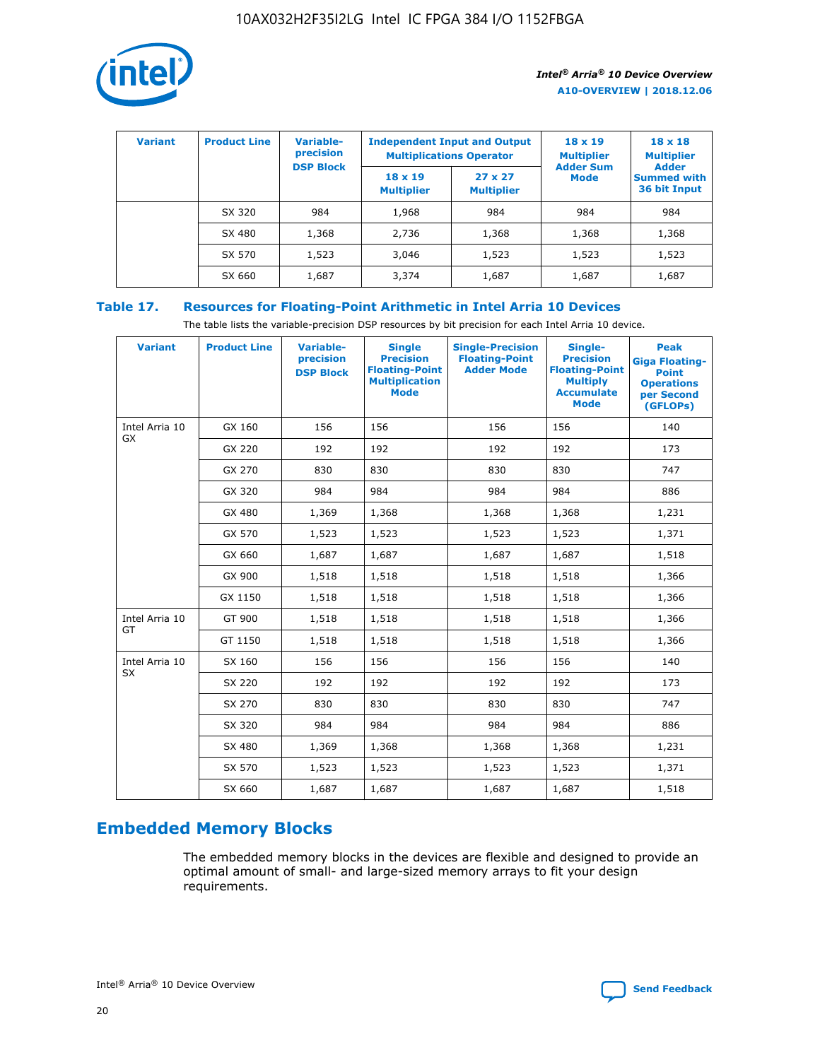| Variant | Product Line | Variable-precision DSP Block | Independent Input and Output Multiplications Operator | | 18 x 19 Multiplier Adder Sum Mode | 18 x 18 Multiplier Adder Summed with 36 bit Input |
|---|---|---|---|---|---|---|
| | | | 18 x 19 Multiplier | 27 x 27 Multiplier | | |
| | SX 320 | 984 | 1,968 | 984 | 984 | 984 |
| | SX 480 | 1,368 | 2,736 | 1,368 | 1,368 | 1,368 |
| | SX 570 | 1,523 | 3,046 | 1,523 | 1,523 | 1,523 |
| | SX 660 | 1,687 | 3,374 | 1,687 | 1,687 | 1,687 |

### Table 17. Resources for Floating-Point Arithmetic in Intel Arria 10 Devices

The table lists the variable-precision DSP resources by bit precision for each Intel Arria 10 device.

| Variant | Product Line | Variable-precision DSP Block | Single Precision Floating-Point Multiplication Mode | Single-Precision Floating-Point Adder Mode | Single-Precision Floating-Point Multiply Accumulate Mode | Peak Giga Floating-Point Operations per Second (GFLOPs) |
|---|---|---|---|---|---|---|
| Intel Arria 10 GX | GX 160 | 156 | 156 | 156 | 156 | 140 |
| | GX 220 | 192 | 192 | 192 | 192 | 173 |
| | GX 270 | 830 | 830 | 830 | 830 | 747 |
| | GX 320 | 984 | 984 | 984 | 984 | 886 |
| | GX 480 | 1,369 | 1,368 | 1,368 | 1,368 | 1,231 |
| | GX 570 | 1,523 | 1,523 | 1,523 | 1,523 | 1,371 |
| | GX 660 | 1,687 | 1,687 | 1,687 | 1,687 | 1,518 |
| | GX 900 | 1,518 | 1,518 | 1,518 | 1,518 | 1,366 |
| | GX 1150 | 1,518 | 1,518 | 1,518 | 1,518 | 1,366 |
| Intel Arria 10 GT | GT 900 | 1,518 | 1,518 | 1,518 | 1,518 | 1,366 |
| | GT 1150 | 1,518 | 1,518 | 1,518 | 1,518 | 1,366 |
| Intel Arria 10 SX | SX 160 | 156 | 156 | 156 | 156 | 140 |
| | SX 220 | 192 | 192 | 192 | 192 | 173 |
| | SX 270 | 830 | 830 | 830 | 830 | 747 |
| | SX 320 | 984 | 984 | 984 | 984 | 886 |
| | SX 480 | 1,369 | 1,368 | 1,368 | 1,368 | 1,231 |
| | SX 570 | 1,523 | 1,523 | 1,523 | 1,523 | 1,371 |
| | SX 660 | 1,687 | 1,687 | 1,687 | 1,687 | 1,518 |

## Embedded Memory Blocks

The embedded memory blocks in the devices are flexible and designed to provide an optimal amount of small- and large-sized memory arrays to fit your design requirements.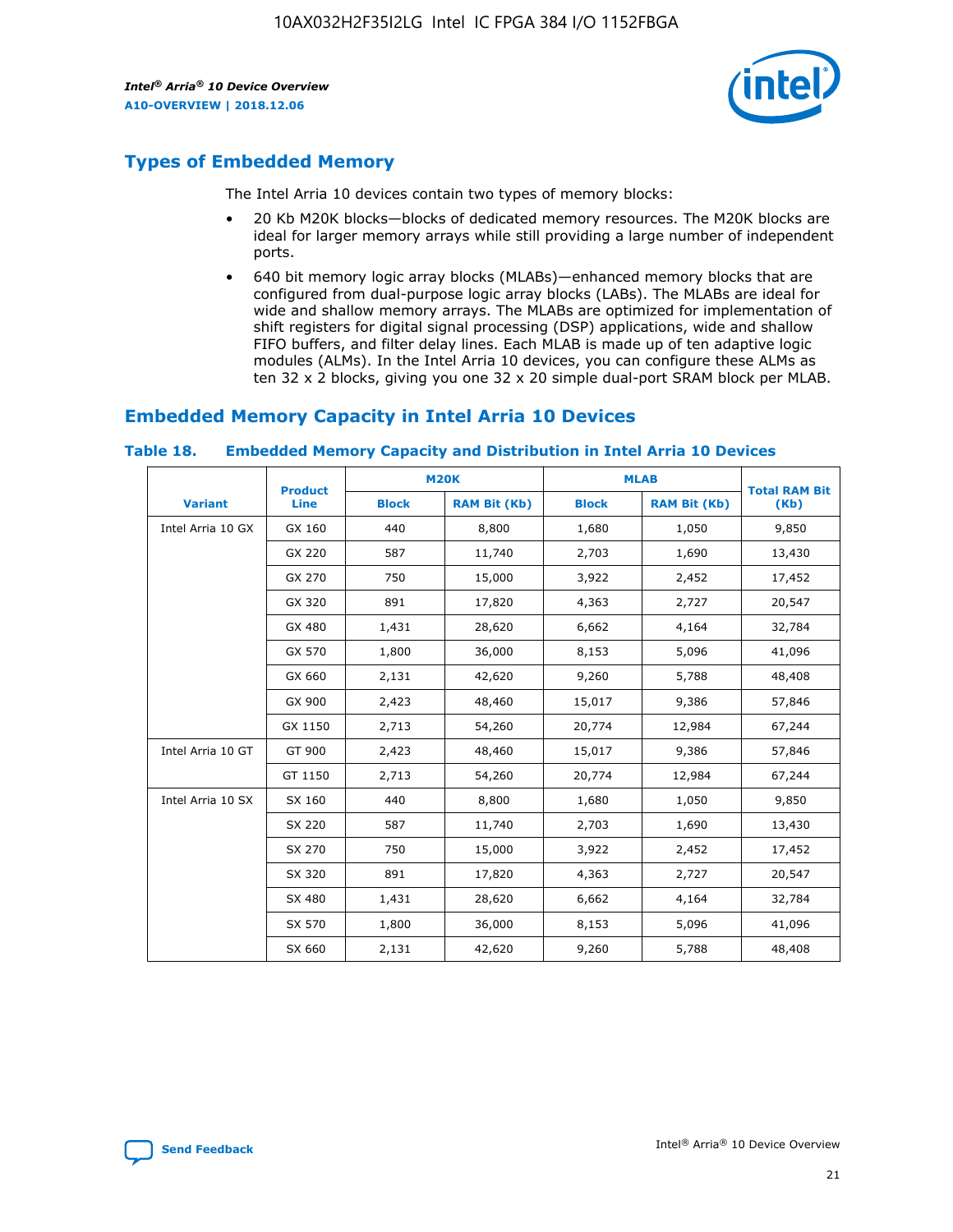## Types of Embedded Memory

The Intel Arria 10 devices contain two types of memory blocks:

- 20 Kb M20K blocks—blocks of dedicated memory resources. The M20K blocks are ideal for larger memory arrays while still providing a large number of independent ports.
- 640 bit memory logic array blocks (MLABs)—enhanced memory blocks that are configured from dual-purpose logic array blocks (LABs). The MLABs are ideal for wide and shallow memory arrays. The MLABs are optimized for implementation of shift registers for digital signal processing (DSP) applications, wide and shallow FIFO buffers, and filter delay lines. Each MLAB is made up of ten adaptive logic modules (ALMs). In the Intel Arria 10 devices, you can configure these ALMs as ten 32 x 2 blocks, giving you one 32 x 20 simple dual-port SRAM block per MLAB.

## Embedded Memory Capacity in Intel Arria 10 Devices

**Table 18. Embedded Memory Capacity and Distribution in Intel Arria 10 Devices**

| Variant | Product Line | M20K | | MLAB | | Total RAM Bit (Kb) |
|---|---|---|---|---|---|---|
| | | Block | RAM Bit (Kb) | Block | RAM Bit (Kb) | |
| Intel Arria 10 GX | GX 160 | 440 | 8,800 | 1,680 | 1,050 | 9,850 |
| | GX 220 | 587 | 11,740 | 2,703 | 1,690 | 13,430 |
| | GX 270 | 750 | 15,000 | 3,922 | 2,452 | 17,452 |
| | GX 320 | 891 | 17,820 | 4,363 | 2,727 | 20,547 |
| | GX 480 | 1,431 | 28,620 | 6,662 | 4,164 | 32,784 |
| | GX 570 | 1,800 | 36,000 | 8,153 | 5,096 | 41,096 |
| | GX 660 | 2,131 | 42,620 | 9,260 | 5,788 | 48,408 |
| | GX 900 | 2,423 | 48,460 | 15,017 | 9,386 | 57,846 |
| | GX 1150 | 2,713 | 54,260 | 20,774 | 12,984 | 67,244 |
| Intel Arria 10 GT | GT 900 | 2,423 | 48,460 | 15,017 | 9,386 | 57,846 |
| | GT 1150 | 2,713 | 54,260 | 20,774 | 12,984 | 67,244 |
| Intel Arria 10 SX | SX 160 | 440 | 8,800 | 1,680 | 1,050 | 9,850 |
| | SX 220 | 587 | 11,740 | 2,703 | 1,690 | 13,430 |
| | SX 270 | 750 | 15,000 | 3,922 | 2,452 | 17,452 |
| | SX 320 | 891 | 17,820 | 4,363 | 2,727 | 20,547 |
| | SX 480 | 1,431 | 28,620 | 6,662 | 4,164 | 32,784 |
| | SX 570 | 1,800 | 36,000 | 8,153 | 5,096 | 41,096 |
| | SX 660 | 2,131 | 42,620 | 9,260 | 5,788 | 48,408 |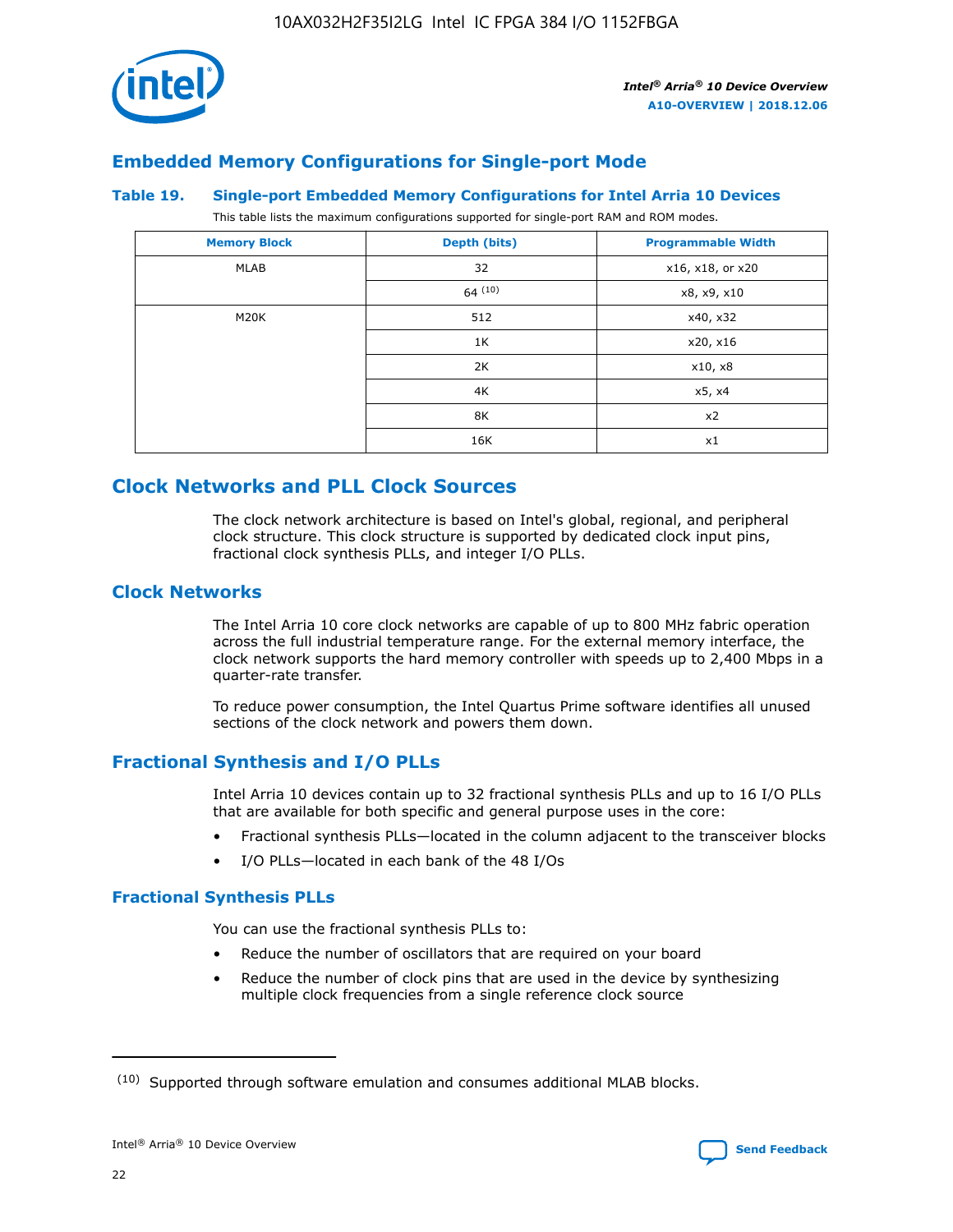## Embedded Memory Configurations for Single-port Mode

### Table 19. Single-port Embedded Memory Configurations for Intel Arria 10 Devices

This table lists the maximum configurations supported for single-port RAM and ROM modes.

| Memory Block | Depth (bits) | Programmable Width |
| --- | --- | --- |
| MLAB | 32 | x16, x18, or x20 |
| | 64 [(10)] | x8, x9, x10 |
| M20K | 512 | x40, x32 |
| | 1K | x20, x16 |
| | 2K | x10, x8 |
| | 4K | x5, x4 |
| | 8K | x2 |
| | 16K | x1 |

# Clock Networks and PLL Clock Sources

The clock network architecture is based on Intel's global, regional, and peripheral clock structure. This clock structure is supported by dedicated clock input pins, fractional clock synthesis PLLs, and integer I/O PLLs.

## Clock Networks

The Intel Arria 10 core clock networks are capable of up to 800 MHz fabric operation across the full industrial temperature range. For the external memory interface, the clock network supports the hard memory controller with speeds up to 2,400 Mbps in a quarter-rate transfer.

To reduce power consumption, the Intel Quartus Prime software identifies all unused sections of the clock network and powers them down.

## Fractional Synthesis and I/O PLLs

Intel Arria 10 devices contain up to 32 fractional synthesis PLLs and up to 16 I/O PLLs that are available for both specific and general purpose uses in the core:

- Fractional synthesis PLLs—located in the column adjacent to the transceiver blocks
- I/O PLLs—located in each bank of the 48 I/Os

### Fractional Synthesis PLLs

You can use the fractional synthesis PLLs to:

- Reduce the number of oscillators that are required on your board
- Reduce the number of clock pins that are used in the device by synthesizing multiple clock frequencies from a single reference clock source

(10) Supported through software emulation and consumes additional MLAB blocks.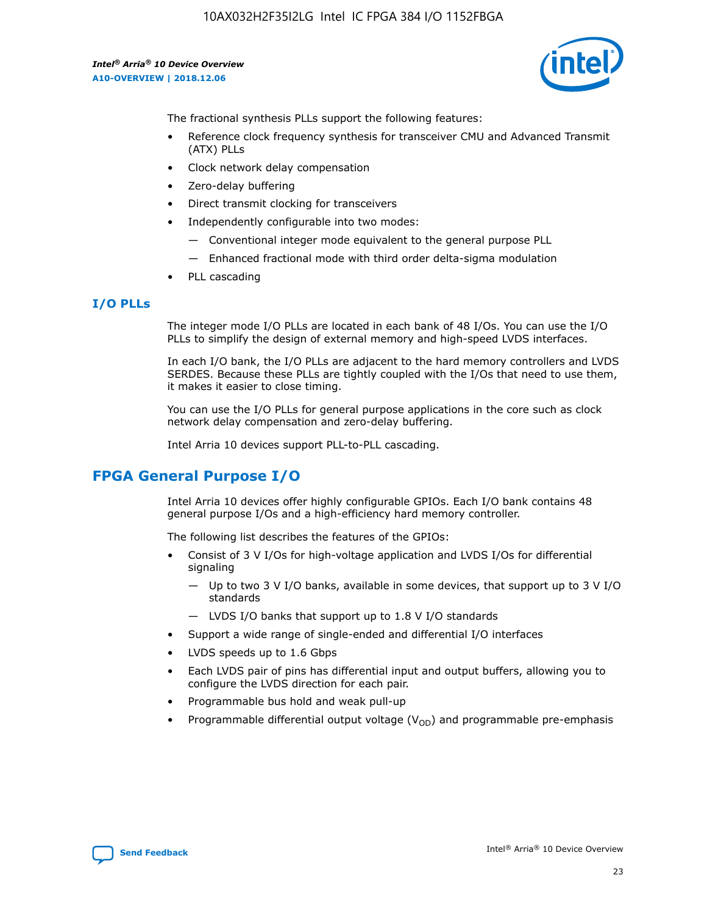The fractional synthesis PLLs support the following features:

- Reference clock frequency synthesis for transceiver CMU and Advanced Transmit (ATX) PLLs
- Clock network delay compensation
- Zero-delay buffering
- Direct transmit clocking for transceivers
- Independently configurable into two modes:
  - — Conventional integer mode equivalent to the general purpose PLL
  - — Enhanced fractional mode with third order delta-sigma modulation
- PLL cascading

### I/O PLLs

The integer mode I/O PLLs are located in each bank of 48 I/Os. You can use the I/O PLLs to simplify the design of external memory and high-speed LVDS interfaces.

In each I/O bank, the I/O PLLs are adjacent to the hard memory controllers and LVDS SERDES. Because these PLLs are tightly coupled with the I/Os that need to use them, it makes it easier to close timing.

You can use the I/O PLLs for general purpose applications in the core such as clock network delay compensation and zero-delay buffering.

Intel Arria 10 devices support PLL-to-PLL cascading.

## FPGA General Purpose I/O

Intel Arria 10 devices offer highly configurable GPIOs. Each I/O bank contains 48 general purpose I/Os and a high-efficiency hard memory controller.

The following list describes the features of the GPIOs:

- Consist of 3 V I/Os for high-voltage application and LVDS I/Os for differential signaling
  - — Up to two 3 V I/O banks, available in some devices, that support up to 3 V I/O standards
  - — LVDS I/O banks that support up to 1.8 V I/O standards
- Support a wide range of single-ended and differential I/O interfaces
- LVDS speeds up to 1.6 Gbps
- Each LVDS pair of pins has differential input and output buffers, allowing you to configure the LVDS direction for each pair.
- Programmable bus hold and weak pull-up
- Programmable differential output voltage ($V_{OD}$) and programmable pre-emphasis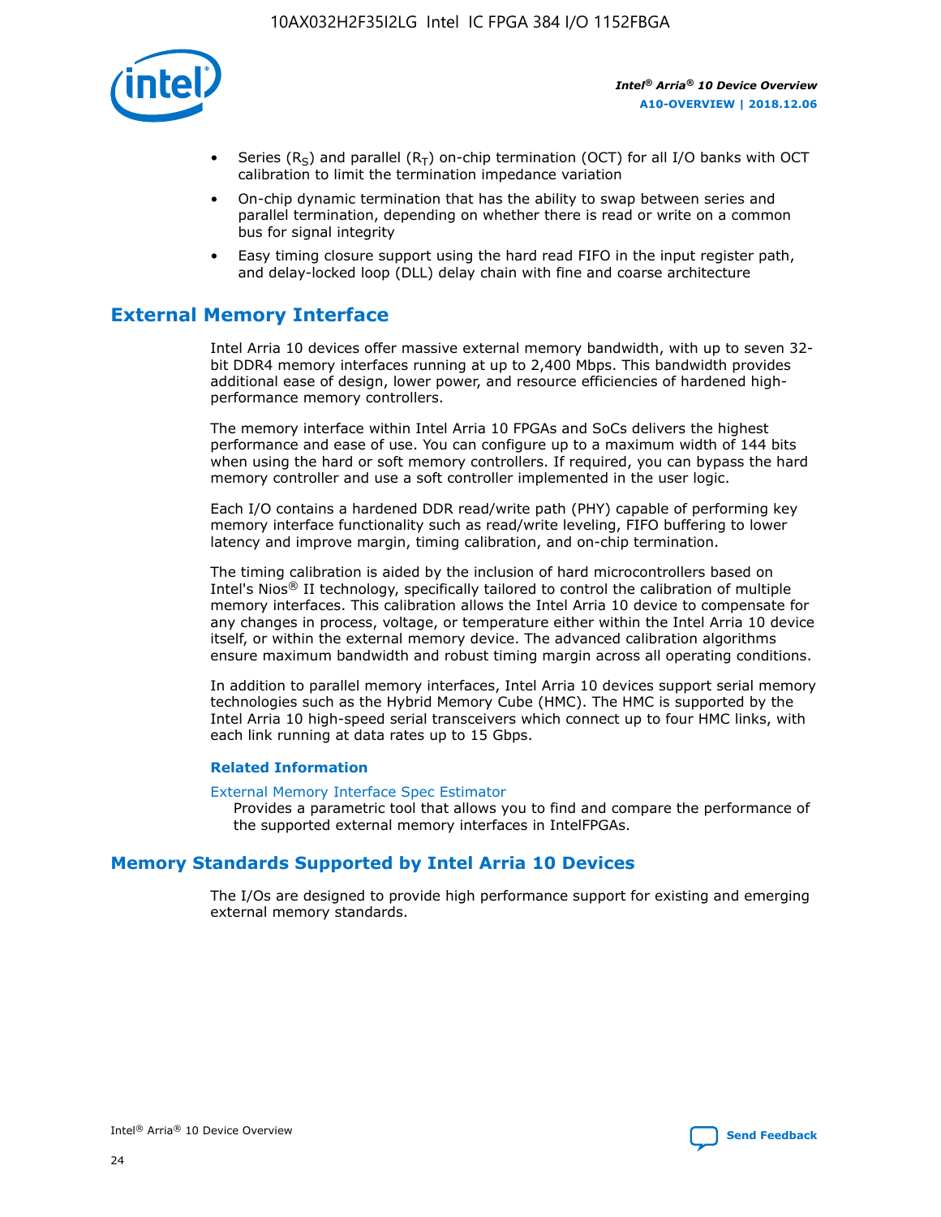- Series ($R_S$) and parallel ($R_T$) on-chip termination (OCT) for all I/O banks with OCT calibration to limit the termination impedance variation
- On-chip dynamic termination that has the ability to swap between series and parallel termination, depending on whether there is read or write on a common bus for signal integrity
- Easy timing closure support using the hard read FIFO in the input register path, and delay-locked loop (DLL) delay chain with fine and coarse architecture

## External Memory Interface

Intel Arria 10 devices offer massive external memory bandwidth, with up to seven 32-bit DDR4 memory interfaces running at up to 2,400 Mbps. This bandwidth provides additional ease of design, lower power, and resource efficiencies of hardened high-performance memory controllers.

The memory interface within Intel Arria 10 FPGAs and SoCs delivers the highest performance and ease of use. You can configure up to a maximum width of 144 bits when using the hard or soft memory controllers. If required, you can bypass the hard memory controller and use a soft controller implemented in the user logic.

Each I/O contains a hardened DDR read/write path (PHY) capable of performing key memory interface functionality such as read/write leveling, FIFO buffering to lower latency and improve margin, timing calibration, and on-chip termination.

The timing calibration is aided by the inclusion of hard microcontrollers based on Intel's Nios® II technology, specifically tailored to control the calibration of multiple memory interfaces. This calibration allows the Intel Arria 10 device to compensate for any changes in process, voltage, or temperature either within the Intel Arria 10 device itself, or within the external memory device. The advanced calibration algorithms ensure maximum bandwidth and robust timing margin across all operating conditions.

In addition to parallel memory interfaces, Intel Arria 10 devices support serial memory technologies such as the Hybrid Memory Cube (HMC). The HMC is supported by the Intel Arria 10 high-speed serial transceivers which connect up to four HMC links, with each link running at data rates up to 15 Gbps.

### Related Information

External Memory Interface Spec Estimator
Provides a parametric tool that allows you to find and compare the performance of the supported external memory interfaces in IntelFPGAs.

## Memory Standards Supported by Intel Arria 10 Devices

The I/Os are designed to provide high performance support for existing and emerging external memory standards.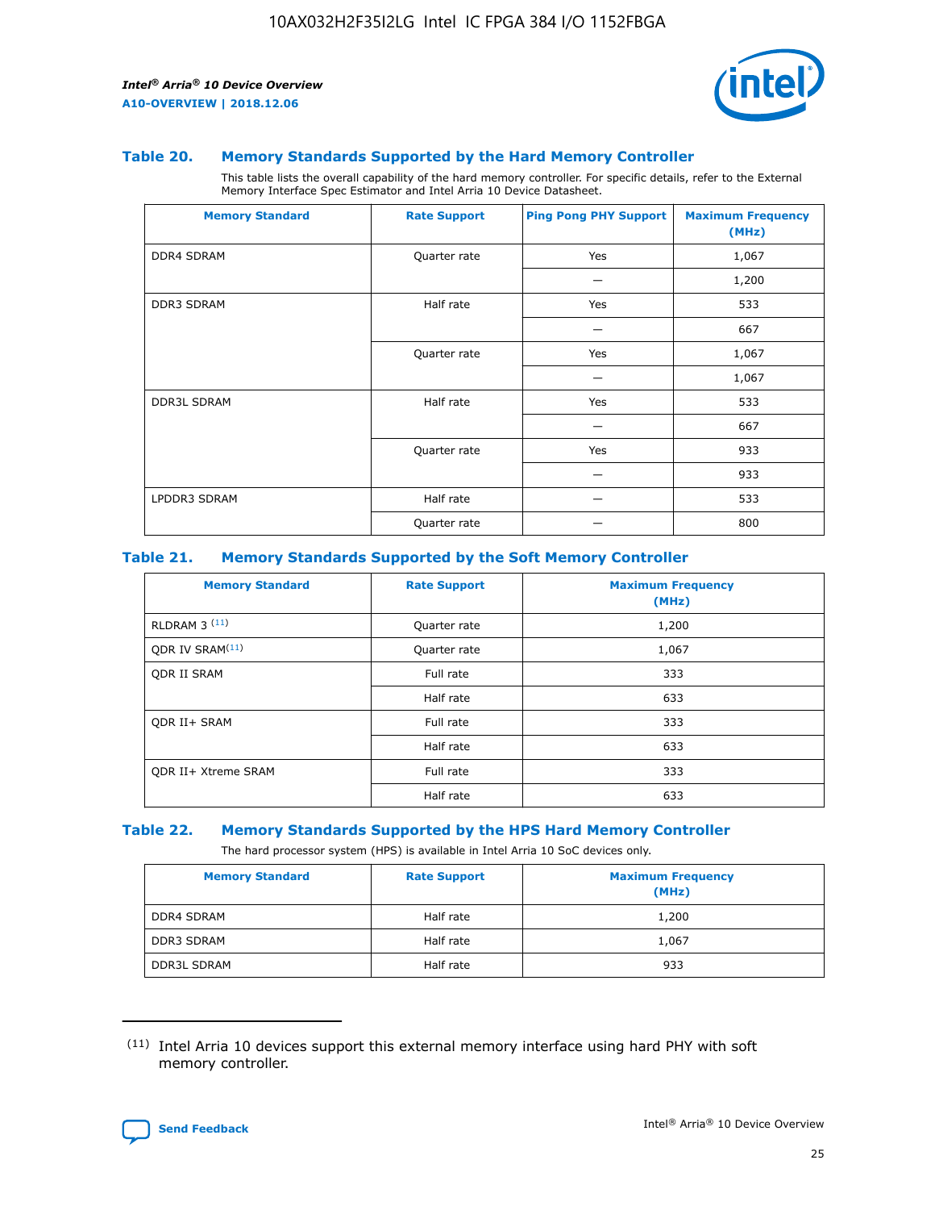### Table 20. Memory Standards Supported by the Hard Memory Controller

This table lists the overall capability of the hard memory controller. For specific details, refer to the External Memory Interface Spec Estimator and Intel Arria 10 Device Datasheet.

| Memory Standard | Rate Support | Ping Pong PHY Support | Maximum Frequency (MHz) |
|---|---|---|---|
| DDR4 SDRAM | Quarter rate | Yes | 1,067 |
| | | — | 1,200 |
| DDR3 SDRAM | Half rate | Yes | 533 |
| | | — | 667 |
| | Quarter rate | Yes | 1,067 |
| | | — | 1,067 |
| DDR3L SDRAM | Half rate | Yes | 533 |
| | | — | 667 |
| | Quarter rate | Yes | 933 |
| | | — | 933 |
| LPDDR3 SDRAM | Half rate | — | 533 |
| | Quarter rate | — | 800 |

### Table 21. Memory Standards Supported by the Soft Memory Controller

| Memory Standard | Rate Support | Maximum Frequency (MHz) |
|---|---|---|
| RLDRAM 3 (11) | Quarter rate | 1,200 |
| QDR IV SRAM(11) | Quarter rate | 1,067 |
| QDR II SRAM | Full rate | 333 |
| | Half rate | 633 |
| QDR II+ SRAM | Full rate | 333 |
| | Half rate | 633 |
| QDR II+ Xtreme SRAM | Full rate | 333 |
| | Half rate | 633 |

### Table 22. Memory Standards Supported by the HPS Hard Memory Controller

The hard processor system (HPS) is available in Intel Arria 10 SoC devices only.

| Memory Standard | Rate Support | Maximum Frequency (MHz) |
|---|---|---|
| DDR4 SDRAM | Half rate | 1,200 |
| DDR3 SDRAM | Half rate | 1,067 |
| DDR3L SDRAM | Half rate | 933 |

(11) Intel Arria 10 devices support this external memory interface using hard PHY with soft memory controller.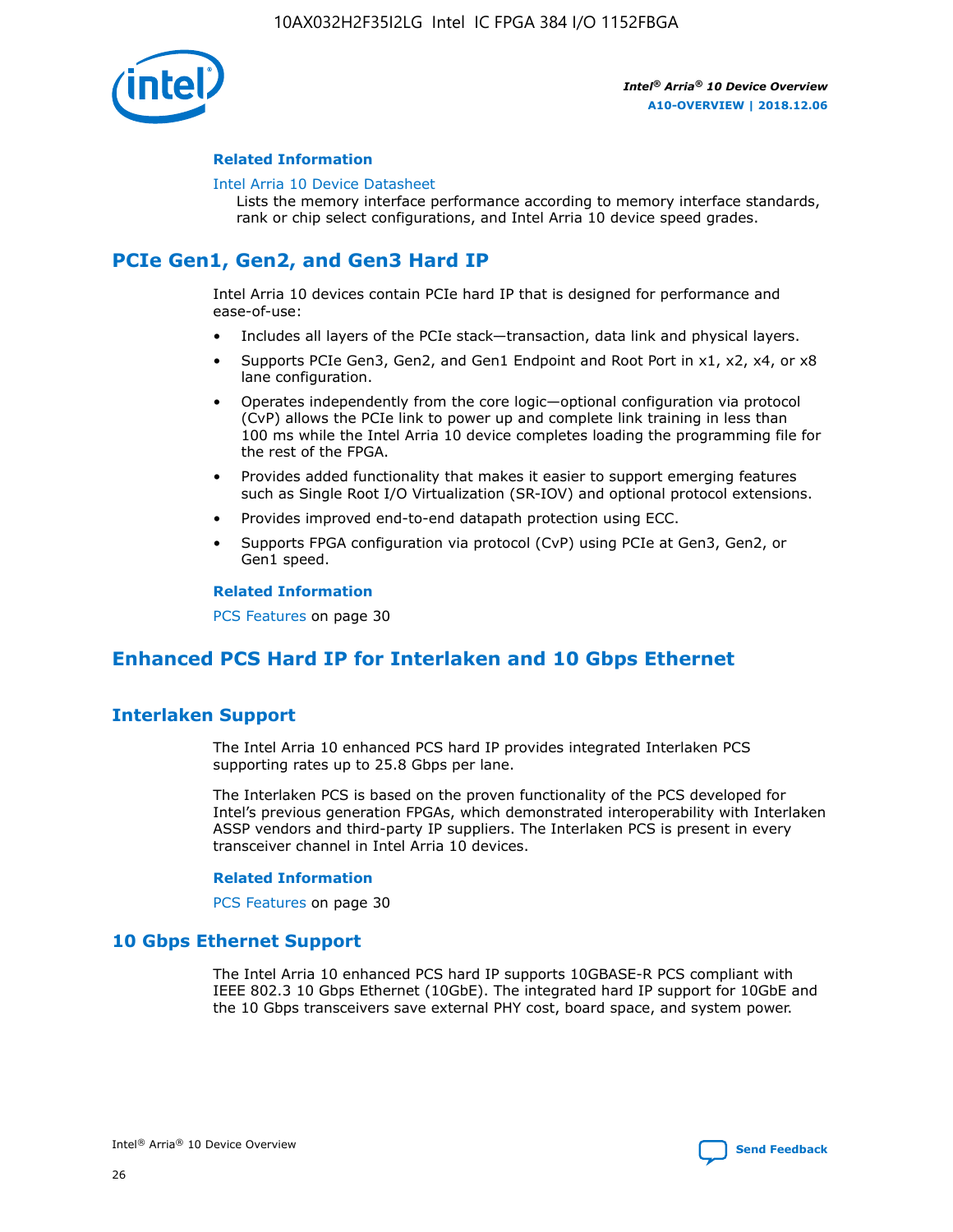**Related Information**

Intel Arria 10 Device Datasheet
Lists the memory interface performance according to memory interface standards, rank or chip select configurations, and Intel Arria 10 device speed grades.

## PCIe Gen1, Gen2, and Gen3 Hard IP

Intel Arria 10 devices contain PCIe hard IP that is designed for performance and ease-of-use:

- Includes all layers of the PCIe stack—transaction, data link and physical layers.
- Supports PCIe Gen3, Gen2, and Gen1 Endpoint and Root Port in x1, x2, x4, or x8 lane configuration.
- Operates independently from the core logic—optional configuration via protocol (CvP) allows the PCIe link to power up and complete link training in less than 100 ms while the Intel Arria 10 device completes loading the programming file for the rest of the FPGA.
- Provides added functionality that makes it easier to support emerging features such as Single Root I/O Virtualization (SR-IOV) and optional protocol extensions.
- Provides improved end-to-end datapath protection using ECC.
- Supports FPGA configuration via protocol (CvP) using PCIe at Gen3, Gen2, or Gen1 speed.

**Related Information**

PCS Features on page 30

## Enhanced PCS Hard IP for Interlaken and 10 Gbps Ethernet

### Interlaken Support

The Intel Arria 10 enhanced PCS hard IP provides integrated Interlaken PCS supporting rates up to 25.8 Gbps per lane.

The Interlaken PCS is based on the proven functionality of the PCS developed for Intel's previous generation FPGAs, which demonstrated interoperability with Interlaken ASSP vendors and third-party IP suppliers. The Interlaken PCS is present in every transceiver channel in Intel Arria 10 devices.

**Related Information**

PCS Features on page 30

### 10 Gbps Ethernet Support

The Intel Arria 10 enhanced PCS hard IP supports 10GBASE-R PCS compliant with IEEE 802.3 10 Gbps Ethernet (10GbE). The integrated hard IP support for 10GbE and the 10 Gbps transceivers save external PHY cost, board space, and system power.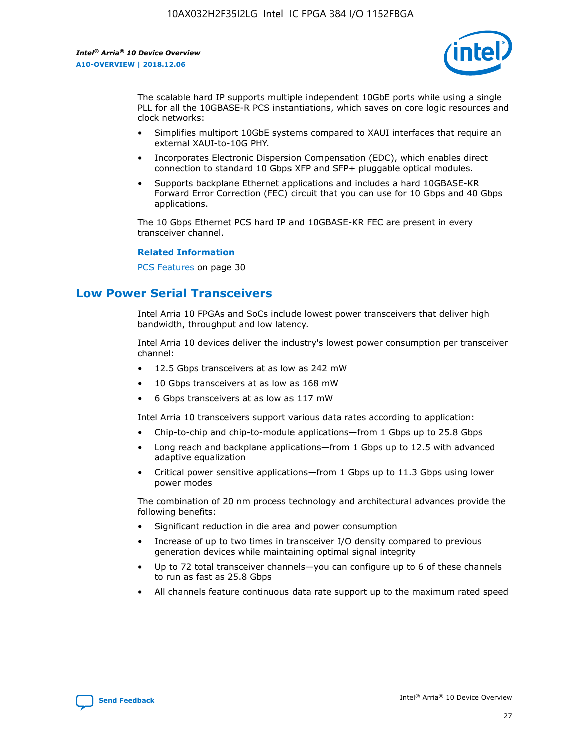The scalable hard IP supports multiple independent 10GbE ports while using a single PLL for all the 10GBASE-R PCS instantiations, which saves on core logic resources and clock networks:

- Simplifies multiport 10GbE systems compared to XAUI interfaces that require an external XAUI-to-10G PHY.
- Incorporates Electronic Dispersion Compensation (EDC), which enables direct connection to standard 10 Gbps XFP and SFP+ pluggable optical modules.
- Supports backplane Ethernet applications and includes a hard 10GBASE-KR Forward Error Correction (FEC) circuit that you can use for 10 Gbps and 40 Gbps applications.

The 10 Gbps Ethernet PCS hard IP and 10GBASE-KR FEC are present in every transceiver channel.

**Related Information**

PCS Features on page 30

## Low Power Serial Transceivers

Intel Arria 10 FPGAs and SoCs include lowest power transceivers that deliver high bandwidth, throughput and low latency.

Intel Arria 10 devices deliver the industry's lowest power consumption per transceiver channel:

- 12.5 Gbps transceivers at as low as 242 mW
- 10 Gbps transceivers at as low as 168 mW
- 6 Gbps transceivers at as low as 117 mW

Intel Arria 10 transceivers support various data rates according to application:

- Chip-to-chip and chip-to-module applications—from 1 Gbps up to 25.8 Gbps
- Long reach and backplane applications—from 1 Gbps up to 12.5 with advanced adaptive equalization
- Critical power sensitive applications—from 1 Gbps up to 11.3 Gbps using lower power modes

The combination of 20 nm process technology and architectural advances provide the following benefits:

- Significant reduction in die area and power consumption
- Increase of up to two times in transceiver I/O density compared to previous generation devices while maintaining optimal signal integrity
- Up to 72 total transceiver channels—you can configure up to 6 of these channels to run as fast as 25.8 Gbps
- All channels feature continuous data rate support up to the maximum rated speed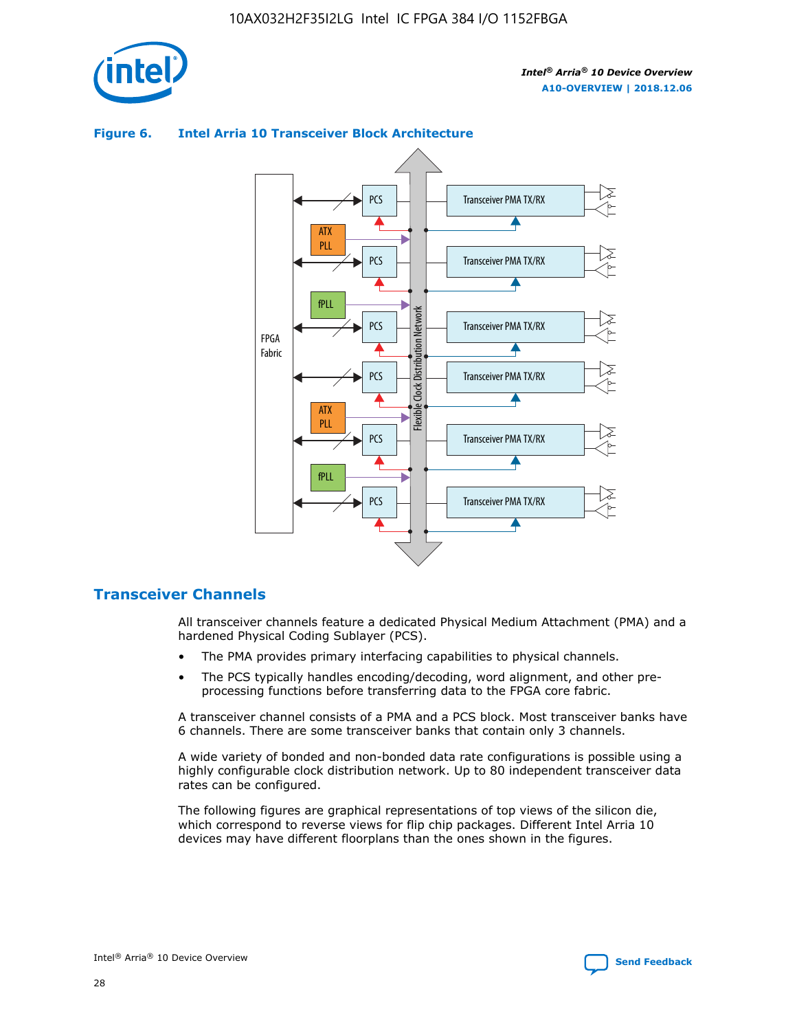**Figure 6. Intel Arria 10 Transceiver Block Architecture**

## Transceiver Channels

All transceiver channels feature a dedicated Physical Medium Attachment (PMA) and a hardened Physical Coding Sublayer (PCS).

- The PMA provides primary interfacing capabilities to physical channels.
- The PCS typically handles encoding/decoding, word alignment, and other pre-processing functions before transferring data to the FPGA core fabric.

A transceiver channel consists of a PMA and a PCS block. Most transceiver banks have 6 channels. There are some transceiver banks that contain only 3 channels.

A wide variety of bonded and non-bonded data rate configurations is possible using a highly configurable clock distribution network. Up to 80 independent transceiver data rates can be configured.

The following figures are graphical representations of top views of the silicon die, which correspond to reverse views for flip chip packages. Different Intel Arria 10 devices may have different floorplans than the ones shown in the figures.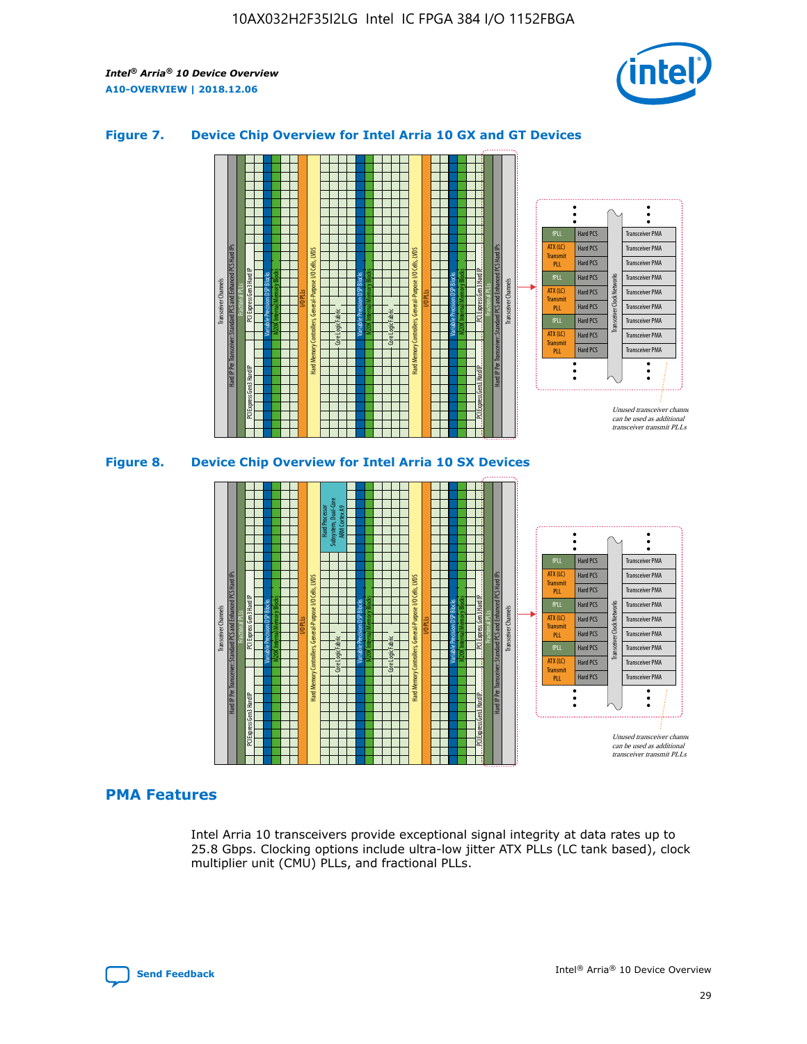### Figure 7. Device Chip Overview for Intel Arria 10 GX and GT Devices

### Figure 8. Device Chip Overview for Intel Arria 10 SX Devices

## PMA Features

Intel Arria 10 transceivers provide exceptional signal integrity at data rates up to 25.8 Gbps. Clocking options include ultra-low jitter ATX PLLs (LC tank based), clock multiplier unit (CMU) PLLs, and fractional PLLs.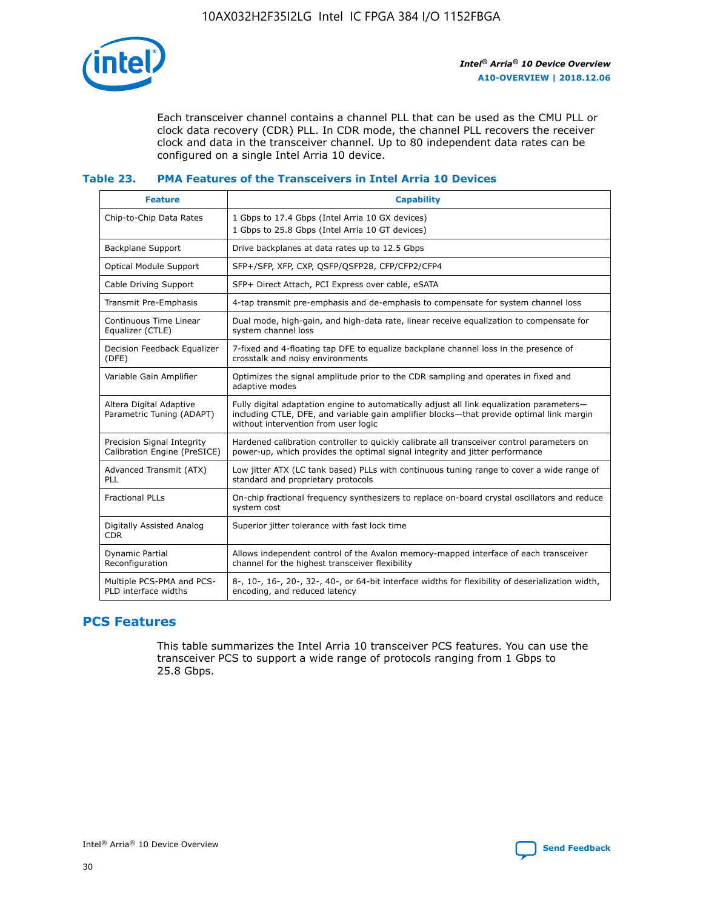Each transceiver channel contains a channel PLL that can be used as the CMU PLL or clock data recovery (CDR) PLL. In CDR mode, the channel PLL recovers the receiver clock and data in the transceiver channel. Up to 80 independent data rates can be configured on a single Intel Arria 10 device.

### Table 23. PMA Features of the Transceivers in Intel Arria 10 Devices

| Feature | Capability |
| --- | --- |
| Chip-to-Chip Data Rates | 1 Gbps to 17.4 Gbps (Intel Arria 10 GX devices)<br>1 Gbps to 25.8 Gbps (Intel Arria 10 GT devices) |
| Backplane Support | Drive backplanes at data rates up to 12.5 Gbps |
| Optical Module Support | SFP+/SFP, XFP, CXP, QSFP/QSFP28, CFP/CFP2/CFP4 |
| Cable Driving Support | SFP+ Direct Attach, PCI Express over cable, eSATA |
| Transmit Pre-Emphasis | 4-tap transmit pre-emphasis and de-emphasis to compensate for system channel loss |
| Continuous Time Linear Equalizer (CTLE) | Dual mode, high-gain, and high-data rate, linear receive equalization to compensate for system channel loss |
| Decision Feedback Equalizer (DFE) | 7-fixed and 4-floating tap DFE to equalize backplane channel loss in the presence of crosstalk and noisy environments |
| Variable Gain Amplifier | Optimizes the signal amplitude prior to the CDR sampling and operates in fixed and adaptive modes |
| Altera Digital Adaptive Parametric Tuning (ADAPT) | Fully digital adaptation engine to automatically adjust all link equalization parameters—including CTLE, DFE, and variable gain amplifier blocks—that provide optimal link margin without intervention from user logic |
| Precision Signal Integrity Calibration Engine (PreSICE) | Hardened calibration controller to quickly calibrate all transceiver control parameters on power-up, which provides the optimal signal integrity and jitter performance |
| Advanced Transmit (ATX) PLL | Low jitter ATX (LC tank based) PLLs with continuous tuning range to cover a wide range of standard and proprietary protocols |
| Fractional PLLs | On-chip fractional frequency synthesizers to replace on-board crystal oscillators and reduce system cost |
| Digitally Assisted Analog CDR | Superior jitter tolerance with fast lock time |
| Dynamic Partial Reconfiguration | Allows independent control of the Avalon memory-mapped interface of each transceiver channel for the highest transceiver flexibility |
| Multiple PCS-PMA and PCS-PLD interface widths | 8-, 10-, 16-, 20-, 32-, 40-, or 64-bit interface widths for flexibility of deserialization width, encoding, and reduced latency |

## PCS Features

This table summarizes the Intel Arria 10 transceiver PCS features. You can use the transceiver PCS to support a wide range of protocols ranging from 1 Gbps to 25.8 Gbps.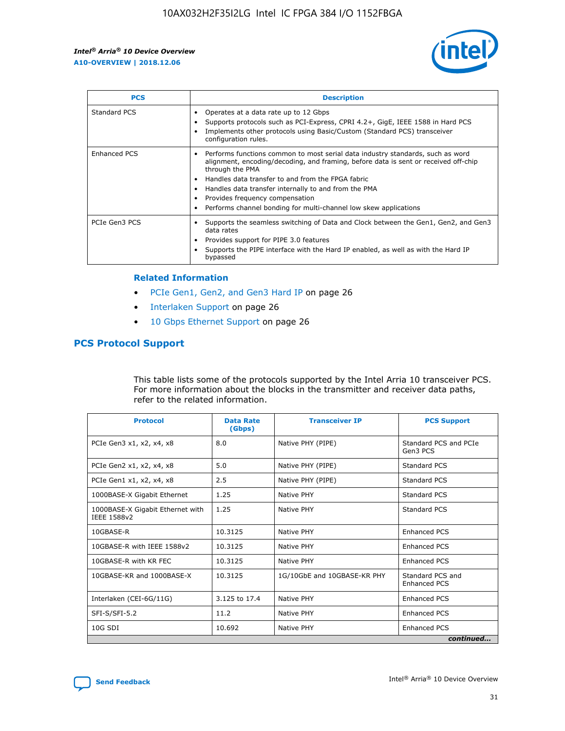| PCS | Description |
| --- | --- |
| Standard PCS | • Operates at a data rate up to 12 Gbps<br>• Supports protocols such as PCI-Express, CPRI 4.2+, GigE, IEEE 1588 in Hard PCS<br>• Implements other protocols using Basic/Custom (Standard PCS) transceiver configuration rules. |
| Enhanced PCS | • Performs functions common to most serial data industry standards, such as word alignment, encoding/decoding, and framing, before data is sent or received off-chip through the PMA<br>• Handles data transfer to and from the FPGA fabric<br>• Handles data transfer internally to and from the PMA<br>• Provides frequency compensation<br>• Performs channel bonding for multi-channel low skew applications |
| PCIe Gen3 PCS | • Supports the seamless switching of Data and Clock between the Gen1, Gen2, and Gen3 data rates<br>• Provides support for PIPE 3.0 features<br>• Supports the PIPE interface with the Hard IP enabled, as well as with the Hard IP bypassed |

**Related Information**

- PCIe Gen1, Gen2, and Gen3 Hard IP on page 26
- Interlaken Support on page 26
- 10 Gbps Ethernet Support on page 26

## PCS Protocol Support

This table lists some of the protocols supported by the Intel Arria 10 transceiver PCS. For more information about the blocks in the transmitter and receiver data paths, refer to the related information.

| Protocol | Data Rate (Gbps) | Transceiver IP | PCS Support |
| --- | --- | --- | --- |
| PCIe Gen3 x1, x2, x4, x8 | 8.0 | Native PHY (PIPE) | Standard PCS and PCIe Gen3 PCS |
| PCIe Gen2 x1, x2, x4, x8 | 5.0 | Native PHY (PIPE) | Standard PCS |
| PCIe Gen1 x1, x2, x4, x8 | 2.5 | Native PHY (PIPE) | Standard PCS |
| 1000BASE-X Gigabit Ethernet | 1.25 | Native PHY | Standard PCS |
| 1000BASE-X Gigabit Ethernet with IEEE 1588v2 | 1.25 | Native PHY | Standard PCS |
| 10GBASE-R | 10.3125 | Native PHY | Enhanced PCS |
| 10GBASE-R with IEEE 1588v2 | 10.3125 | Native PHY | Enhanced PCS |
| 10GBASE-R with KR FEC | 10.3125 | Native PHY | Enhanced PCS |
| 10GBASE-KR and 1000BASE-X | 10.3125 | 1G/10GbE and 10GBASE-KR PHY | Standard PCS and Enhanced PCS |
| Interlaken (CEI-6G/11G) | 3.125 to 17.4 | Native PHY | Enhanced PCS |
| SFI-S/SFI-5.2 | 11.2 | Native PHY | Enhanced PCS |
| 10G SDI | 10.692 | Native PHY | Enhanced PCS |

*continued...*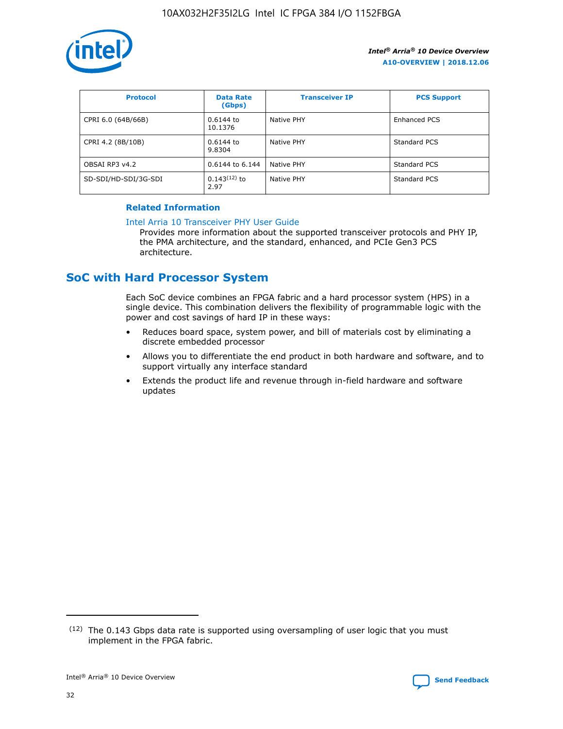| Protocol | Data Rate (Gbps) | Transceiver IP | PCS Support |
| --- | --- | --- | --- |
| CPRI 6.0 (64B/66B) | 0.6144 to 10.1376 | Native PHY | Enhanced PCS |
| CPRI 4.2 (8B/10B) | 0.6144 to 9.8304 | Native PHY | Standard PCS |
| OBSAI RP3 v4.2 | 0.6144 to 6.144 | Native PHY | Standard PCS |
| SD-SDI/HD-SDI/3G-SDI | 0.143[12] to 2.97 | Native PHY | Standard PCS |

#### Related Information

Intel Arria 10 Transceiver PHY User Guide
Provides more information about the supported transceiver protocols and PHY IP, the PMA architecture, and the standard, enhanced, and PCIe Gen3 PCS architecture.

## SoC with Hard Processor System

Each SoC device combines an FPGA fabric and a hard processor system (HPS) in a single device. This combination delivers the flexibility of programmable logic with the power and cost savings of hard IP in these ways:

- Reduces board space, system power, and bill of materials cost by eliminating a discrete embedded processor
- Allows you to differentiate the end product in both hardware and software, and to support virtually any interface standard
- Extends the product life and revenue through in-field hardware and software updates

---

(12) The 0.143 Gbps data rate is supported using oversampling of user logic that you must implement in the FPGA fabric.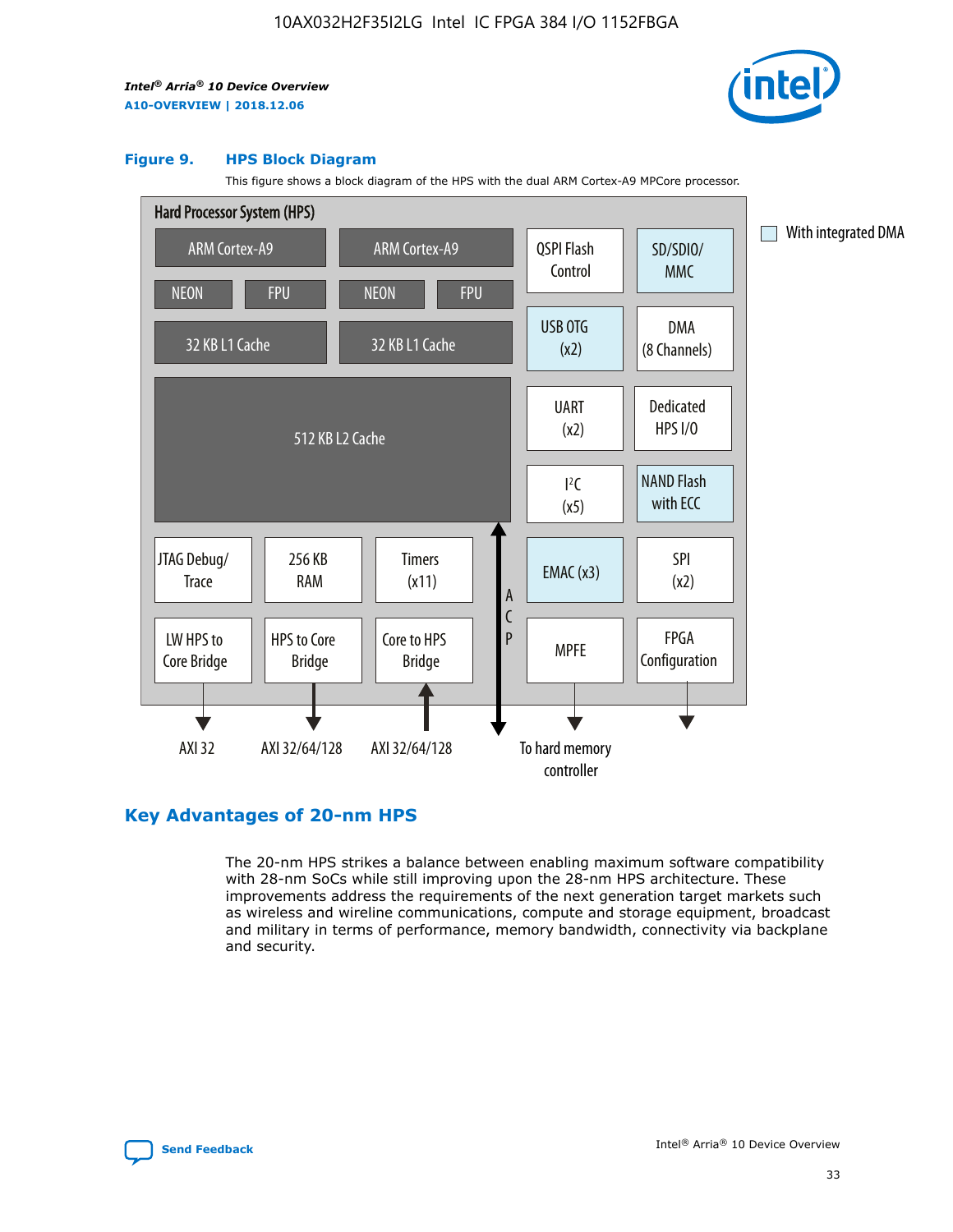### Figure 9. HPS Block Diagram

This figure shows a block diagram of the HPS with the dual ARM Cortex-A9 MPCore processor.

Hard Processor System (HPS)

ARM Cortex-A9 | ARM Cortex-A9 | QSPI Flash Control | SD/SDIO/MMC

NEON | FPU | NEON | FPU

32 KB L1 Cache | 32 KB L1 Cache | USB OTG (x2) | DMA (8 Channels)

512 KB L2 Cache | UART (x2) | Dedicated HPS I/O | I²C (x5) | NAND Flash with ECC

JTAG Debug/Trace | 256 KB RAM | Timers (x11) | ACP | EMAC (x3) | SPI (x2)

LW HPS to Core Bridge | HPS to Core Bridge | Core to HPS Bridge | MPFE | FPGA Configuration

AXI 32 | AXI 32/64/128 | AXI 32/64/128 | To hard memory controller

With integrated DMA

## Key Advantages of 20-nm HPS

The 20-nm HPS strikes a balance between enabling maximum software compatibility with 28-nm SoCs while still improving upon the 28-nm HPS architecture. These improvements address the requirements of the next generation target markets such as wireless and wireline communications, compute and storage equipment, broadcast and military in terms of performance, memory bandwidth, connectivity via backplane and security.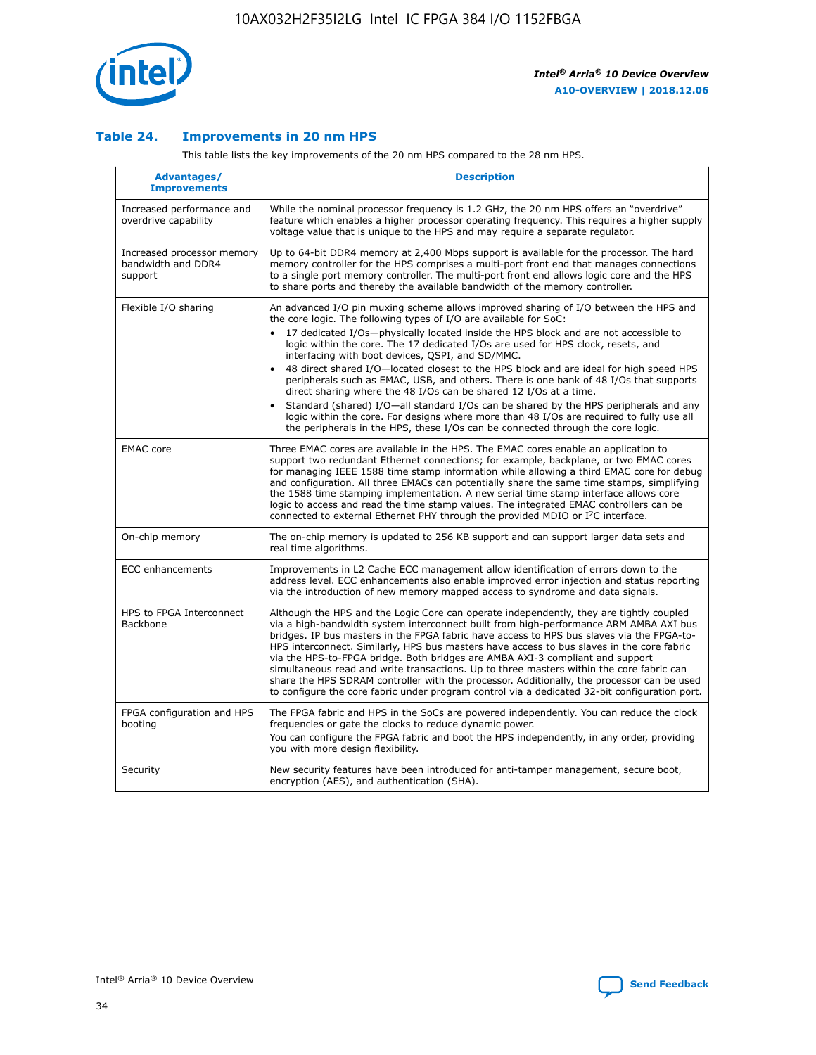## Table 24. Improvements in 20 nm HPS

This table lists the key improvements of the 20 nm HPS compared to the 28 nm HPS.

| Advantages/ Improvements | Description |
| --- | --- |
| Increased performance and overdrive capability | While the nominal processor frequency is 1.2 GHz, the 20 nm HPS offers an "overdrive" feature which enables a higher processor operating frequency. This requires a higher supply voltage value that is unique to the HPS and may require a separate regulator. |
| Increased processor memory bandwidth and DDR4 support | Up to 64-bit DDR4 memory at 2,400 Mbps support is available for the processor. The hard memory controller for the HPS comprises a multi-port front end that manages connections to a single port memory controller. The multi-port front end allows logic core and the HPS to share ports and thereby the available bandwidth of the memory controller. |
| Flexible I/O sharing | An advanced I/O pin muxing scheme allows improved sharing of I/O between the HPS and the core logic. The following types of I/O are available for SoC:<br>• 17 dedicated I/Os—physically located inside the HPS block and are not accessible to logic within the core. The 17 dedicated I/Os are used for HPS clock, resets, and interfacing with boot devices, QSPI, and SD/MMC.<br>• 48 direct shared I/O—located closest to the HPS block and are ideal for high speed HPS peripherals such as EMAC, USB, and others. There is one bank of 48 I/Os that supports direct sharing where the 48 I/Os can be shared 12 I/Os at a time.<br>• Standard (shared) I/O—all standard I/Os can be shared by the HPS peripherals and any logic within the core. For designs where more than 48 I/Os are required to fully use all the peripherals in the HPS, these I/Os can be connected through the core logic. |
| EMAC core | Three EMAC cores are available in the HPS. The EMAC cores enable an application to support two redundant Ethernet connections; for example, backplane, or two EMAC cores for managing IEEE 1588 time stamp information while allowing a third EMAC core for debug and configuration. All three EMACs can potentially share the same time stamps, simplifying the 1588 time stamping implementation. A new serial time stamp interface allows core logic to access and read the time stamp values. The integrated EMAC controllers can be connected to external Ethernet PHY through the provided MDIO or I²C interface. |
| On-chip memory | The on-chip memory is updated to 256 KB support and can support larger data sets and real time algorithms. |
| ECC enhancements | Improvements in L2 Cache ECC management allow identification of errors down to the address level. ECC enhancements also enable improved error injection and status reporting via the introduction of new memory mapped access to syndrome and data signals. |
| HPS to FPGA Interconnect Backbone | Although the HPS and the Logic Core can operate independently, they are tightly coupled via a high-bandwidth system interconnect built from high-performance ARM AMBA AXI bus bridges. IP bus masters in the FPGA fabric have access to HPS bus slaves via the FPGA-to-HPS interconnect. Similarly, HPS bus masters have access to bus slaves in the core fabric via the HPS-to-FPGA bridge. Both bridges are AMBA AXI-3 compliant and support simultaneous read and write transactions. Up to three masters within the core fabric can share the HPS SDRAM controller with the processor. Additionally, the processor can be used to configure the core fabric under program control via a dedicated 32-bit configuration port. |
| FPGA configuration and HPS booting | The FPGA fabric and HPS in the SoCs are powered independently. You can reduce the clock frequencies or gate the clocks to reduce dynamic power.<br>You can configure the FPGA fabric and boot the HPS independently, in any order, providing you with more design flexibility. |
| Security | New security features have been introduced for anti-tamper management, secure boot, encryption (AES), and authentication (SHA). |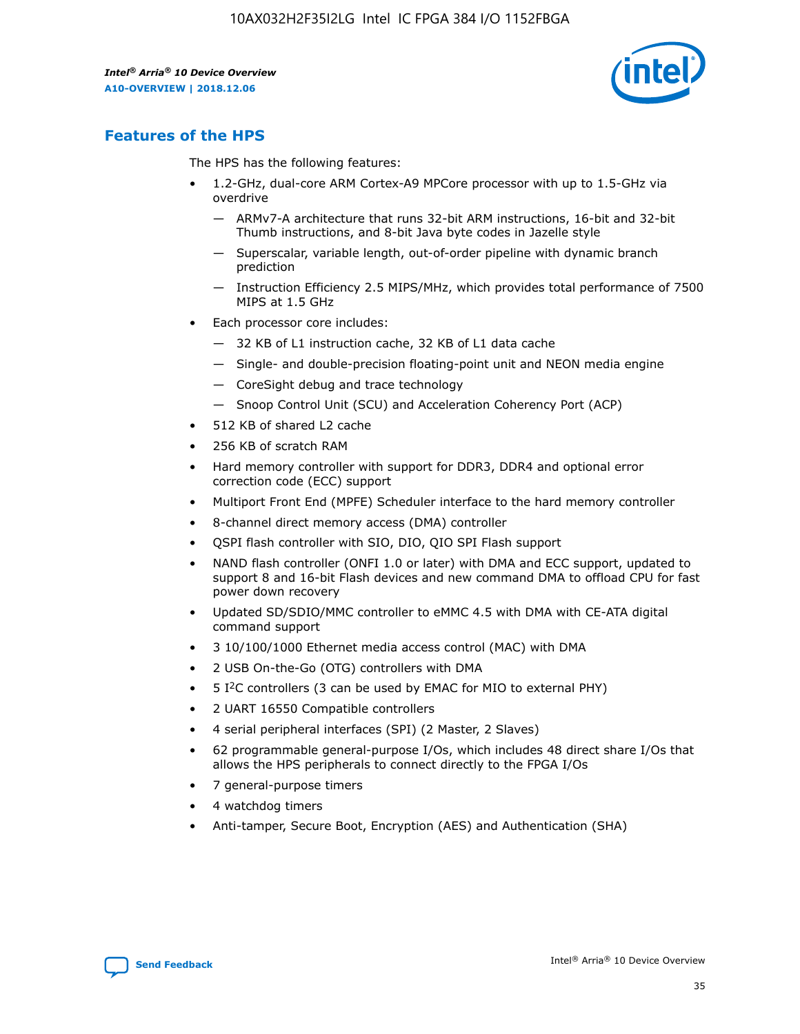## Features of the HPS

The HPS has the following features:

- 1.2-GHz, dual-core ARM Cortex-A9 MPCore processor with up to 1.5-GHz via overdrive
  - — ARMv7-A architecture that runs 32-bit ARM instructions, 16-bit and 32-bit Thumb instructions, and 8-bit Java byte codes in Jazelle style
  - — Superscalar, variable length, out-of-order pipeline with dynamic branch prediction
  - — Instruction Efficiency 2.5 MIPS/MHz, which provides total performance of 7500 MIPS at 1.5 GHz
- Each processor core includes:
  - — 32 KB of L1 instruction cache, 32 KB of L1 data cache
  - — Single- and double-precision floating-point unit and NEON media engine
  - — CoreSight debug and trace technology
  - — Snoop Control Unit (SCU) and Acceleration Coherency Port (ACP)
- 512 KB of shared L2 cache
- 256 KB of scratch RAM
- Hard memory controller with support for DDR3, DDR4 and optional error correction code (ECC) support
- Multiport Front End (MPFE) Scheduler interface to the hard memory controller
- 8-channel direct memory access (DMA) controller
- QSPI flash controller with SIO, DIO, QIO SPI Flash support
- NAND flash controller (ONFI 1.0 or later) with DMA and ECC support, updated to support 8 and 16-bit Flash devices and new command DMA to offload CPU for fast power down recovery
- Updated SD/SDIO/MMC controller to eMMC 4.5 with DMA with CE-ATA digital command support
- 3 10/100/1000 Ethernet media access control (MAC) with DMA
- 2 USB On-the-Go (OTG) controllers with DMA
- 5 I²C controllers (3 can be used by EMAC for MIO to external PHY)
- 2 UART 16550 Compatible controllers
- 4 serial peripheral interfaces (SPI) (2 Master, 2 Slaves)
- 62 programmable general-purpose I/Os, which includes 48 direct share I/Os that allows the HPS peripherals to connect directly to the FPGA I/Os
- 7 general-purpose timers
- 4 watchdog timers
- Anti-tamper, Secure Boot, Encryption (AES) and Authentication (SHA)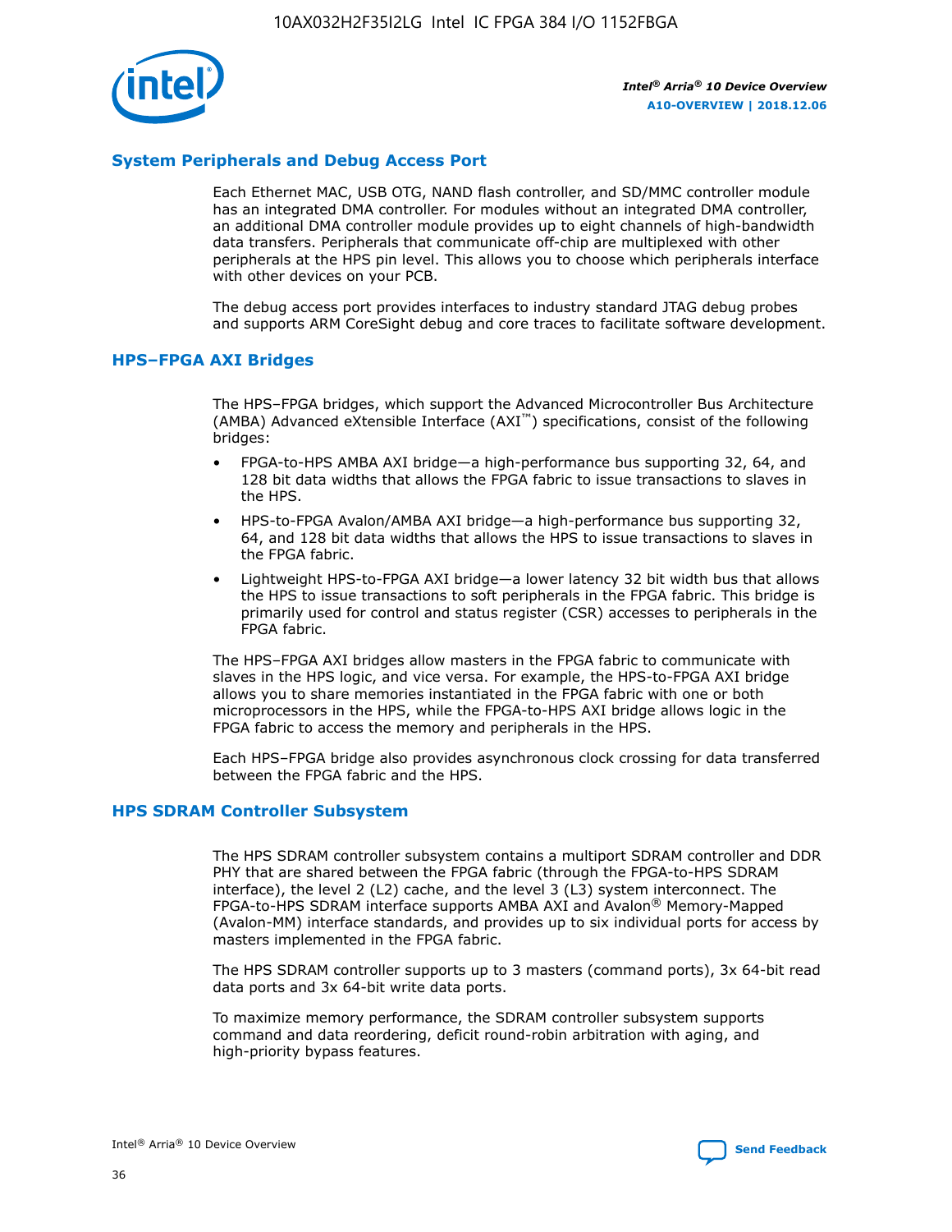## System Peripherals and Debug Access Port

Each Ethernet MAC, USB OTG, NAND flash controller, and SD/MMC controller module has an integrated DMA controller. For modules without an integrated DMA controller, an additional DMA controller module provides up to eight channels of high-bandwidth data transfers. Peripherals that communicate off-chip are multiplexed with other peripherals at the HPS pin level. This allows you to choose which peripherals interface with other devices on your PCB.

The debug access port provides interfaces to industry standard JTAG debug probes and supports ARM CoreSight debug and core traces to facilitate software development.

## HPS–FPGA AXI Bridges

The HPS–FPGA bridges, which support the Advanced Microcontroller Bus Architecture (AMBA) Advanced eXtensible Interface (AXI™) specifications, consist of the following bridges:

- FPGA-to-HPS AMBA AXI bridge—a high-performance bus supporting 32, 64, and 128 bit data widths that allows the FPGA fabric to issue transactions to slaves in the HPS.
- HPS-to-FPGA Avalon/AMBA AXI bridge—a high-performance bus supporting 32, 64, and 128 bit data widths that allows the HPS to issue transactions to slaves in the FPGA fabric.
- Lightweight HPS-to-FPGA AXI bridge—a lower latency 32 bit width bus that allows the HPS to issue transactions to soft peripherals in the FPGA fabric. This bridge is primarily used for control and status register (CSR) accesses to peripherals in the FPGA fabric.

The HPS–FPGA AXI bridges allow masters in the FPGA fabric to communicate with slaves in the HPS logic, and vice versa. For example, the HPS-to-FPGA AXI bridge allows you to share memories instantiated in the FPGA fabric with one or both microprocessors in the HPS, while the FPGA-to-HPS AXI bridge allows logic in the FPGA fabric to access the memory and peripherals in the HPS.

Each HPS–FPGA bridge also provides asynchronous clock crossing for data transferred between the FPGA fabric and the HPS.

## HPS SDRAM Controller Subsystem

The HPS SDRAM controller subsystem contains a multiport SDRAM controller and DDR PHY that are shared between the FPGA fabric (through the FPGA-to-HPS SDRAM interface), the level 2 (L2) cache, and the level 3 (L3) system interconnect. The FPGA-to-HPS SDRAM interface supports AMBA AXI and Avalon® Memory-Mapped (Avalon-MM) interface standards, and provides up to six individual ports for access by masters implemented in the FPGA fabric.

The HPS SDRAM controller supports up to 3 masters (command ports), 3x 64-bit read data ports and 3x 64-bit write data ports.

To maximize memory performance, the SDRAM controller subsystem supports command and data reordering, deficit round-robin arbitration with aging, and high-priority bypass features.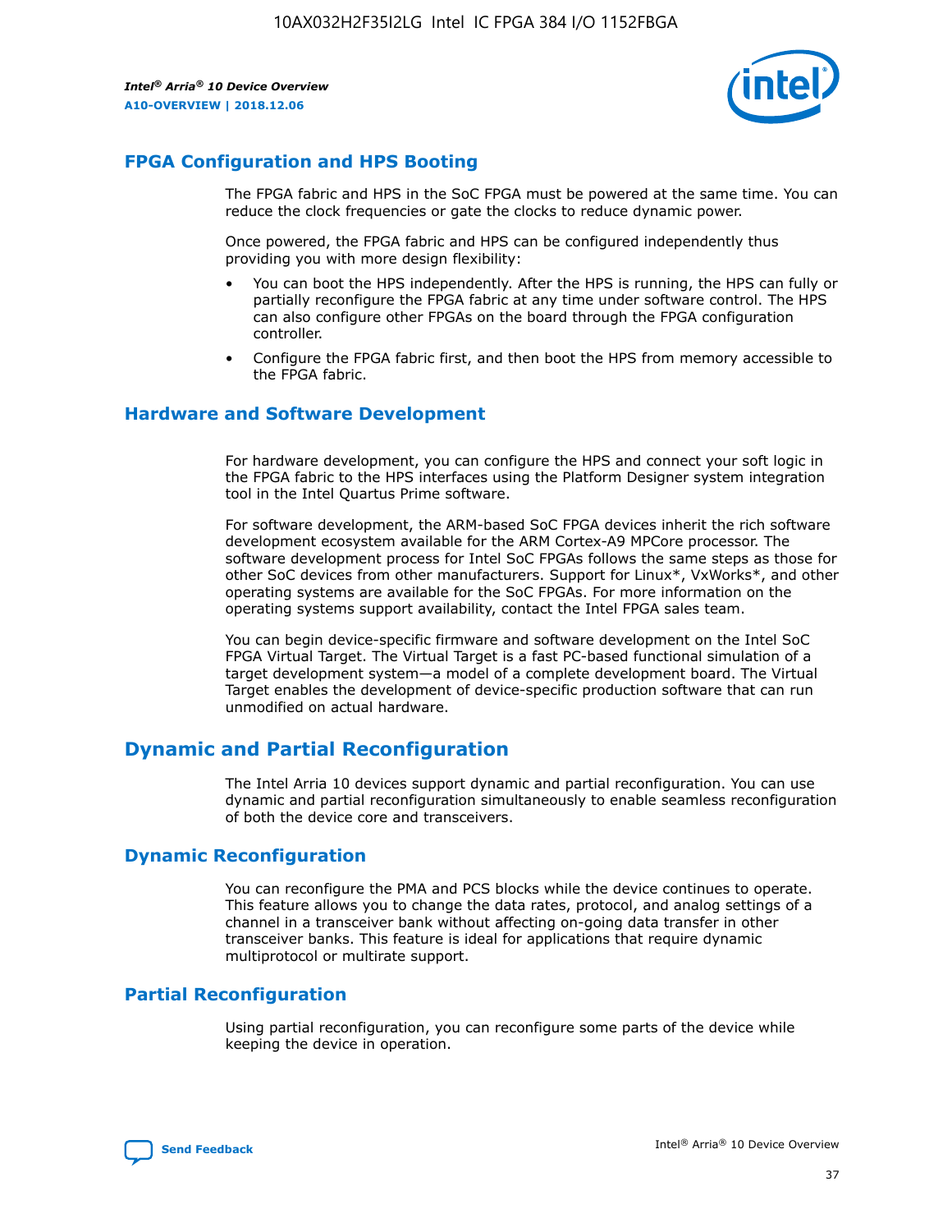## FPGA Configuration and HPS Booting

The FPGA fabric and HPS in the SoC FPGA must be powered at the same time. You can reduce the clock frequencies or gate the clocks to reduce dynamic power.

Once powered, the FPGA fabric and HPS can be configured independently thus providing you with more design flexibility:

- You can boot the HPS independently. After the HPS is running, the HPS can fully or partially reconfigure the FPGA fabric at any time under software control. The HPS can also configure other FPGAs on the board through the FPGA configuration controller.
- Configure the FPGA fabric first, and then boot the HPS from memory accessible to the FPGA fabric.

## Hardware and Software Development

For hardware development, you can configure the HPS and connect your soft logic in the FPGA fabric to the HPS interfaces using the Platform Designer system integration tool in the Intel Quartus Prime software.

For software development, the ARM-based SoC FPGA devices inherit the rich software development ecosystem available for the ARM Cortex-A9 MPCore processor. The software development process for Intel SoC FPGAs follows the same steps as those for other SoC devices from other manufacturers. Support for Linux*, VxWorks*, and other operating systems are available for the SoC FPGAs. For more information on the operating systems support availability, contact the Intel FPGA sales team.

You can begin device-specific firmware and software development on the Intel SoC FPGA Virtual Target. The Virtual Target is a fast PC-based functional simulation of a target development system—a model of a complete development board. The Virtual Target enables the development of device-specific production software that can run unmodified on actual hardware.

# Dynamic and Partial Reconfiguration

The Intel Arria 10 devices support dynamic and partial reconfiguration. You can use dynamic and partial reconfiguration simultaneously to enable seamless reconfiguration of both the device core and transceivers.

## Dynamic Reconfiguration

You can reconfigure the PMA and PCS blocks while the device continues to operate. This feature allows you to change the data rates, protocol, and analog settings of a channel in a transceiver bank without affecting on-going data transfer in other transceiver banks. This feature is ideal for applications that require dynamic multiprotocol or multirate support.

## Partial Reconfiguration

Using partial reconfiguration, you can reconfigure some parts of the device while keeping the device in operation.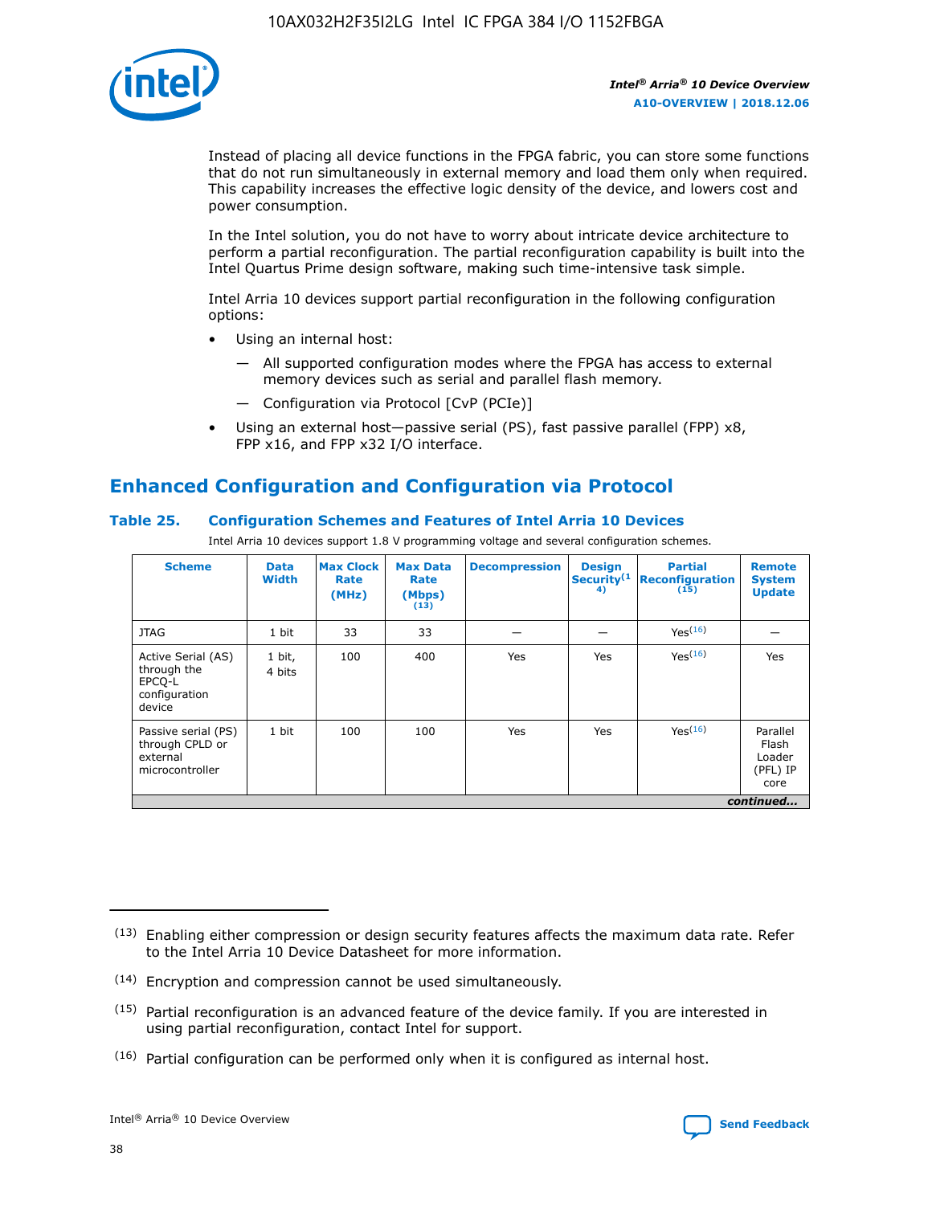Instead of placing all device functions in the FPGA fabric, you can store some functions that do not run simultaneously in external memory and load them only when required. This capability increases the effective logic density of the device, and lowers cost and power consumption.

In the Intel solution, you do not have to worry about intricate device architecture to perform a partial reconfiguration. The partial reconfiguration capability is built into the Intel Quartus Prime design software, making such time-intensive task simple.

Intel Arria 10 devices support partial reconfiguration in the following configuration options:

- Using an internal host:
  — All supported configuration modes where the FPGA has access to external memory devices such as serial and parallel flash memory.
  — Configuration via Protocol [CvP (PCIe)]
- Using an external host—passive serial (PS), fast passive parallel (FPP) x8, FPP x16, and FPP x32 I/O interface.

## Enhanced Configuration and Configuration via Protocol

**Table 25. Configuration Schemes and Features of Intel Arria 10 Devices**

Intel Arria 10 devices support 1.8 V programming voltage and several configuration schemes.

| Scheme | Data Width | Max Clock Rate (MHz) | Max Data Rate (Mbps) (13) | Decompression | Design Security(14) | Partial Reconfiguration (15) | Remote System Update |
|---|---|---|---|---|---|---|---|
| JTAG | 1 bit | 33 | 33 | — | — | Yes(16) | — |
| Active Serial (AS) through the EPCQ-L configuration device | 1 bit, 4 bits | 100 | 400 | Yes | Yes | Yes(16) | Yes |
| Passive serial (PS) through CPLD or external microcontroller | 1 bit | 100 | 100 | Yes | Yes | Yes(16) | Parallel Flash Loader (PFL) IP core |

*continued...*

(13) Enabling either compression or design security features affects the maximum data rate. Refer to the Intel Arria 10 Device Datasheet for more information.

(14) Encryption and compression cannot be used simultaneously.

(15) Partial reconfiguration is an advanced feature of the device family. If you are interested in using partial reconfiguration, contact Intel for support.

(16) Partial configuration can be performed only when it is configured as internal host.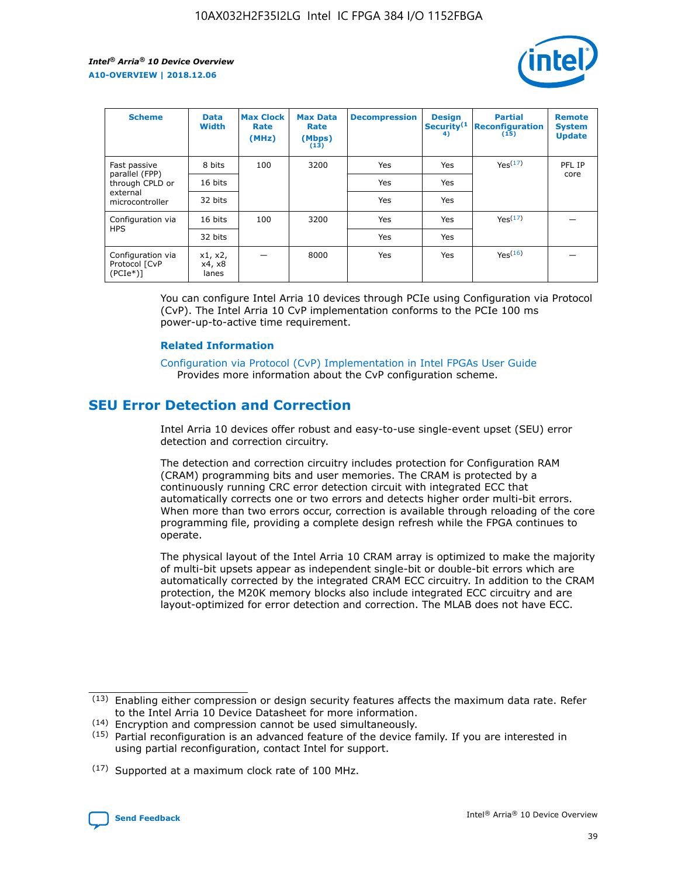| Scheme | Data Width | Max Clock Rate (MHz) | Max Data Rate (Mbps) (13) | Decompression | Design Security(14) | Partial Reconfiguration (15) | Remote System Update |
| --- | --- | --- | --- | --- | --- | --- | --- |
| Fast passive parallel (FPP) through CPLD or external microcontroller | 8 bits | 100 | 3200 | Yes | Yes | Yes(17) | PFL IP core |
| | 16 bits | | | Yes | Yes | | |
| | 32 bits | | | Yes | Yes | | |
| Configuration via HPS | 16 bits | 100 | 3200 | Yes | Yes | Yes(17) | — |
| | 32 bits | | | Yes | Yes | | |
| Configuration via Protocol [CvP (PCIe*)] | x1, x2, x4, x8 lanes | — | 8000 | Yes | Yes | Yes(16) | — |

You can configure Intel Arria 10 devices through PCIe using Configuration via Protocol (CvP). The Intel Arria 10 CvP implementation conforms to the PCIe 100 ms power-up-to-active time requirement.

### Related Information

Configuration via Protocol (CvP) Implementation in Intel FPGAs User Guide
Provides more information about the CvP configuration scheme.

## SEU Error Detection and Correction

Intel Arria 10 devices offer robust and easy-to-use single-event upset (SEU) error detection and correction circuitry.

The detection and correction circuitry includes protection for Configuration RAM (CRAM) programming bits and user memories. The CRAM is protected by a continuously running CRC error detection circuit with integrated ECC that automatically corrects one or two errors and detects higher order multi-bit errors. When more than two errors occur, correction is available through reloading of the core programming file, providing a complete design refresh while the FPGA continues to operate.

The physical layout of the Intel Arria 10 CRAM array is optimized to make the majority of multi-bit upsets appear as independent single-bit or double-bit errors which are automatically corrected by the integrated CRAM ECC circuitry. In addition to the CRAM protection, the M20K memory blocks also include integrated ECC circuitry and are layout-optimized for error detection and correction. The MLAB does not have ECC.

(13) Enabling either compression or design security features affects the maximum data rate. Refer to the Intel Arria 10 Device Datasheet for more information.

(14) Encryption and compression cannot be used simultaneously.

(15) Partial reconfiguration is an advanced feature of the device family. If you are interested in using partial reconfiguration, contact Intel for support.

(17) Supported at a maximum clock rate of 100 MHz.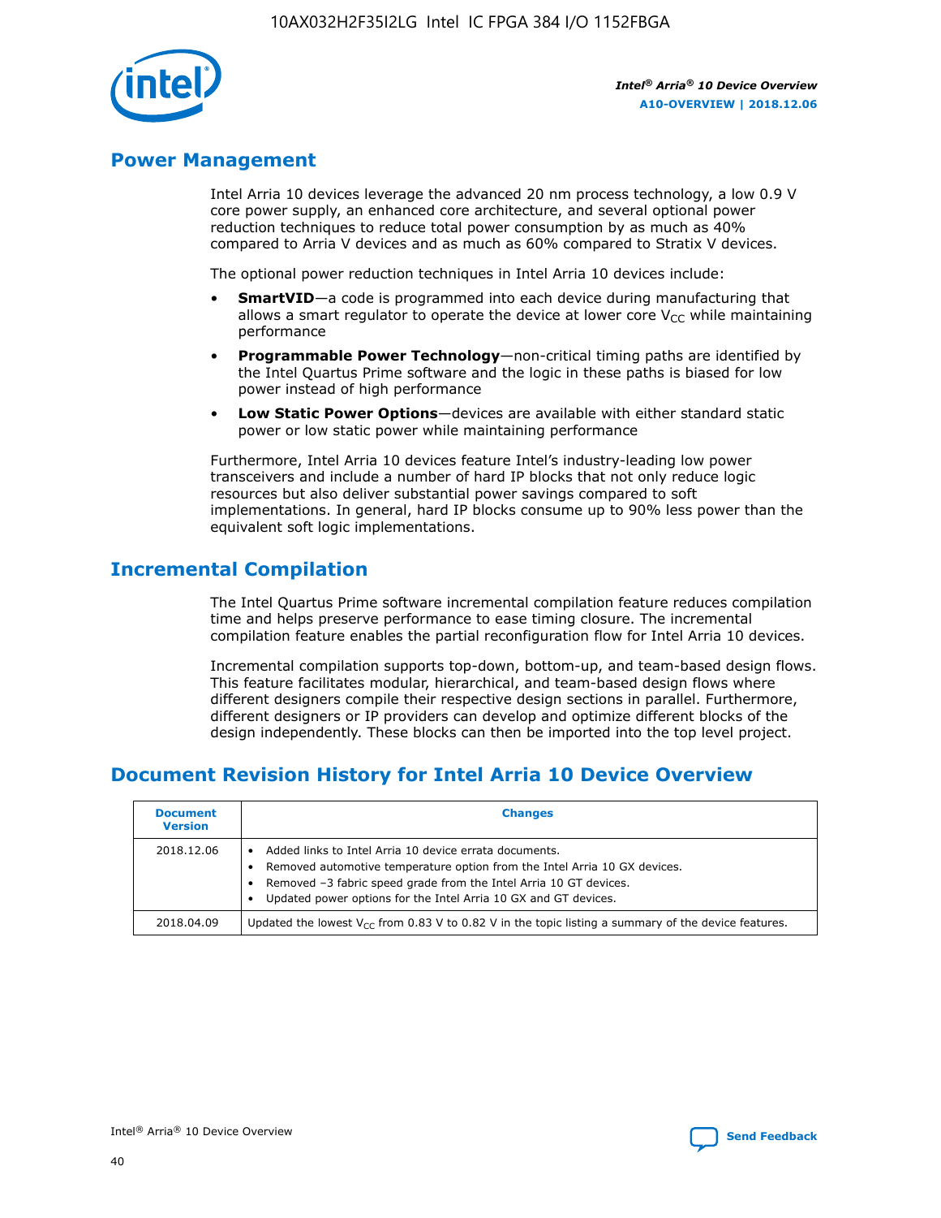## Power Management

Intel Arria 10 devices leverage the advanced 20 nm process technology, a low 0.9 V core power supply, an enhanced core architecture, and several optional power reduction techniques to reduce total power consumption by as much as 40% compared to Arria V devices and as much as 60% compared to Stratix V devices.

The optional power reduction techniques in Intel Arria 10 devices include:

- **SmartVID**—a code is programmed into each device during manufacturing that allows a smart regulator to operate the device at lower core $V_{CC}$ while maintaining performance
- **Programmable Power Technology**—non-critical timing paths are identified by the Intel Quartus Prime software and the logic in these paths is biased for low power instead of high performance
- **Low Static Power Options**—devices are available with either standard static power or low static power while maintaining performance

Furthermore, Intel Arria 10 devices feature Intel's industry-leading low power transceivers and include a number of hard IP blocks that not only reduce logic resources but also deliver substantial power savings compared to soft implementations. In general, hard IP blocks consume up to 90% less power than the equivalent soft logic implementations.

## Incremental Compilation

The Intel Quartus Prime software incremental compilation feature reduces compilation time and helps preserve performance to ease timing closure. The incremental compilation feature enables the partial reconfiguration flow for Intel Arria 10 devices.

Incremental compilation supports top-down, bottom-up, and team-based design flows. This feature facilitates modular, hierarchical, and team-based design flows where different designers compile their respective design sections in parallel. Furthermore, different designers or IP providers can develop and optimize different blocks of the design independently. These blocks can then be imported into the top level project.

## Document Revision History for Intel Arria 10 Device Overview

| Document Version | Changes |
| --- | --- |
| 2018.12.06 | • Added links to Intel Arria 10 device errata documents.<br>• Removed automotive temperature option from the Intel Arria 10 GX devices.<br>• Removed –3 fabric speed grade from the Intel Arria 10 GT devices.<br>• Updated power options for the Intel Arria 10 GX and GT devices. |
| 2018.04.09 | Updated the lowest $V_{CC}$ from 0.83 V to 0.82 V in the topic listing a summary of the device features. |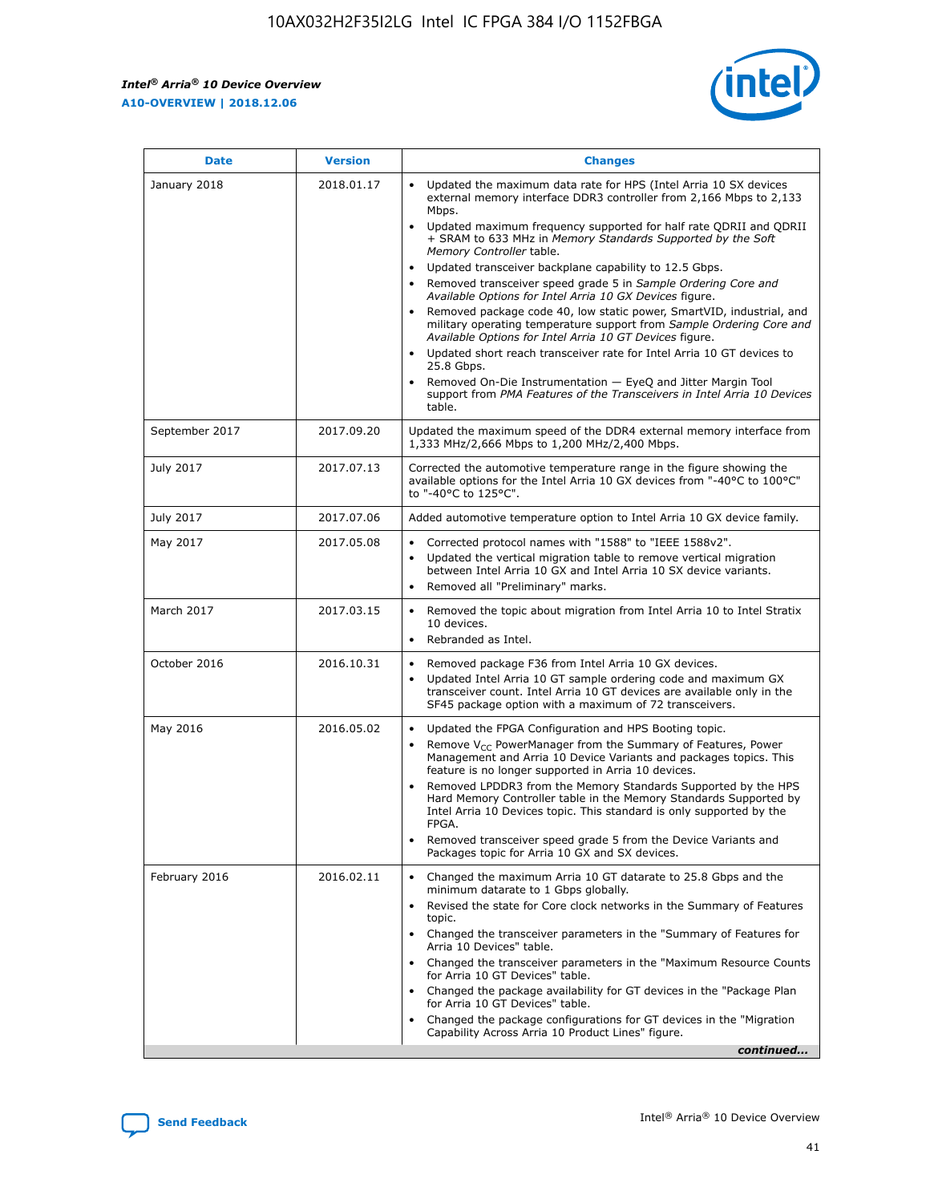| Date | Version | Changes |
| --- | --- | --- |
| January 2018 | 2018.01.17 | • Updated the maximum data rate for HPS (Intel Arria 10 SX devices external memory interface DDR3 controller from 2,166 Mbps to 2,133 Mbps.<br>• Updated maximum frequency supported for half rate QDRII and QDRII + SRAM to 633 MHz in *Memory Standards Supported by the Soft Memory Controller* table.<br>• Updated transceiver backplane capability to 12.5 Gbps.<br>• Removed transceiver speed grade 5 in *Sample Ordering Core and Available Options for Intel Arria 10 GX Devices* figure.<br>• Removed package code 40, low static power, SmartVID, industrial, and military operating temperature support from *Sample Ordering Core and Available Options for Intel Arria 10 GT Devices* figure.<br>• Updated short reach transceiver rate for Intel Arria 10 GT devices to 25.8 Gbps.<br>• Removed On-Die Instrumentation — EyeQ and Jitter Margin Tool support from *PMA Features of the Transceivers in Intel Arria 10 Devices* table. |
| September 2017 | 2017.09.20 | Updated the maximum speed of the DDR4 external memory interface from 1,333 MHz/2,666 Mbps to 1,200 MHz/2,400 Mbps. |
| July 2017 | 2017.07.13 | Corrected the automotive temperature range in the figure showing the available options for the Intel Arria 10 GX devices from "-40°C to 100°C" to "-40°C to 125°C". |
| July 2017 | 2017.07.06 | Added automotive temperature option to Intel Arria 10 GX device family. |
| May 2017 | 2017.05.08 | • Corrected protocol names with "1588" to "IEEE 1588v2".<br>• Updated the vertical migration table to remove vertical migration between Intel Arria 10 GX and Intel Arria 10 SX device variants.<br>• Removed all "Preliminary" marks. |
| March 2017 | 2017.03.15 | • Removed the topic about migration from Intel Arria 10 to Intel Stratix 10 devices.<br>• Rebranded as Intel. |
| October 2016 | 2016.10.31 | • Removed package F36 from Intel Arria 10 GX devices.<br>• Updated Intel Arria 10 GT sample ordering code and maximum GX transceiver count. Intel Arria 10 GT devices are available only in the SF45 package option with a maximum of 72 transceivers. |
| May 2016 | 2016.05.02 | • Updated the FPGA Configuration and HPS Booting topic.<br>• Remove $V_{CC}$ PowerManager from the Summary of Features, Power Management and Arria 10 Device Variants and packages topics. This feature is no longer supported in Arria 10 devices.<br>• Removed LPDDR3 from the Memory Standards Supported by the HPS Hard Memory Controller table in the Memory Standards Supported by Intel Arria 10 Devices topic. This standard is only supported by the FPGA.<br>• Removed transceiver speed grade 5 from the Device Variants and Packages topic for Arria 10 GX and SX devices. |
| February 2016 | 2016.02.11 | • Changed the maximum Arria 10 GT datarate to 25.8 Gbps and the minimum datarate to 1 Gbps globally.<br>• Revised the state for Core clock networks in the Summary of Features topic.<br>• Changed the transceiver parameters in the "Summary of Features for Arria 10 Devices" table.<br>• Changed the transceiver parameters in the "Maximum Resource Counts for Arria 10 GT Devices" table.<br>• Changed the package availability for GT devices in the "Package Plan for Arria 10 GT Devices" table.<br>• Changed the package configurations for GT devices in the "Migration Capability Across Arria 10 Product Lines" figure. |

*continued...*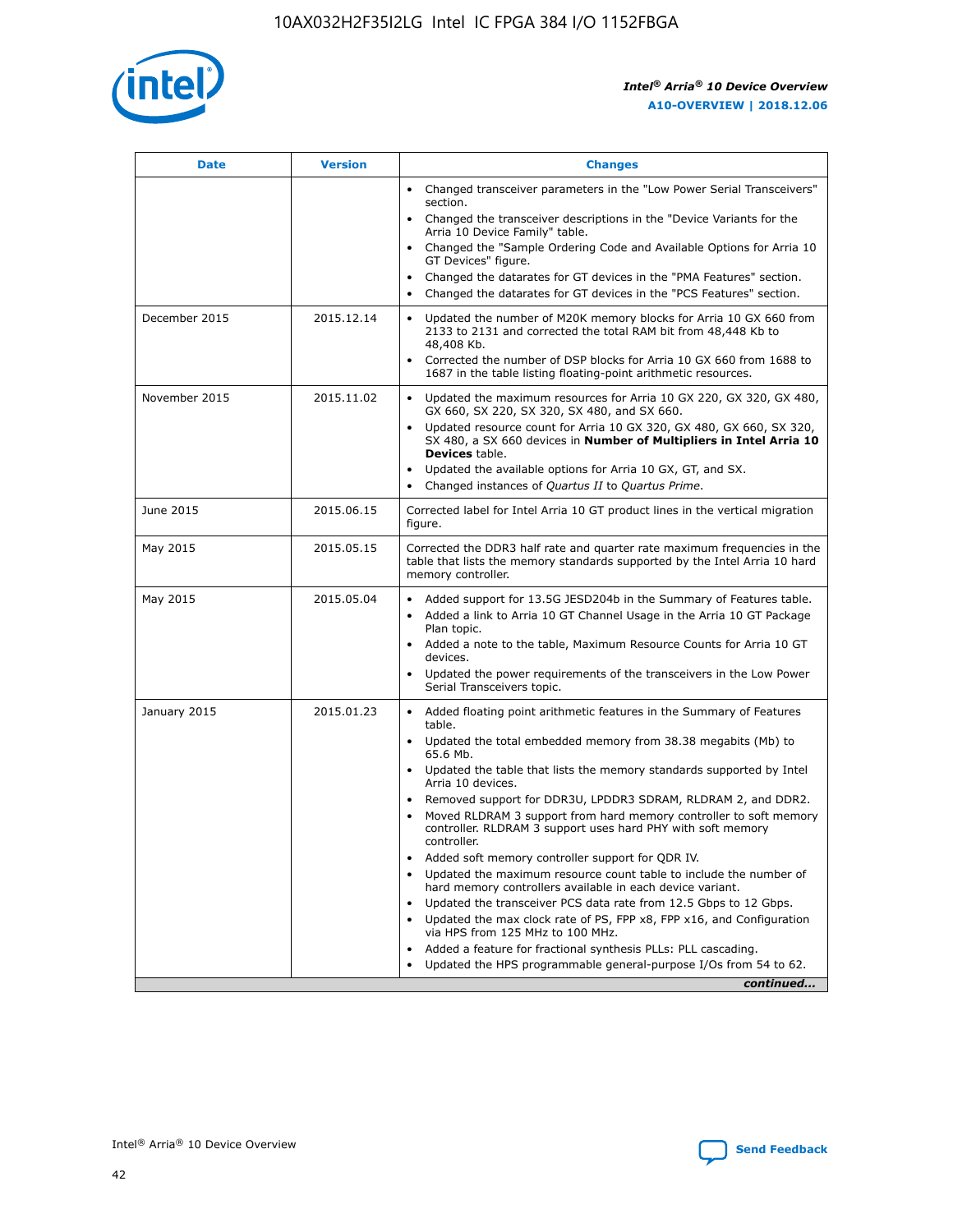| Date | Version | Changes |
| --- | --- | --- |
| | | • Changed transceiver parameters in the "Low Power Serial Transceivers" section.<br>• Changed the transceiver descriptions in the "Device Variants for the Arria 10 Device Family" table.<br>• Changed the "Sample Ordering Code and Available Options for Arria 10 GT Devices" figure.<br>• Changed the datarates for GT devices in the "PMA Features" section.<br>• Changed the datarates for GT devices in the "PCS Features" section. |
| December 2015 | 2015.12.14 | • Updated the number of M20K memory blocks for Arria 10 GX 660 from 2133 to 2131 and corrected the total RAM bit from 48,448 Kb to 48,408 Kb.<br>• Corrected the number of DSP blocks for Arria 10 GX 660 from 1688 to 1687 in the table listing floating-point arithmetic resources. |
| November 2015 | 2015.11.02 | • Updated the maximum resources for Arria 10 GX 220, GX 320, GX 480, GX 660, SX 220, SX 320, SX 480, and SX 660.<br>• Updated resource count for Arria 10 GX 320, GX 480, GX 660, SX 320, SX 480, a SX 660 devices in **Number of Multipliers in Intel Arria 10 Devices** table.<br>• Updated the available options for Arria 10 GX, GT, and SX.<br>• Changed instances of *Quartus II* to *Quartus Prime*. |
| June 2015 | 2015.06.15 | Corrected label for Intel Arria 10 GT product lines in the vertical migration figure. |
| May 2015 | 2015.05.15 | Corrected the DDR3 half rate and quarter rate maximum frequencies in the table that lists the memory standards supported by the Intel Arria 10 hard memory controller. |
| May 2015 | 2015.05.04 | • Added support for 13.5G JESD204b in the Summary of Features table.<br>• Added a link to Arria 10 GT Channel Usage in the Arria 10 GT Package Plan topic.<br>• Added a note to the table, Maximum Resource Counts for Arria 10 GT devices.<br>• Updated the power requirements of the transceivers in the Low Power Serial Transceivers topic. |
| January 2015 | 2015.01.23 | • Added floating point arithmetic features in the Summary of Features table.<br>• Updated the total embedded memory from 38.38 megabits (Mb) to 65.6 Mb.<br>• Updated the table that lists the memory standards supported by Intel Arria 10 devices.<br>• Removed support for DDR3U, LPDDR3 SDRAM, RLDRAM 2, and DDR2.<br>• Moved RLDRAM 3 support from hard memory controller to soft memory controller. RLDRAM 3 support uses hard PHY with soft memory controller.<br>• Added soft memory controller support for QDR IV.<br>• Updated the maximum resource count table to include the number of hard memory controllers available in each device variant.<br>• Updated the transceiver PCS data rate from 12.5 Gbps to 12 Gbps.<br>• Updated the max clock rate of PS, FPP x8, FPP x16, and Configuration via HPS from 125 MHz to 100 MHz.<br>• Added a feature for fractional synthesis PLLs: PLL cascading.<br>• Updated the HPS programmable general-purpose I/Os from 54 to 62. |

*continued...*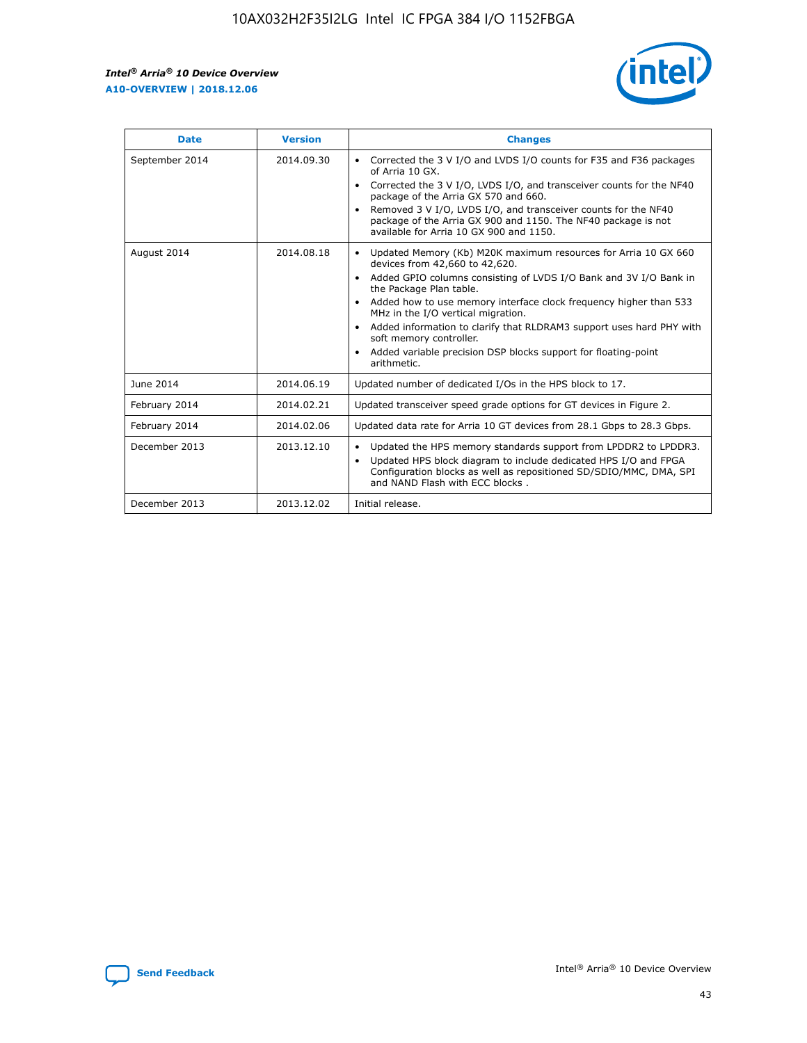| Date | Version | Changes |
|---|---|---|
| September 2014 | 2014.09.30 | • Corrected the 3 V I/O and LVDS I/O counts for F35 and F36 packages of Arria 10 GX.<br>• Corrected the 3 V I/O, LVDS I/O, and transceiver counts for the NF40 package of the Arria GX 570 and 660.<br>• Removed 3 V I/O, LVDS I/O, and transceiver counts for the NF40 package of the Arria GX 900 and 1150. The NF40 package is not available for Arria 10 GX 900 and 1150. |
| August 2014 | 2014.08.18 | • Updated Memory (Kb) M20K maximum resources for Arria 10 GX 660 devices from 42,660 to 42,620.<br>• Added GPIO columns consisting of LVDS I/O Bank and 3V I/O Bank in the Package Plan table.<br>• Added how to use memory interface clock frequency higher than 533 MHz in the I/O vertical migration.<br>• Added information to clarify that RLDRAM3 support uses hard PHY with soft memory controller.<br>• Added variable precision DSP blocks support for floating-point arithmetic. |
| June 2014 | 2014.06.19 | Updated number of dedicated I/Os in the HPS block to 17. |
| February 2014 | 2014.02.21 | Updated transceiver speed grade options for GT devices in Figure 2. |
| February 2014 | 2014.02.06 | Updated data rate for Arria 10 GT devices from 28.1 Gbps to 28.3 Gbps. |
| December 2013 | 2013.12.10 | • Updated the HPS memory standards support from LPDDR2 to LPDDR3.<br>• Updated HPS block diagram to include dedicated HPS I/O and FPGA Configuration blocks as well as repositioned SD/SDIO/MMC, DMA, SPI and NAND Flash with ECC blocks . |
| December 2013 | 2013.12.02 | Initial release. |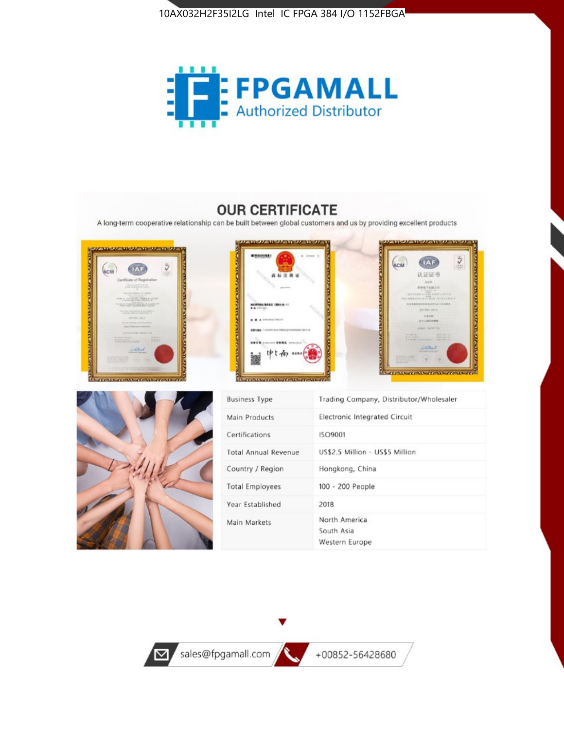FPGAMALL

Authorized Distributor

## OUR CERTIFICATE

A long-term cooperative relationship can be built between global customers and us by providing excellent products

| | |
|---|---|
| Business Type | Trading Company, Distributor/Wholesaler |
| Main Products | Electronic Integrated Circuit |
| Certifications | ISO9001 |
| Total Annual Revenue | US$2.5 Million - US$5 Million |
| Country / Region | Hongkong, China |
| Total Employees | 100 - 200 People |
| Year Established | 2018 |
| Main Markets | North America<br>South Asia<br>Western Europe |

sales@fpgamall.com

+00852-56428680